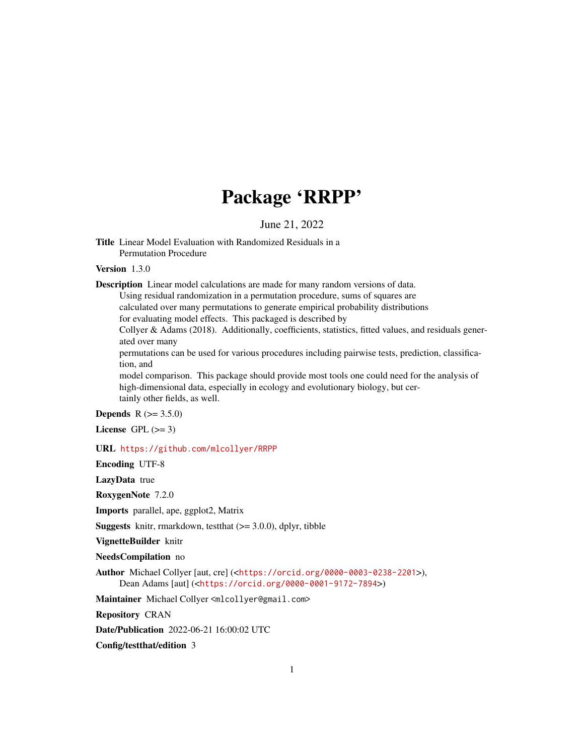# Package 'RRPP'

June 21, 2022

**Title** Linear Model Evaluation with Randomized Residuals in a Permutation Procedure

**Version** 1.3.0

**Description** Linear model calculations are made for many random versions of data. Using residual randomization in a permutation procedure, sums of squares are calculated over many permutations to generate empirical probability distributions for evaluating model effects. This packaged is described by Collyer & Adams (2018). Additionally, coefficients, statistics, fitted values, and residuals generated over many permutations can be used for various procedures including pairwise tests, prediction, classification, and model comparison. This package should provide most tools one could need for the analysis of high-dimensional data, especially in ecology and evolutionary biology, but certainly other fields, as well.

**Depends** R (>= 3.5.0)

**License** GPL (>= 3)

**URL** https://github.com/mlcollyer/RRPP

**Encoding** UTF-8

**LazyData** true

**RoxygenNote** 7.2.0

**Imports** parallel, ape, ggplot2, Matrix

**Suggests** knitr, rmarkdown, testthat (>= 3.0.0), dplyr, tibble

**VignetteBuilder** knitr

**NeedsCompilation** no

**Author** Michael Collyer [aut, cre] (<https://orcid.org/0000-0003-0238-2201>), Dean Adams [aut] (<https://orcid.org/0000-0001-9172-7894>)

**Maintainer** Michael Collyer <mlcollyer@gmail.com>

**Repository** CRAN

**Date/Publication** 2022-06-21 16:00:02 UTC

**Config/testthat/edition** 3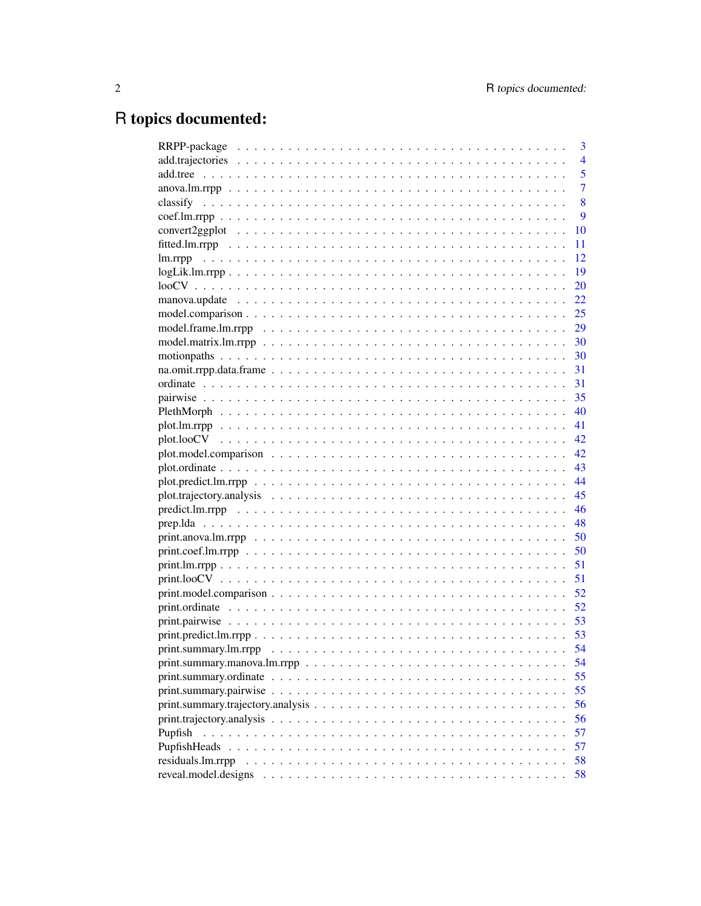# R topics documented:

| | |
|---|---|
| RRPP-package | 3 |
| add.trajectories | 4 |
| add.tree | 5 |
| anova.lm.rrpp | 7 |
| classify | 8 |
| coef.lm.rrpp | 9 |
| convert2ggplot | 10 |
| fitted.lm.rrpp | 11 |
| lm.rrpp | 12 |
| logLik.lm.rrpp | 19 |
| looCV | 20 |
| manova.update | 22 |
| model.comparison | 25 |
| model.frame.lm.rrpp | 29 |
| model.matrix.lm.rrpp | 30 |
| motionpaths | 30 |
| na.omit.rrpp.data.frame | 31 |
| ordinate | 31 |
| pairwise | 35 |
| PlethMorph | 40 |
| plot.lm.rrpp | 41 |
| plot.looCV | 42 |
| plot.model.comparison | 42 |
| plot.ordinate | 43 |
| plot.predict.lm.rrpp | 44 |
| plot.trajectory.analysis | 45 |
| predict.lm.rrpp | 46 |
| prep.lda | 48 |
| print.anova.lm.rrpp | 50 |
| print.coef.lm.rrpp | 50 |
| print.lm.rrpp | 51 |
| print.looCV | 51 |
| print.model.comparison | 52 |
| print.ordinate | 52 |
| print.pairwise | 53 |
| print.predict.lm.rrpp | 53 |
| print.summary.lm.rrpp | 54 |
| print.summary.manova.lm.rrpp | 54 |
| print.summary.ordinate | 55 |
| print.summary.pairwise | 55 |
| print.summary.trajectory.analysis | 56 |
| print.trajectory.analysis | 56 |
| Pupfish | 57 |
| PupfishHeads | 57 |
| residuals.lm.rrpp | 58 |
| reveal.model.designs | 58 |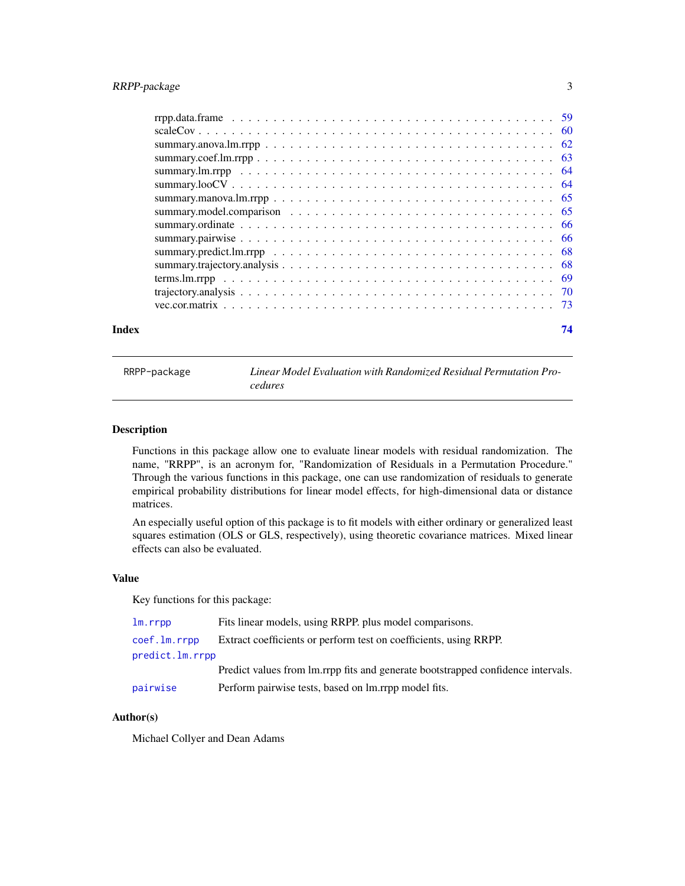| | |
|---|---|
| rrpp.data.frame | 59 |
| scaleCov | 60 |
| summary.anova.lm.rrpp | 62 |
| summary.coef.lm.rrpp | 63 |
| summary.lm.rrpp | 64 |
| summary.looCV | 64 |
| summary.manova.lm.rrpp | 65 |
| summary.model.comparison | 65 |
| summary.ordinate | 66 |
| summary.pairwise | 66 |
| summary.predict.lm.rrpp | 68 |
| summary.trajectory.analysis | 68 |
| terms.lm.rrpp | 69 |
| trajectory.analysis | 70 |
| vec.cor.matrix | 73 |

**Index** **74**

---

RRPP-package &nbsp;&nbsp;&nbsp; *Linear Model Evaluation with Randomized Residual Permutation Procedures*

---

## Description

Functions in this package allow one to evaluate linear models with residual randomization. The name, "RRPP", is an acronym for, "Randomization of Residuals in a Permutation Procedure." Through the various functions in this package, one can use randomization of residuals to generate empirical probability distributions for linear model effects, for high-dimensional data or distance matrices.

An especially useful option of this package is to fit models with either ordinary or generalized least squares estimation (OLS or GLS, respectively), using theoretic covariance matrices. Mixed linear effects can also be evaluated.

## Value

Key functions for this package:

| | |
|---|---|
| `lm.rrpp` | Fits linear models, using RRPP. plus model comparisons. |
| `coef.lm.rrpp` | Extract coefficients or perform test on coefficients, using RRPP. |
| `predict.lm.rrpp` | Predict values from lm.rrpp fits and generate bootstrapped confidence intervals. |
| `pairwise` | Perform pairwise tests, based on lm.rrpp model fits. |

## Author(s)

Michael Collyer and Dean Adams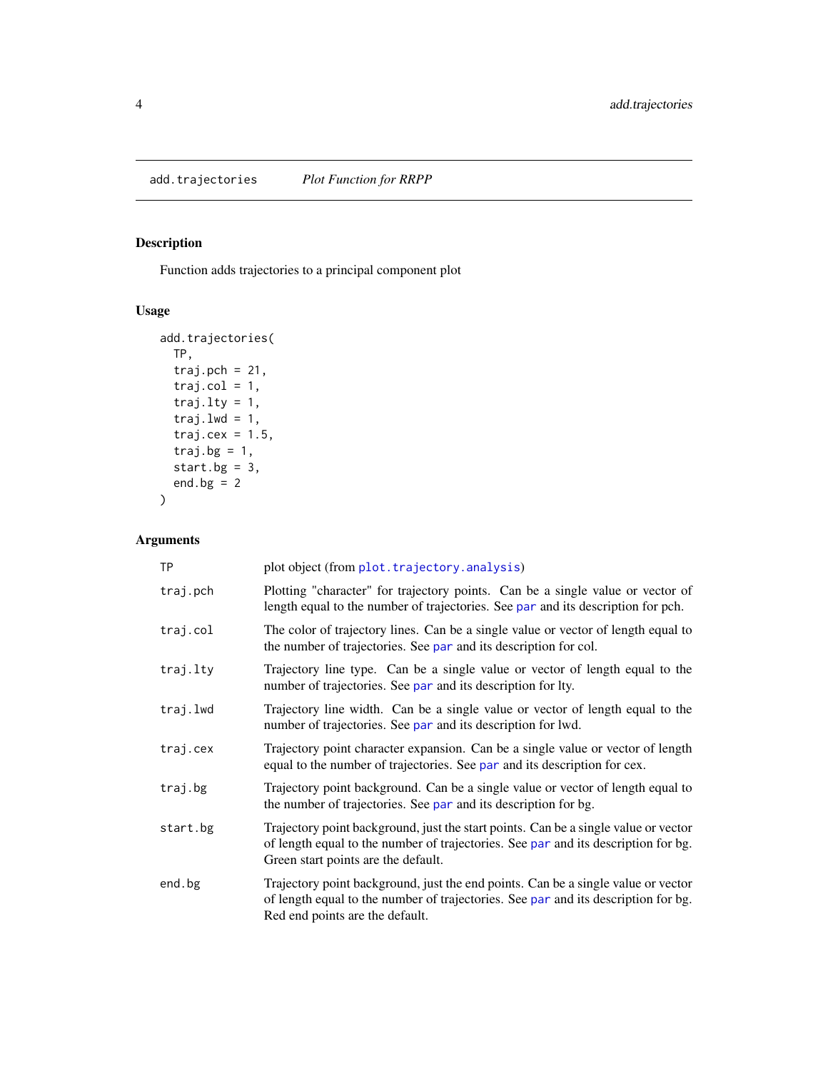## add.trajectories *Plot Function for RRPP*

### Description

Function adds trajectories to a principal component plot

### Usage

```
add.trajectories(
  TP,
  traj.pch = 21,
  traj.col = 1,
  traj.lty = 1,
  traj.lwd = 1,
  traj.cex = 1.5,
  traj.bg = 1,
  start.bg = 3,
  end.bg = 2
)
```

### Arguments

| | |
|---|---|
| TP | plot object (from plot.trajectory.analysis) |
| traj.pch | Plotting "character" for trajectory points. Can be a single value or vector of length equal to the number of trajectories. See par and its description for pch. |
| traj.col | The color of trajectory lines. Can be a single value or vector of length equal to the number of trajectories. See par and its description for col. |
| traj.lty | Trajectory line type. Can be a single value or vector of length equal to the number of trajectories. See par and its description for lty. |
| traj.lwd | Trajectory line width. Can be a single value or vector of length equal to the number of trajectories. See par and its description for lwd. |
| traj.cex | Trajectory point character expansion. Can be a single value or vector of length equal to the number of trajectories. See par and its description for cex. |
| traj.bg | Trajectory point background. Can be a single value or vector of length equal to the number of trajectories. See par and its description for bg. |
| start.bg | Trajectory point background, just the start points. Can be a single value or vector of length equal to the number of trajectories. See par and its description for bg. Green start points are the default. |
| end.bg | Trajectory point background, just the end points. Can be a single value or vector of length equal to the number of trajectories. See par and its description for bg. Red end points are the default. |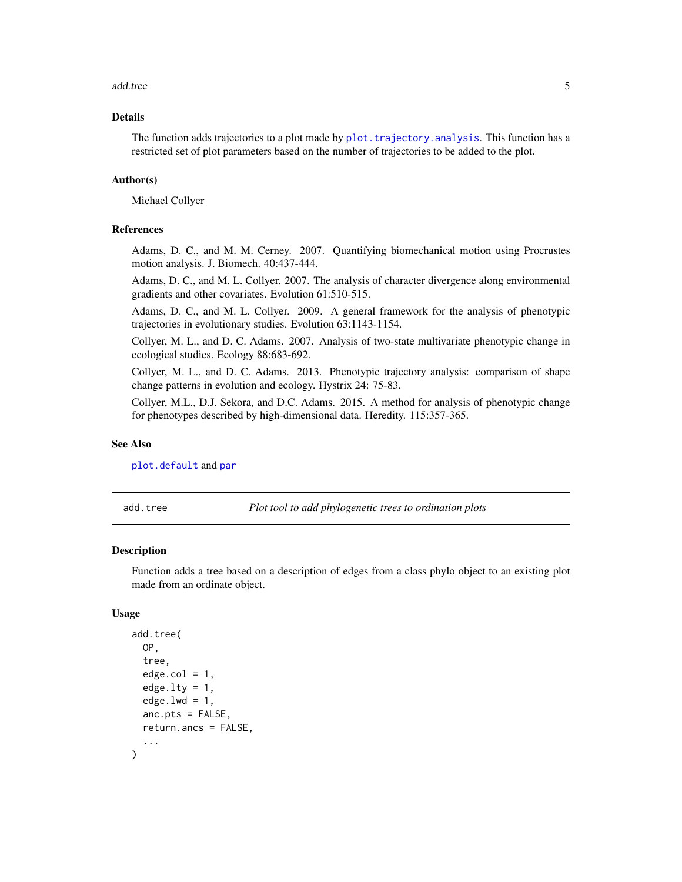### Details

The function adds trajectories to a plot made by `plot.trajectory.analysis`. This function has a restricted set of plot parameters based on the number of trajectories to be added to the plot.

### Author(s)

Michael Collyer

### References

Adams, D. C., and M. M. Cerney. 2007. Quantifying biomechanical motion using Procrustes motion analysis. J. Biomech. 40:437-444.

Adams, D. C., and M. L. Collyer. 2007. The analysis of character divergence along environmental gradients and other covariates. Evolution 61:510-515.

Adams, D. C., and M. L. Collyer. 2009. A general framework for the analysis of phenotypic trajectories in evolutionary studies. Evolution 63:1143-1154.

Collyer, M. L., and D. C. Adams. 2007. Analysis of two-state multivariate phenotypic change in ecological studies. Ecology 88:683-692.

Collyer, M. L., and D. C. Adams. 2013. Phenotypic trajectory analysis: comparison of shape change patterns in evolution and ecology. Hystrix 24: 75-83.

Collyer, M.L., D.J. Sekora, and D.C. Adams. 2015. A method for analysis of phenotypic change for phenotypes described by high-dimensional data. Heredity. 115:357-365.

### See Also

`plot.default` and `par`

---

## add.tree — *Plot tool to add phylogenetic trees to ordination plots*

### Description

Function adds a tree based on a description of edges from a class phylo object to an existing plot made from an ordinate object.

### Usage

```
add.tree(
  OP,
  tree,
  edge.col = 1,
  edge.lty = 1,
  edge.lwd = 1,
  anc.pts = FALSE,
  return.ancs = FALSE,
  ...
)
```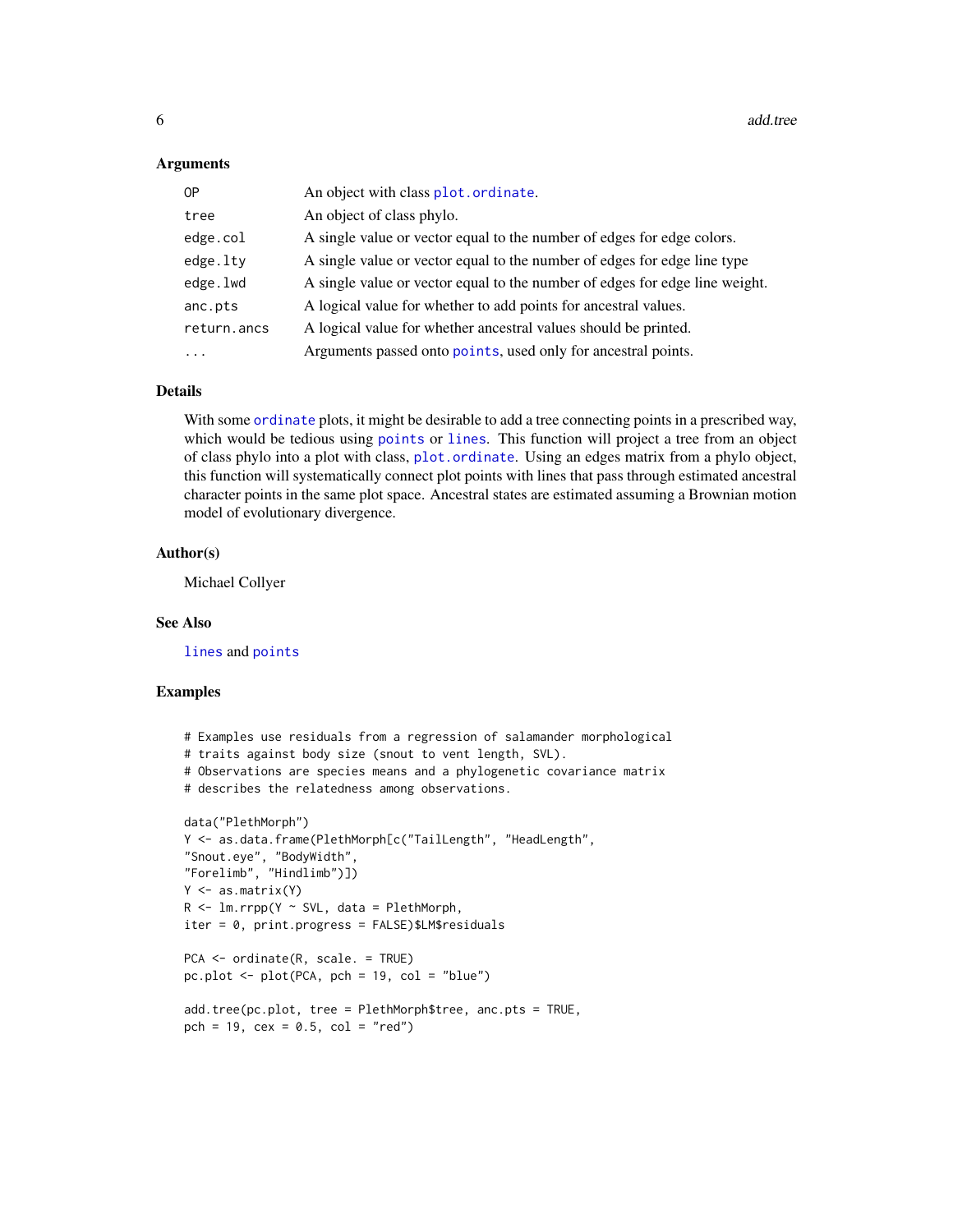### Arguments

| | |
|---|---|
| OP | An object with class plot.ordinate. |
| tree | An object of class phylo. |
| edge.col | A single value or vector equal to the number of edges for edge colors. |
| edge.lty | A single value or vector equal to the number of edges for edge line type |
| edge.lwd | A single value or vector equal to the number of edges for edge line weight. |
| anc.pts | A logical value for whether to add points for ancestral values. |
| return.ancs | A logical value for whether ancestral values should be printed. |
| ... | Arguments passed onto points, used only for ancestral points. |

### Details

With some ordinate plots, it might be desirable to add a tree connecting points in a prescribed way, which would be tedious using points or lines. This function will project a tree from an object of class phylo into a plot with class, plot.ordinate. Using an edges matrix from a phylo object, this function will systematically connect plot points with lines that pass through estimated ancestral character points in the same plot space. Ancestral states are estimated assuming a Brownian motion model of evolutionary divergence.

### Author(s)

Michael Collyer

### See Also

lines and points

### Examples

```
# Examples use residuals from a regression of salamander morphological
# traits against body size (snout to vent length, SVL).
# Observations are species means and a phylogenetic covariance matrix
# describes the relatedness among observations.

data("PlethMorph")
Y <- as.data.frame(PlethMorph[c("TailLength", "HeadLength",
"Snout.eye", "BodyWidth",
"Forelimb", "Hindlimb")])
Y <- as.matrix(Y)
R <- lm.rrpp(Y ~ SVL, data = PlethMorph,
iter = 0, print.progress = FALSE)$LM$residuals

PCA <- ordinate(R, scale. = TRUE)
pc.plot <- plot(PCA, pch = 19, col = "blue")

add.tree(pc.plot, tree = PlethMorph$tree, anc.pts = TRUE,
pch = 19, cex = 0.5, col = "red")
```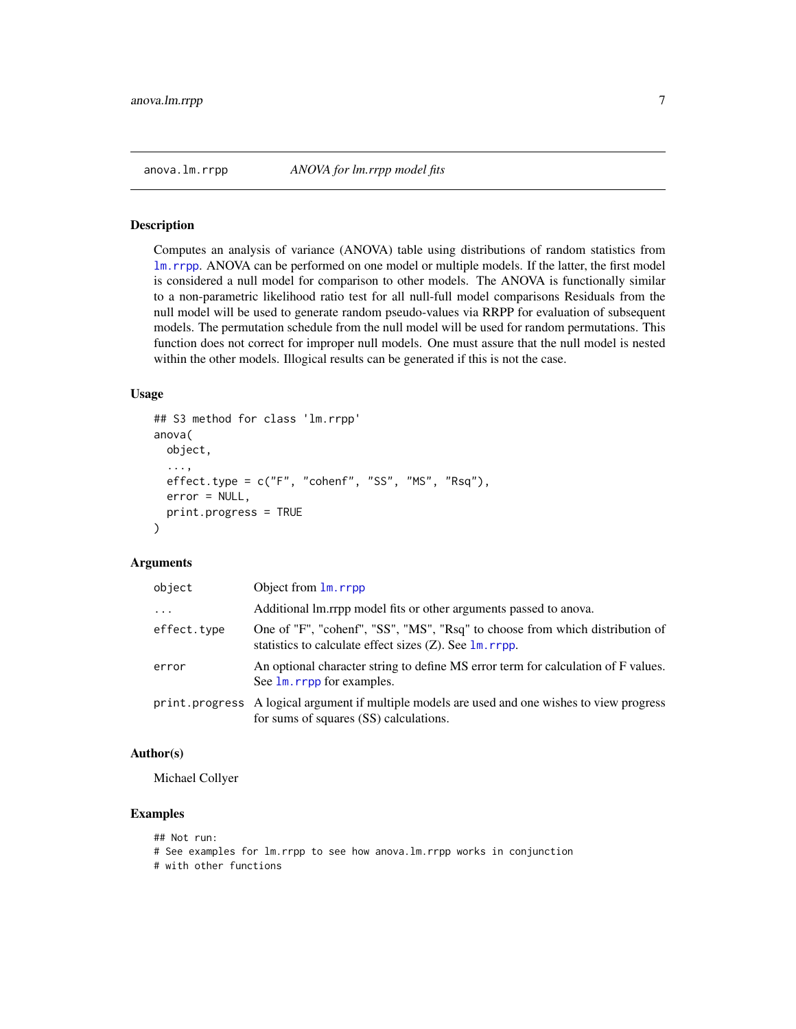## anova.lm.rrpp — *ANOVA for lm.rrpp model fits*

### Description

Computes an analysis of variance (ANOVA) table using distributions of random statistics from lm.rrpp. ANOVA can be performed on one model or multiple models. If the latter, the first model is considered a null model for comparison to other models. The ANOVA is functionally similar to a non-parametric likelihood ratio test for all null-full model comparisons Residuals from the null model will be used to generate random pseudo-values via RRPP for evaluation of subsequent models. The permutation schedule from the null model will be used for random permutations. This function does not correct for improper null models. One must assure that the null model is nested within the other models. Illogical results can be generated if this is not the case.

### Usage

```
## S3 method for class 'lm.rrpp'
anova(
  object,
  ...,
  effect.type = c("F", "cohenf", "SS", "MS", "Rsq"),
  error = NULL,
  print.progress = TRUE
)
```

### Arguments

| | |
|---|---|
| object | Object from lm.rrpp |
| ... | Additional lm.rrpp model fits or other arguments passed to anova. |
| effect.type | One of "F", "cohenf", "SS", "MS", "Rsq" to choose from which distribution of statistics to calculate effect sizes (Z). See lm.rrpp. |
| error | An optional character string to define MS error term for calculation of F values. See lm.rrpp for examples. |
| print.progress | A logical argument if multiple models are used and one wishes to view progress for sums of squares (SS) calculations. |

### Author(s)

Michael Collyer

### Examples

```
## Not run:
# See examples for lm.rrpp to see how anova.lm.rrpp works in conjunction
# with other functions
```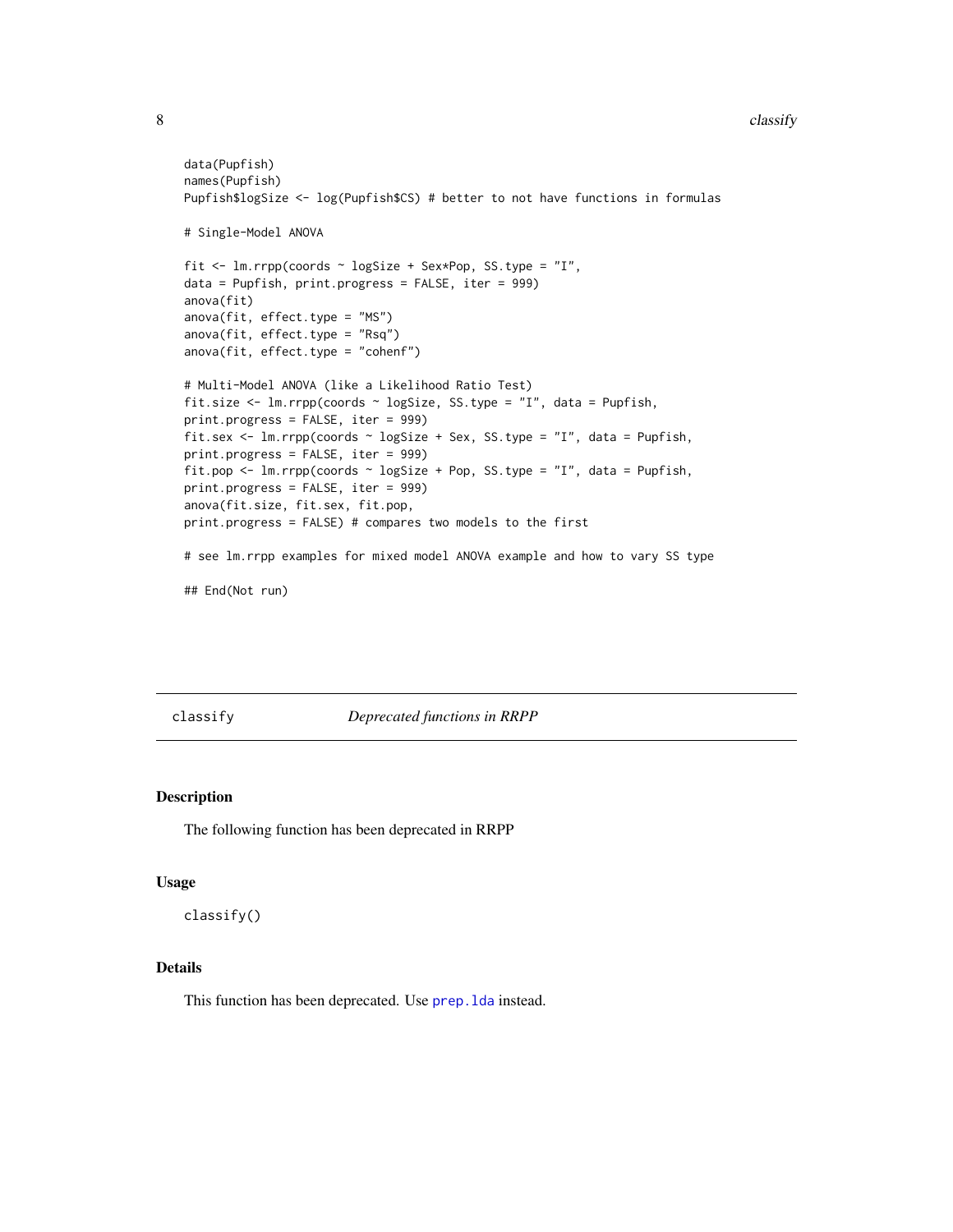```
data(Pupfish)
names(Pupfish)
Pupfish$logSize <- log(Pupfish$CS) # better to not have functions in formulas

# Single-Model ANOVA

fit <- lm.rrpp(coords ~ logSize + Sex*Pop, SS.type = "I",
data = Pupfish, print.progress = FALSE, iter = 999)
anova(fit)
anova(fit, effect.type = "MS")
anova(fit, effect.type = "Rsq")
anova(fit, effect.type = "cohenf")

# Multi-Model ANOVA (like a Likelihood Ratio Test)
fit.size <- lm.rrpp(coords ~ logSize, SS.type = "I", data = Pupfish,
print.progress = FALSE, iter = 999)
fit.sex <- lm.rrpp(coords ~ logSize + Sex, SS.type = "I", data = Pupfish,
print.progress = FALSE, iter = 999)
fit.pop <- lm.rrpp(coords ~ logSize + Pop, SS.type = "I", data = Pupfish,
print.progress = FALSE, iter = 999)
anova(fit.size, fit.sex, fit.pop,
print.progress = FALSE) # compares two models to the first

# see lm.rrpp examples for mixed model ANOVA example and how to vary SS type

## End(Not run)
```

## classify    *Deprecated functions in RRPP*

### Description

The following function has been deprecated in RRPP

### Usage

```
classify()
```

### Details

This function has been deprecated. Use `prep.lda` instead.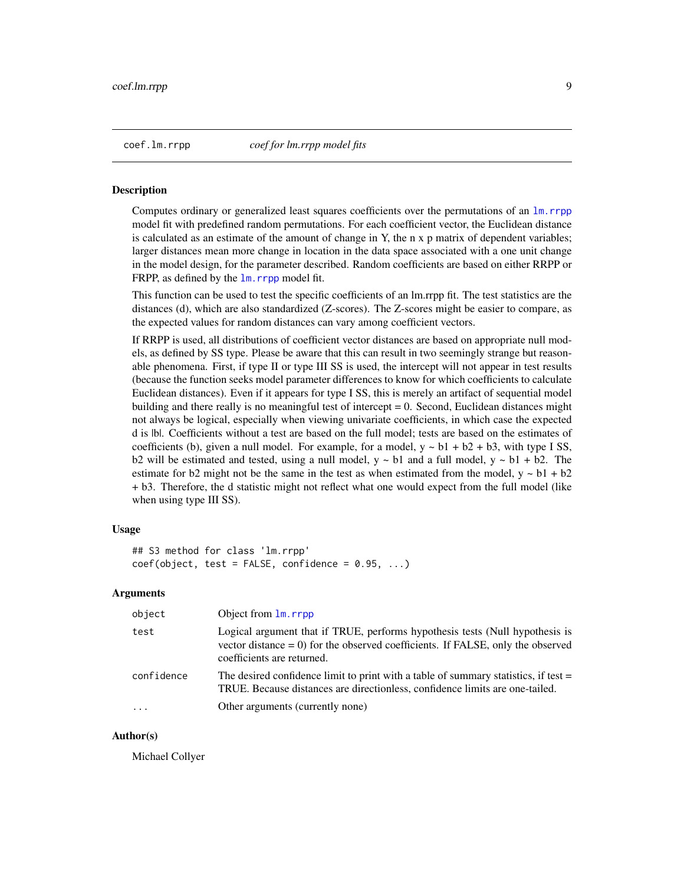## coef.lm.rrpp — *coef for lm.rrpp model fits*

### Description

Computes ordinary or generalized least squares coefficients over the permutations of an lm.rrpp model fit with predefined random permutations. For each coefficient vector, the Euclidean distance is calculated as an estimate of the amount of change in Y, the n x p matrix of dependent variables; larger distances mean more change in location in the data space associated with a one unit change in the model design, for the parameter described. Random coefficients are based on either RRPP or FRPP, as defined by the lm.rrpp model fit.

This function can be used to test the specific coefficients of an lm.rrpp fit. The test statistics are the distances (d), which are also standardized (Z-scores). The Z-scores might be easier to compare, as the expected values for random distances can vary among coefficient vectors.

If RRPP is used, all distributions of coefficient vector distances are based on appropriate null models, as defined by SS type. Please be aware that this can result in two seemingly strange but reasonable phenomena. First, if type II or type III SS is used, the intercept will not appear in test results (because the function seeks model parameter differences to know for which coefficients to calculate Euclidean distances). Even if it appears for type I SS, this is merely an artifact of sequential model building and there really is no meaningful test of intercept = 0. Second, Euclidean distances might not always be logical, especially when viewing univariate coefficients, in which case the expected d is |b|. Coefficients without a test are based on the full model; tests are based on the estimates of coefficients (b), given a null model. For example, for a model, y ~ b1 + b2 + b3, with type I SS, b2 will be estimated and tested, using a null model, y ~ b1 and a full model, y ~ b1 + b2. The estimate for b2 might not be the same in the test as when estimated from the model, y ~ b1 + b2 + b3. Therefore, the d statistic might not reflect what one would expect from the full model (like when using type III SS).

### Usage

```
## S3 method for class 'lm.rrpp'
coef(object, test = FALSE, confidence = 0.95, ...)
```

### Arguments

| | |
|---|---|
| `object` | Object from lm.rrpp |
| `test` | Logical argument that if TRUE, performs hypothesis tests (Null hypothesis is vector distance = 0) for the observed coefficients. If FALSE, only the observed coefficients are returned. |
| `confidence` | The desired confidence limit to print with a table of summary statistics, if test = TRUE. Because distances are directionless, confidence limits are one-tailed. |
| `...` | Other arguments (currently none) |

### Author(s)

Michael Collyer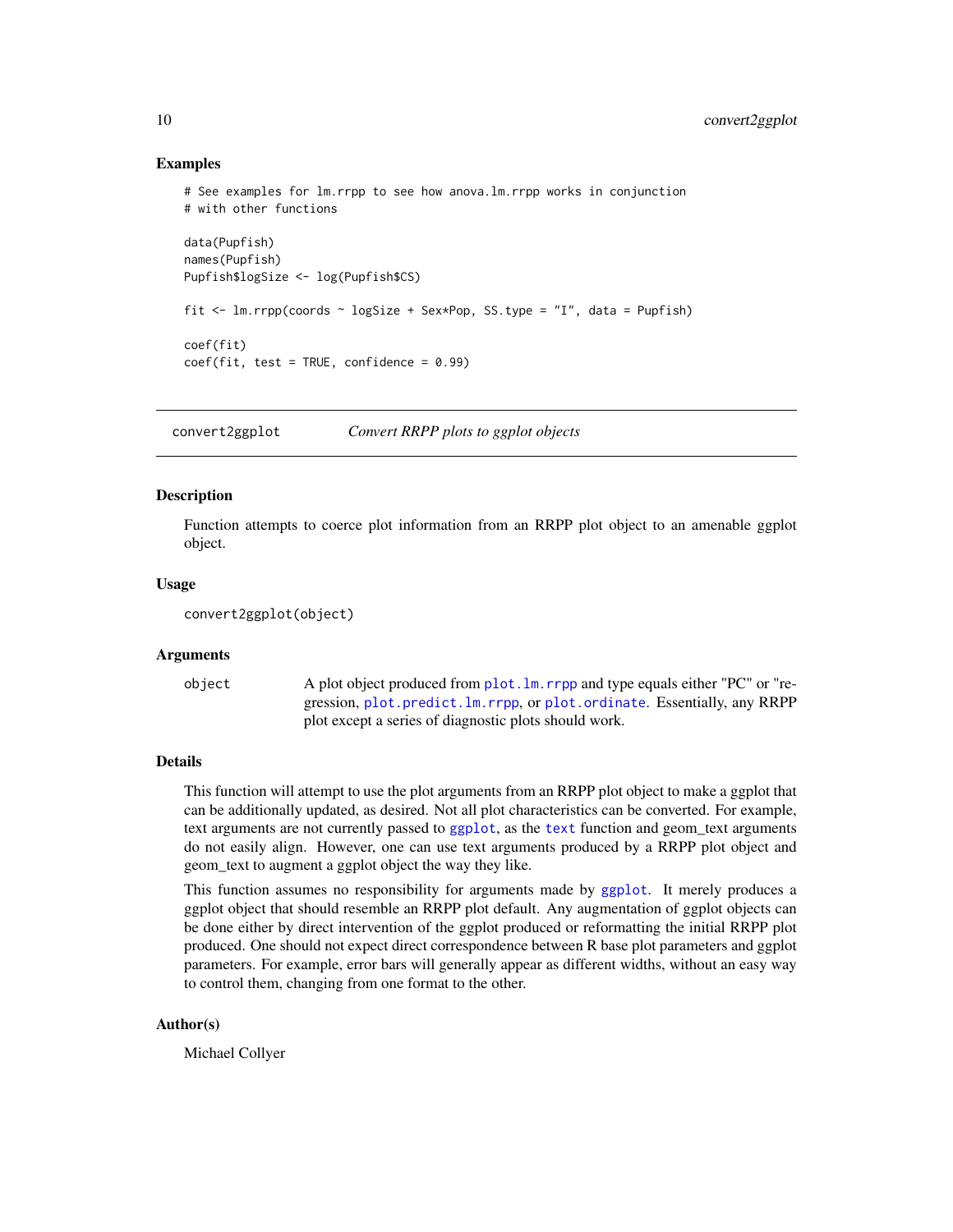### Examples

```
# See examples for lm.rrpp to see how anova.lm.rrpp works in conjunction
# with other functions

data(Pupfish)
names(Pupfish)
Pupfish$logSize <- log(Pupfish$CS)

fit <- lm.rrpp(coords ~ logSize + Sex*Pop, SS.type = "I", data = Pupfish)

coef(fit)
coef(fit, test = TRUE, confidence = 0.99)
```

---

## convert2ggplot — *Convert RRPP plots to ggplot objects*

### Description

Function attempts to coerce plot information from an RRPP plot object to an amenable ggplot object.

### Usage

```
convert2ggplot(object)
```

### Arguments

| | |
|---|---|
| object | A plot object produced from plot.lm.rrpp and type equals either "PC" or "regression, plot.predict.lm.rrpp, or plot.ordinate. Essentially, any RRPP plot except a series of diagnostic plots should work. |

### Details

This function will attempt to use the plot arguments from an RRPP plot object to make a ggplot that can be additionally updated, as desired. Not all plot characteristics can be converted. For example, text arguments are not currently passed to ggplot, as the text function and geom_text arguments do not easily align. However, one can use text arguments produced by a RRPP plot object and geom_text to augment a ggplot object the way they like.

This function assumes no responsibility for arguments made by ggplot. It merely produces a ggplot object that should resemble an RRPP plot default. Any augmentation of ggplot objects can be done either by direct intervention of the ggplot produced or reformatting the initial RRPP plot produced. One should not expect direct correspondence between R base plot parameters and ggplot parameters. For example, error bars will generally appear as different widths, without an easy way to control them, changing from one format to the other.

### Author(s)

Michael Collyer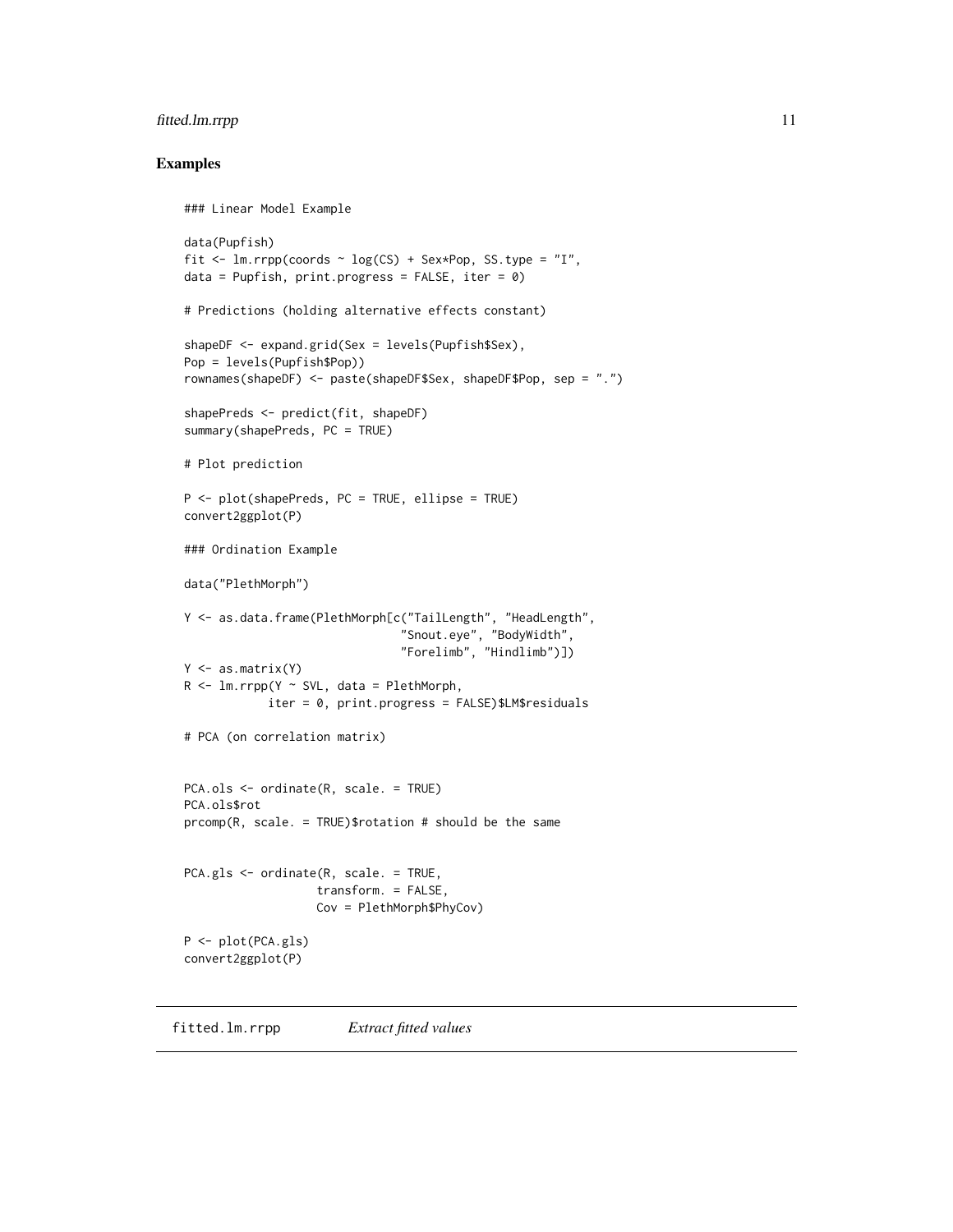## Examples

```
### Linear Model Example

data(Pupfish)
fit <- lm.rrpp(coords ~ log(CS) + Sex*Pop, SS.type = "I",
data = Pupfish, print.progress = FALSE, iter = 0)

# Predictions (holding alternative effects constant)

shapeDF <- expand.grid(Sex = levels(Pupfish$Sex),
Pop = levels(Pupfish$Pop))
rownames(shapeDF) <- paste(shapeDF$Sex, shapeDF$Pop, sep = ".")

shapePreds <- predict(fit, shapeDF)
summary(shapePreds, PC = TRUE)

# Plot prediction

P <- plot(shapePreds, PC = TRUE, ellipse = TRUE)
convert2ggplot(P)

### Ordination Example

data("PlethMorph")

Y <- as.data.frame(PlethMorph[c("TailLength", "HeadLength",
                               "Snout.eye", "BodyWidth",
                               "Forelimb", "Hindlimb")])
Y <- as.matrix(Y)
R <- lm.rrpp(Y ~ SVL, data = PlethMorph,
            iter = 0, print.progress = FALSE)$LM$residuals

# PCA (on correlation matrix)


PCA.ols <- ordinate(R, scale. = TRUE)
PCA.ols$rot
prcomp(R, scale. = TRUE)$rotation # should be the same


PCA.gls <- ordinate(R, scale. = TRUE,
                   transform. = FALSE,
                   Cov = PlethMorph$PhyCov)

P <- plot(PCA.gls)
convert2ggplot(P)
```

---

`fitted.lm.rrpp` *Extract fitted values*

---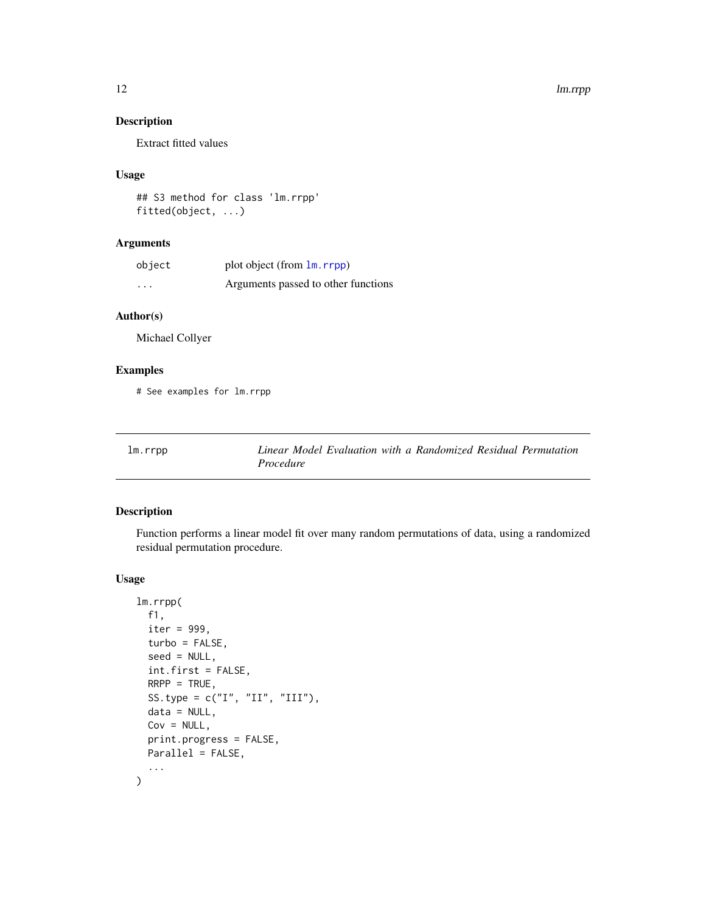## Description

Extract fitted values

## Usage

```
## S3 method for class 'lm.rrpp'
fitted(object, ...)
```

## Arguments

| | |
|---|---|
| object | plot object (from lm.rrpp) |
| ... | Arguments passed to other functions |

## Author(s)

Michael Collyer

## Examples

```
# See examples for lm.rrpp
```

---

# lm.rrpp — *Linear Model Evaluation with a Randomized Residual Permutation Procedure*

---

## Description

Function performs a linear model fit over many random permutations of data, using a randomized residual permutation procedure.

## Usage

```
lm.rrpp(
  f1,
  iter = 999,
  turbo = FALSE,
  seed = NULL,
  int.first = FALSE,
  RRPP = TRUE,
  SS.type = c("I", "II", "III"),
  data = NULL,
  Cov = NULL,
  print.progress = FALSE,
  Parallel = FALSE,
  ...
)
```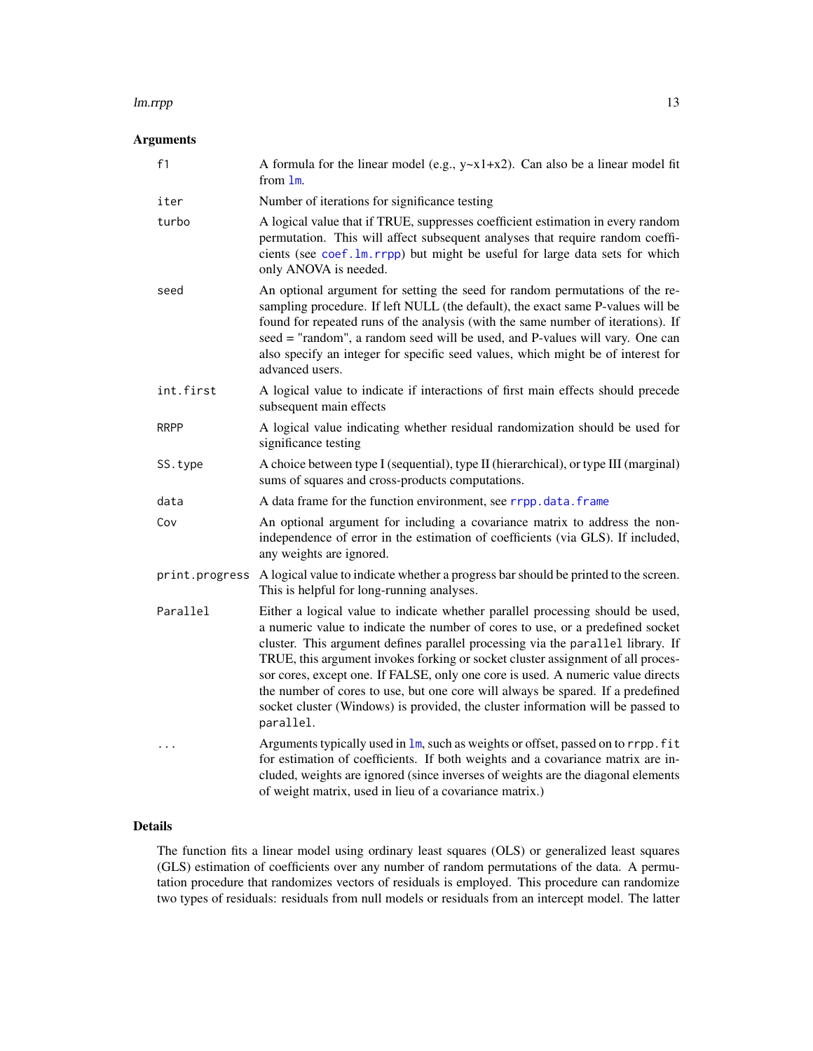## Arguments

| | |
|---|---|
| `f1` | A formula for the linear model (e.g., y~x1+x2). Can also be a linear model fit from `lm`. |
| `iter` | Number of iterations for significance testing |
| `turbo` | A logical value that if TRUE, suppresses coefficient estimation in every random permutation. This will affect subsequent analyses that require random coefficients (see `coef.lm.rrpp`) but might be useful for large data sets for which only ANOVA is needed. |
| `seed` | An optional argument for setting the seed for random permutations of the resampling procedure. If left NULL (the default), the exact same P-values will be found for repeated runs of the analysis (with the same number of iterations). If seed = "random", a random seed will be used, and P-values will vary. One can also specify an integer for specific seed values, which might be of interest for advanced users. |
| `int.first` | A logical value to indicate if interactions of first main effects should precede subsequent main effects |
| `RRPP` | A logical value indicating whether residual randomization should be used for significance testing |
| `SS.type` | A choice between type I (sequential), type II (hierarchical), or type III (marginal) sums of squares and cross-products computations. |
| `data` | A data frame for the function environment, see `rrpp.data.frame` |
| `Cov` | An optional argument for including a covariance matrix to address the non-independence of error in the estimation of coefficients (via GLS). If included, any weights are ignored. |
| `print.progress` | A logical value to indicate whether a progress bar should be printed to the screen. This is helpful for long-running analyses. |
| `Parallel` | Either a logical value to indicate whether parallel processing should be used, a numeric value to indicate the number of cores to use, or a predefined socket cluster. This argument defines parallel processing via the `parallel` library. If TRUE, this argument invokes forking or socket cluster assignment of all processor cores, except one. If FALSE, only one core is used. A numeric value directs the number of cores to use, but one core will always be spared. If a predefined socket cluster (Windows) is provided, the cluster information will be passed to `parallel`. |
| `...` | Arguments typically used in `lm`, such as weights or offset, passed on to `rrpp.fit` for estimation of coefficients. If both weights and a covariance matrix are included, weights are ignored (since inverses of weights are the diagonal elements of weight matrix, used in lieu of a covariance matrix.) |

## Details

The function fits a linear model using ordinary least squares (OLS) or generalized least squares (GLS) estimation of coefficients over any number of random permutations of the data. A permutation procedure that randomizes vectors of residuals is employed. This procedure can randomize two types of residuals: residuals from null models or residuals from an intercept model. The latter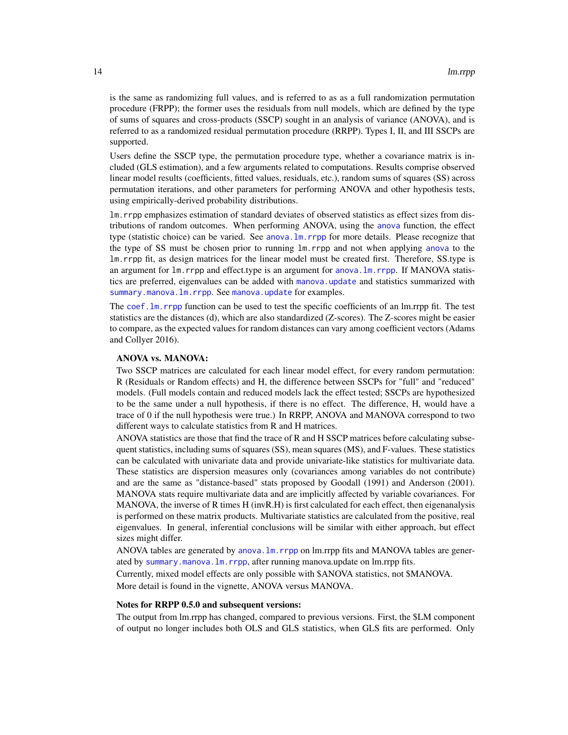is the same as randomizing full values, and is referred to as as a full randomization permutation procedure (FRPP); the former uses the residuals from null models, which are defined by the type of sums of squares and cross-products (SSCP) sought in an analysis of variance (ANOVA), and is referred to as a randomized residual permutation procedure (RRPP). Types I, II, and III SSCPs are supported.

Users define the SSCP type, the permutation procedure type, whether a covariance matrix is included (GLS estimation), and a few arguments related to computations. Results comprise observed linear model results (coefficients, fitted values, residuals, etc.), random sums of squares (SS) across permutation iterations, and other parameters for performing ANOVA and other hypothesis tests, using empirically-derived probability distributions.

`lm.rrpp` emphasizes estimation of standard deviates of observed statistics as effect sizes from distributions of random outcomes. When performing ANOVA, using the `anova` function, the effect type (statistic choice) can be varied. See `anova.lm.rrpp` for more details. Please recognize that the type of SS must be chosen prior to running `lm.rrpp` and not when applying `anova` to the `lm.rrpp` fit, as design matrices for the linear model must be created first. Therefore, SS.type is an argument for `lm.rrpp` and effect.type is an argument for `anova.lm.rrpp`. If MANOVA statistics are preferred, eigenvalues can be added with `manova.update` and statistics summarized with `summary.manova.lm.rrpp`. See `manova.update` for examples.

The `coef.lm.rrpp` function can be used to test the specific coefficients of an lm.rrpp fit. The test statistics are the distances (d), which are also standardized (Z-scores). The Z-scores might be easier to compare, as the expected values for random distances can vary among coefficient vectors (Adams and Collyer 2016).

**ANOVA vs. MANOVA:**

Two SSCP matrices are calculated for each linear model effect, for every random permutation: R (Residuals or Random effects) and H, the difference between SSCPs for "full" and "reduced" models. (Full models contain and reduced models lack the effect tested; SSCPs are hypothesized to be the same under a null hypothesis, if there is no effect. The difference, H, would have a trace of 0 if the null hypothesis were true.) In RRPP, ANOVA and MANOVA correspond to two different ways to calculate statistics from R and H matrices.

ANOVA statistics are those that find the trace of R and H SSCP matrices before calculating subsequent statistics, including sums of squares (SS), mean squares (MS), and F-values. These statistics can be calculated with univariate data and provide univariate-like statistics for multivariate data. These statistics are dispersion measures only (covariances among variables do not contribute) and are the same as "distance-based" stats proposed by Goodall (1991) and Anderson (2001). MANOVA stats require multivariate data and are implicitly affected by variable covariances. For MANOVA, the inverse of R times H (invR.H) is first calculated for each effect, then eigenanalysis is performed on these matrix products. Multivariate statistics are calculated from the positive, real eigenvalues. In general, inferential conclusions will be similar with either approach, but effect sizes might differ.

ANOVA tables are generated by `anova.lm.rrpp` on lm.rrpp fits and MANOVA tables are generated by `summary.manova.lm.rrpp`, after running manova.update on lm.rrpp fits.

Currently, mixed model effects are only possible with $ANOVA statistics, not $MANOVA.

More detail is found in the vignette, ANOVA versus MANOVA.

**Notes for RRPP 0.5.0 and subsequent versions:**

The output from lm.rrpp has changed, compared to previous versions. First, the $LM component of output no longer includes both OLS and GLS statistics, when GLS fits are performed. Only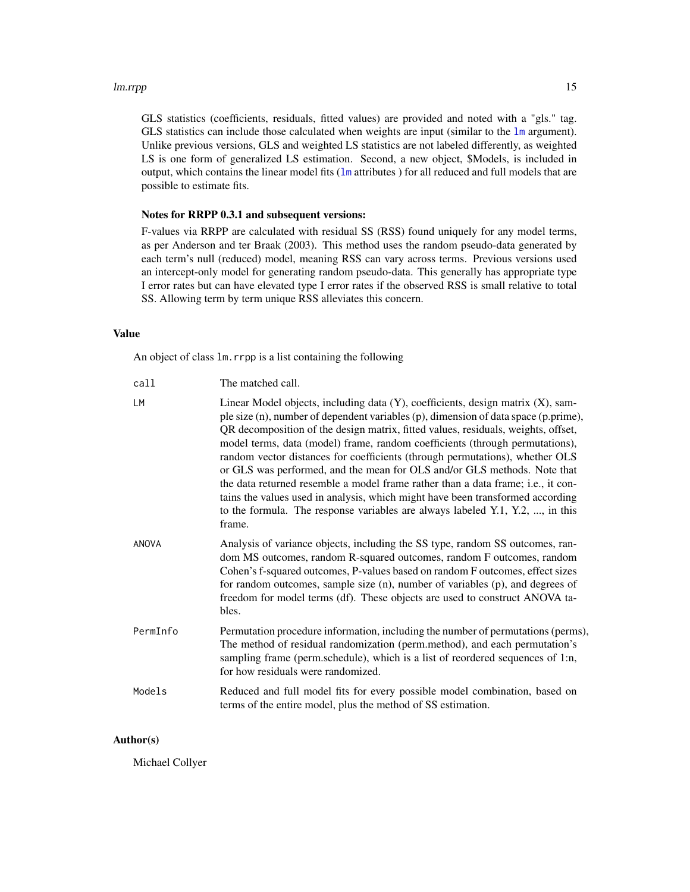GLS statistics (coefficients, residuals, fitted values) are provided and noted with a "gls." tag. GLS statistics can include those calculated when weights are input (similar to the `lm` argument). Unlike previous versions, GLS and weighted LS statistics are not labeled differently, as weighted LS is one form of generalized LS estimation. Second, a new object, $Models, is included in output, which contains the linear model fits (`lm` attributes ) for all reduced and full models that are possible to estimate fits.

**Notes for RRPP 0.3.1 and subsequent versions:**

F-values via RRPP are calculated with residual SS (RSS) found uniquely for any model terms, as per Anderson and ter Braak (2003). This method uses the random pseudo-data generated by each term's null (reduced) model, meaning RSS can vary across terms. Previous versions used an intercept-only model for generating random pseudo-data. This generally has appropriate type I error rates but can have elevated type I error rates if the observed RSS is small relative to total SS. Allowing term by term unique RSS alleviates this concern.

## Value

An object of class `lm.rrpp` is a list containing the following

| | |
|---|---|
| `call` | The matched call. |
| `LM` | Linear Model objects, including data (Y), coefficients, design matrix (X), sample size (n), number of dependent variables (p), dimension of data space (p.prime), QR decomposition of the design matrix, fitted values, residuals, weights, offset, model terms, data (model) frame, random coefficients (through permutations), random vector distances for coefficients (through permutations), whether OLS or GLS was performed, and the mean for OLS and/or GLS methods. Note that the data returned resemble a model frame rather than a data frame; i.e., it contains the values used in analysis, which might have been transformed according to the formula. The response variables are always labeled Y.1, Y.2, ..., in this frame. |
| `ANOVA` | Analysis of variance objects, including the SS type, random SS outcomes, random MS outcomes, random R-squared outcomes, random F outcomes, random Cohen's f-squared outcomes, P-values based on random F outcomes, effect sizes for random outcomes, sample size (n), number of variables (p), and degrees of freedom for model terms (df). These objects are used to construct ANOVA tables. |
| `PermInfo` | Permutation procedure information, including the number of permutations (perms), The method of residual randomization (perm.method), and each permutation's sampling frame (perm.schedule), which is a list of reordered sequences of 1:n, for how residuals were randomized. |
| `Models` | Reduced and full model fits for every possible model combination, based on terms of the entire model, plus the method of SS estimation. |

## Author(s)

Michael Collyer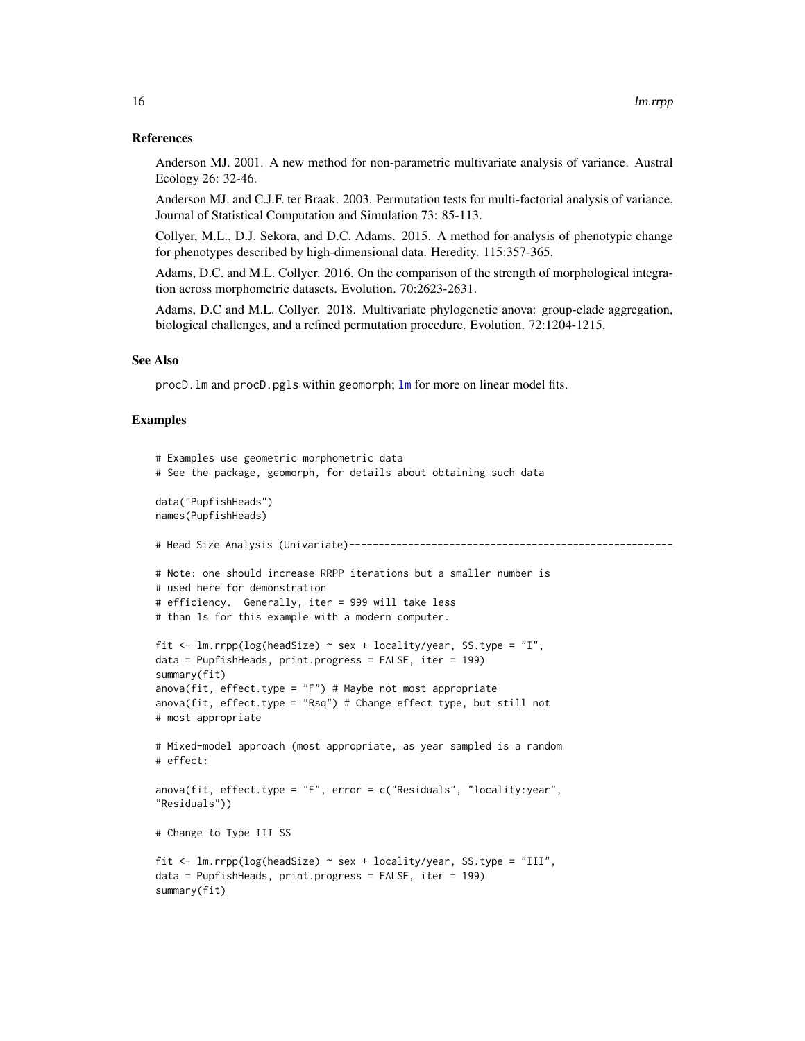## References

Anderson MJ. 2001. A new method for non-parametric multivariate analysis of variance. Austral Ecology 26: 32-46.

Anderson MJ. and C.J.F. ter Braak. 2003. Permutation tests for multi-factorial analysis of variance. Journal of Statistical Computation and Simulation 73: 85-113.

Collyer, M.L., D.J. Sekora, and D.C. Adams. 2015. A method for analysis of phenotypic change for phenotypes described by high-dimensional data. Heredity. 115:357-365.

Adams, D.C. and M.L. Collyer. 2016. On the comparison of the strength of morphological integration across morphometric datasets. Evolution. 70:2623-2631.

Adams, D.C and M.L. Collyer. 2018. Multivariate phylogenetic anova: group-clade aggregation, biological challenges, and a refined permutation procedure. Evolution. 72:1204-1215.

## See Also

procD.lm and procD.pgls within geomorph; lm for more on linear model fits.

## Examples

```
# Examples use geometric morphometric data
# See the package, geomorph, for details about obtaining such data

data("PupfishHeads")
names(PupfishHeads)

# Head Size Analysis (Univariate)-------------------------------------------------------

# Note: one should increase RRPP iterations but a smaller number is
# used here for demonstration
# efficiency.  Generally, iter = 999 will take less
# than 1s for this example with a modern computer.

fit <- lm.rrpp(log(headSize) ~ sex + locality/year, SS.type = "I",
data = PupfishHeads, print.progress = FALSE, iter = 199)
summary(fit)
anova(fit, effect.type = "F") # Maybe not most appropriate
anova(fit, effect.type = "Rsq") # Change effect type, but still not
# most appropriate

# Mixed-model approach (most appropriate, as year sampled is a random
# effect:

anova(fit, effect.type = "F", error = c("Residuals", "locality:year",
"Residuals"))

# Change to Type III SS

fit <- lm.rrpp(log(headSize) ~ sex + locality/year, SS.type = "III",
data = PupfishHeads, print.progress = FALSE, iter = 199)
summary(fit)
```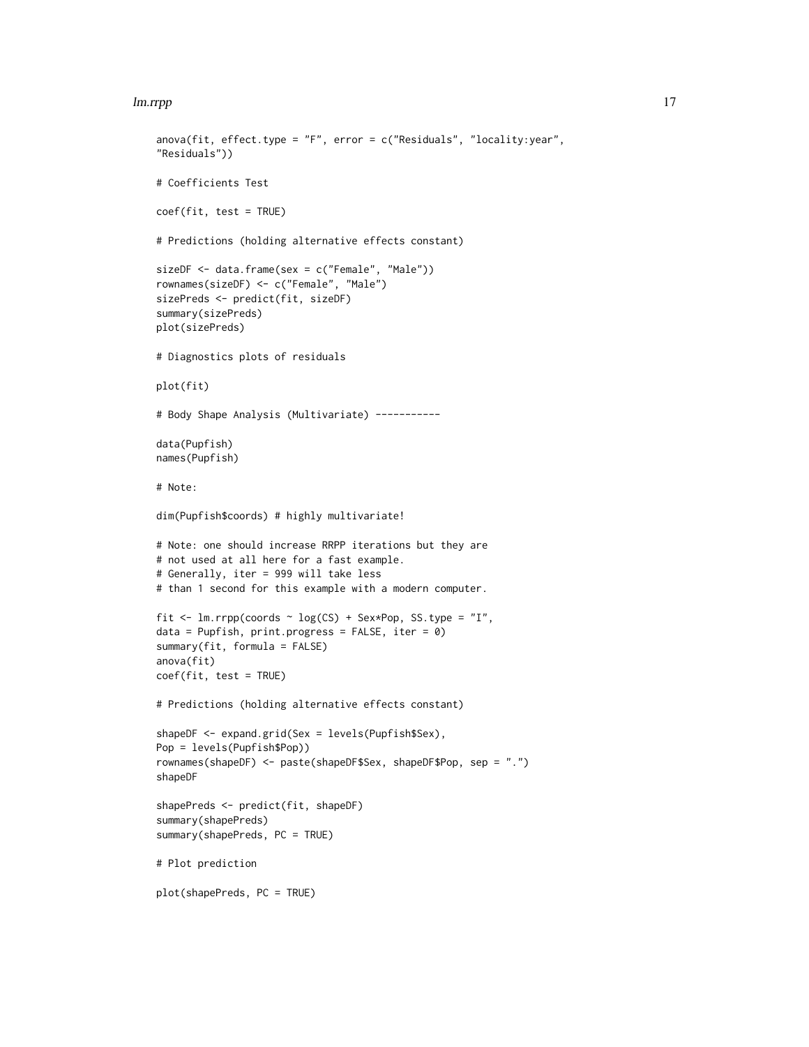```
anova(fit, effect.type = "F", error = c("Residuals", "locality:year",
"Residuals"))

# Coefficients Test

coef(fit, test = TRUE)

# Predictions (holding alternative effects constant)

sizeDF <- data.frame(sex = c("Female", "Male"))
rownames(sizeDF) <- c("Female", "Male")
sizePreds <- predict(fit, sizeDF)
summary(sizePreds)
plot(sizePreds)

# Diagnostics plots of residuals

plot(fit)

# Body Shape Analysis (Multivariate) -----------

data(Pupfish)
names(Pupfish)

# Note:

dim(Pupfish$coords) # highly multivariate!

# Note: one should increase RRPP iterations but they are
# not used at all here for a fast example.
# Generally, iter = 999 will take less
# than 1 second for this example with a modern computer.

fit <- lm.rrpp(coords ~ log(CS) + Sex*Pop, SS.type = "I",
data = Pupfish, print.progress = FALSE, iter = 0)
summary(fit, formula = FALSE)
anova(fit)
coef(fit, test = TRUE)

# Predictions (holding alternative effects constant)

shapeDF <- expand.grid(Sex = levels(Pupfish$Sex),
Pop = levels(Pupfish$Pop))
rownames(shapeDF) <- paste(shapeDF$Sex, shapeDF$Pop, sep = ".")
shapeDF

shapePreds <- predict(fit, shapeDF)
summary(shapePreds)
summary(shapePreds, PC = TRUE)

# Plot prediction

plot(shapePreds, PC = TRUE)
```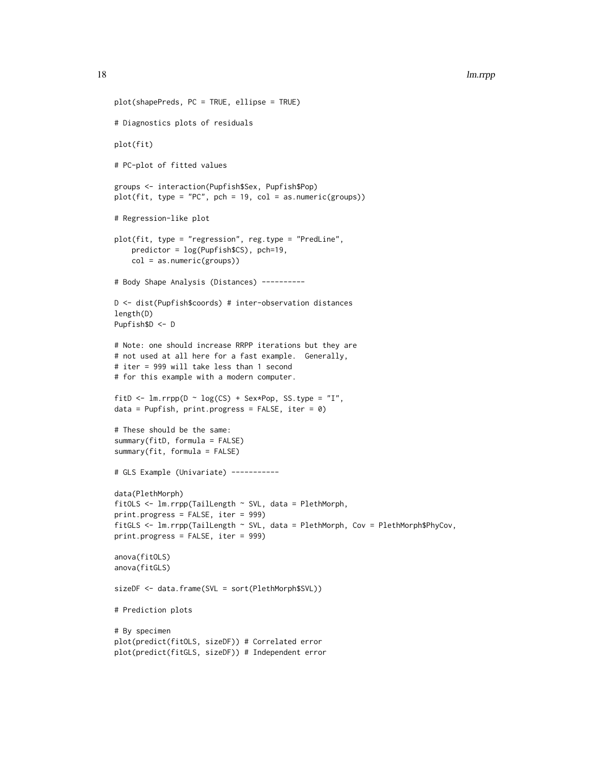```
plot(shapePreds, PC = TRUE, ellipse = TRUE)

# Diagnostics plots of residuals

plot(fit)

# PC-plot of fitted values

groups <- interaction(Pupfish$Sex, Pupfish$Pop)
plot(fit, type = "PC", pch = 19, col = as.numeric(groups))

# Regression-like plot

plot(fit, type = "regression", reg.type = "PredLine",
    predictor = log(Pupfish$CS), pch=19,
    col = as.numeric(groups))

# Body Shape Analysis (Distances) ----------

D <- dist(Pupfish$coords) # inter-observation distances
length(D)
Pupfish$D <- D

# Note: one should increase RRPP iterations but they are
# not used at all here for a fast example.  Generally,
# iter = 999 will take less than 1 second
# for this example with a modern computer.

fitD <- lm.rrpp(D ~ log(CS) + Sex*Pop, SS.type = "I",
data = Pupfish, print.progress = FALSE, iter = 0)

# These should be the same:
summary(fitD, formula = FALSE)
summary(fit, formula = FALSE)

# GLS Example (Univariate) -----------

data(PlethMorph)
fitOLS <- lm.rrpp(TailLength ~ SVL, data = PlethMorph,
print.progress = FALSE, iter = 999)
fitGLS <- lm.rrpp(TailLength ~ SVL, data = PlethMorph, Cov = PlethMorph$PhyCov,
print.progress = FALSE, iter = 999)

anova(fitOLS)
anova(fitGLS)

sizeDF <- data.frame(SVL = sort(PlethMorph$SVL))

# Prediction plots

# By specimen
plot(predict(fitOLS, sizeDF)) # Correlated error
plot(predict(fitGLS, sizeDF)) # Independent error
```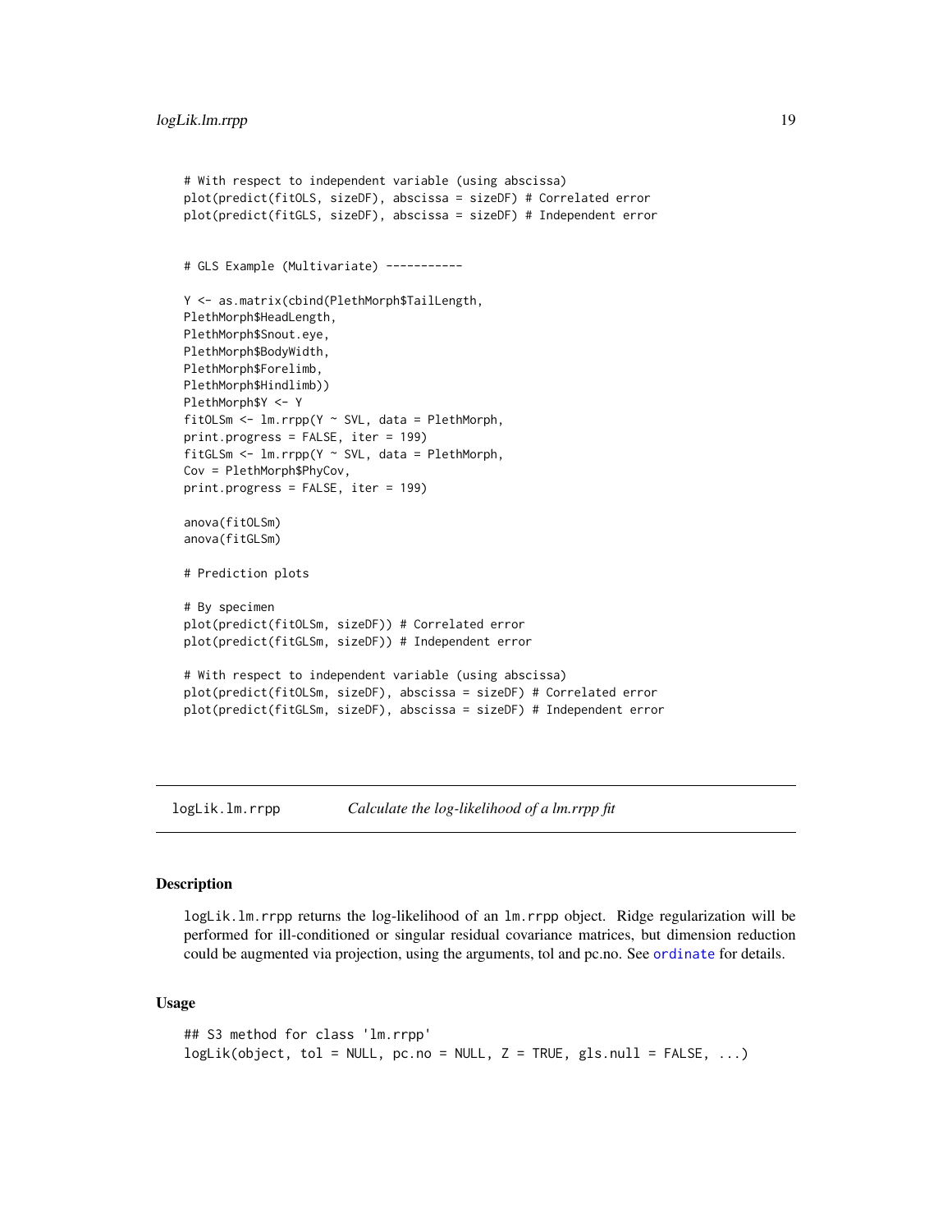```
# With respect to independent variable (using abscissa)
plot(predict(fitOLS, sizeDF), abscissa = sizeDF) # Correlated error
plot(predict(fitGLS, sizeDF), abscissa = sizeDF) # Independent error


# GLS Example (Multivariate) -----------

Y <- as.matrix(cbind(PlethMorph$TailLength,
PlethMorph$HeadLength,
PlethMorph$Snout.eye,
PlethMorph$BodyWidth,
PlethMorph$Forelimb,
PlethMorph$Hindlimb))
PlethMorph$Y <- Y
fitOLSm <- lm.rrpp(Y ~ SVL, data = PlethMorph,
print.progress = FALSE, iter = 199)
fitGLSm <- lm.rrpp(Y ~ SVL, data = PlethMorph,
Cov = PlethMorph$PhyCov,
print.progress = FALSE, iter = 199)

anova(fitOLSm)
anova(fitGLSm)

# Prediction plots

# By specimen
plot(predict(fitOLSm, sizeDF)) # Correlated error
plot(predict(fitGLSm, sizeDF)) # Independent error

# With respect to independent variable (using abscissa)
plot(predict(fitOLSm, sizeDF), abscissa = sizeDF) # Correlated error
plot(predict(fitGLSm, sizeDF), abscissa = sizeDF) # Independent error
```

---

## logLik.lm.rrpp — *Calculate the log-likelihood of a lm.rrpp fit*

### Description

logLik.lm.rrpp returns the log-likelihood of an lm.rrpp object. Ridge regularization will be performed for ill-conditioned or singular residual covariance matrices, but dimension reduction could be augmented via projection, using the arguments, tol and pc.no. See ordinate for details.

### Usage

```
## S3 method for class 'lm.rrpp'
logLik(object, tol = NULL, pc.no = NULL, Z = TRUE, gls.null = FALSE, ...)
```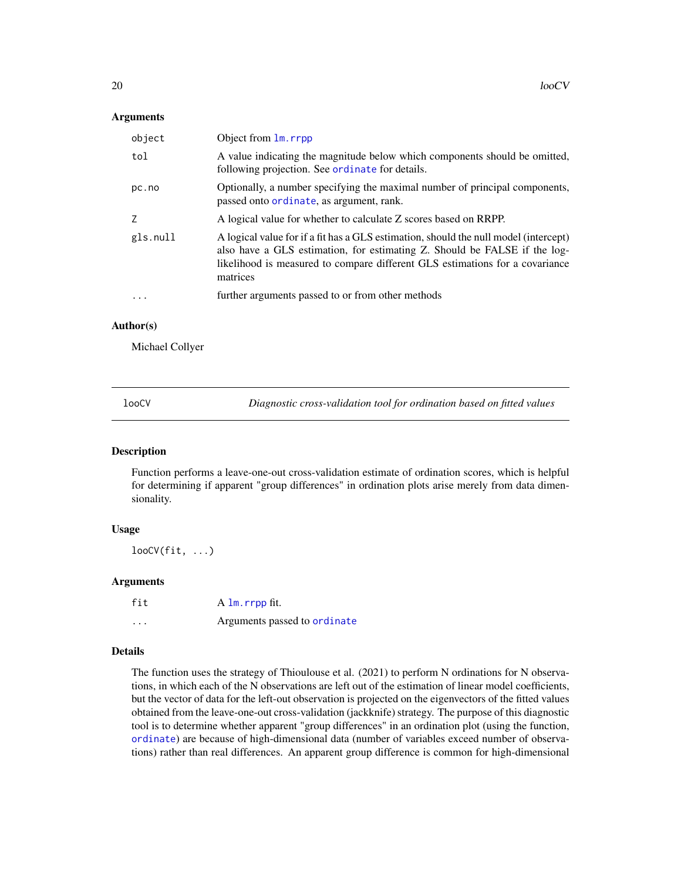### Arguments

| | |
|---|---|
| object | Object from lm.rrpp |
| tol | A value indicating the magnitude below which components should be omitted, following projection. See ordinate for details. |
| pc.no | Optionally, a number specifying the maximal number of principal components, passed onto ordinate, as argument, rank. |
| Z | A logical value for whether to calculate Z scores based on RRPP. |
| gls.null | A logical value for if a fit has a GLS estimation, should the null model (intercept) also have a GLS estimation, for estimating Z. Should be FALSE if the log-likelihood is measured to compare different GLS estimations for a covariance matrices |
| ... | further arguments passed to or from other methods |

### Author(s)

Michael Collyer

---

## looCV — *Diagnostic cross-validation tool for ordination based on fitted values*

### Description

Function performs a leave-one-out cross-validation estimate of ordination scores, which is helpful for determining if apparent "group differences" in ordination plots arise merely from data dimensionality.

### Usage

```
looCV(fit, ...)
```

### Arguments

| | |
|---|---|
| fit | A lm.rrpp fit. |
| ... | Arguments passed to ordinate |

### Details

The function uses the strategy of Thioulouse et al. (2021) to perform N ordinations for N observations, in which each of the N observations are left out of the estimation of linear model coefficients, but the vector of data for the left-out observation is projected on the eigenvectors of the fitted values obtained from the leave-one-out cross-validation (jackknife) strategy. The purpose of this diagnostic tool is to determine whether apparent "group differences" in an ordination plot (using the function, ordinate) are because of high-dimensional data (number of variables exceed number of observations) rather than real differences. An apparent group difference is common for high-dimensional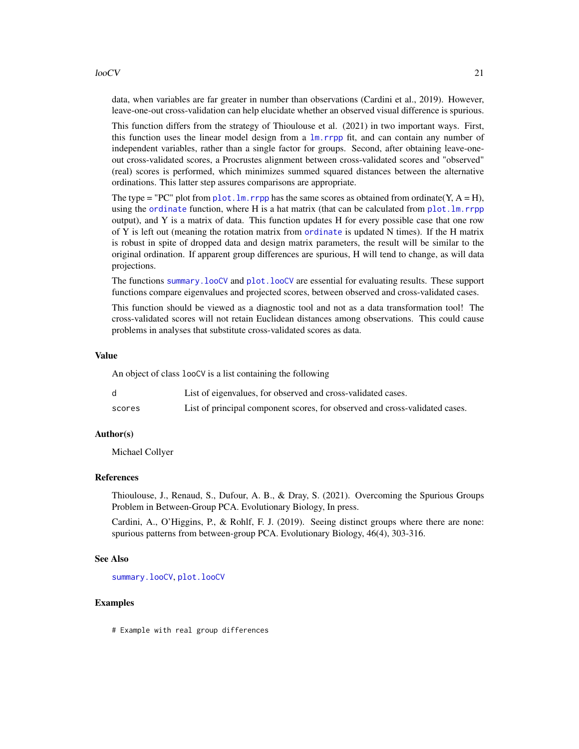data, when variables are far greater in number than observations (Cardini et al., 2019). However, leave-one-out cross-validation can help elucidate whether an observed visual difference is spurious.

This function differs from the strategy of Thioulouse et al. (2021) in two important ways. First, this function uses the linear model design from a `lm.rrpp` fit, and can contain any number of independent variables, rather than a single factor for groups. Second, after obtaining leave-one-out cross-validated scores, a Procrustes alignment between cross-validated scores and "observed" (real) scores is performed, which minimizes summed squared distances between the alternative ordinations. This latter step assures comparisons are appropriate.

The type = "PC" plot from `plot.lm.rrpp` has the same scores as obtained from ordinate(Y, A = H), using the `ordinate` function, where H is a hat matrix (that can be calculated from `plot.lm.rrpp` output), and Y is a matrix of data. This function updates H for every possible case that one row of Y is left out (meaning the rotation matrix from `ordinate` is updated N times). If the H matrix is robust in spite of dropped data and design matrix parameters, the result will be similar to the original ordination. If apparent group differences are spurious, H will tend to change, as will data projections.

The functions `summary.looCV` and `plot.looCV` are essential for evaluating results. These support functions compare eigenvalues and projected scores, between observed and cross-validated cases.

This function should be viewed as a diagnostic tool and not as a data transformation tool! The cross-validated scores will not retain Euclidean distances among observations. This could cause problems in analyses that substitute cross-validated scores as data.

### Value

An object of class `looCV` is a list containing the following

| | |
|---|---|
| `d` | List of eigenvalues, for observed and cross-validated cases. |
| `scores` | List of principal component scores, for observed and cross-validated cases. |

### Author(s)

Michael Collyer

### References

Thioulouse, J., Renaud, S., Dufour, A. B., & Dray, S. (2021). Overcoming the Spurious Groups Problem in Between-Group PCA. Evolutionary Biology, In press.

Cardini, A., O'Higgins, P., & Rohlf, F. J. (2019). Seeing distinct groups where there are none: spurious patterns from between-group PCA. Evolutionary Biology, 46(4), 303-316.

### See Also

`summary.looCV`, `plot.looCV`

### Examples

```
# Example with real group differences
```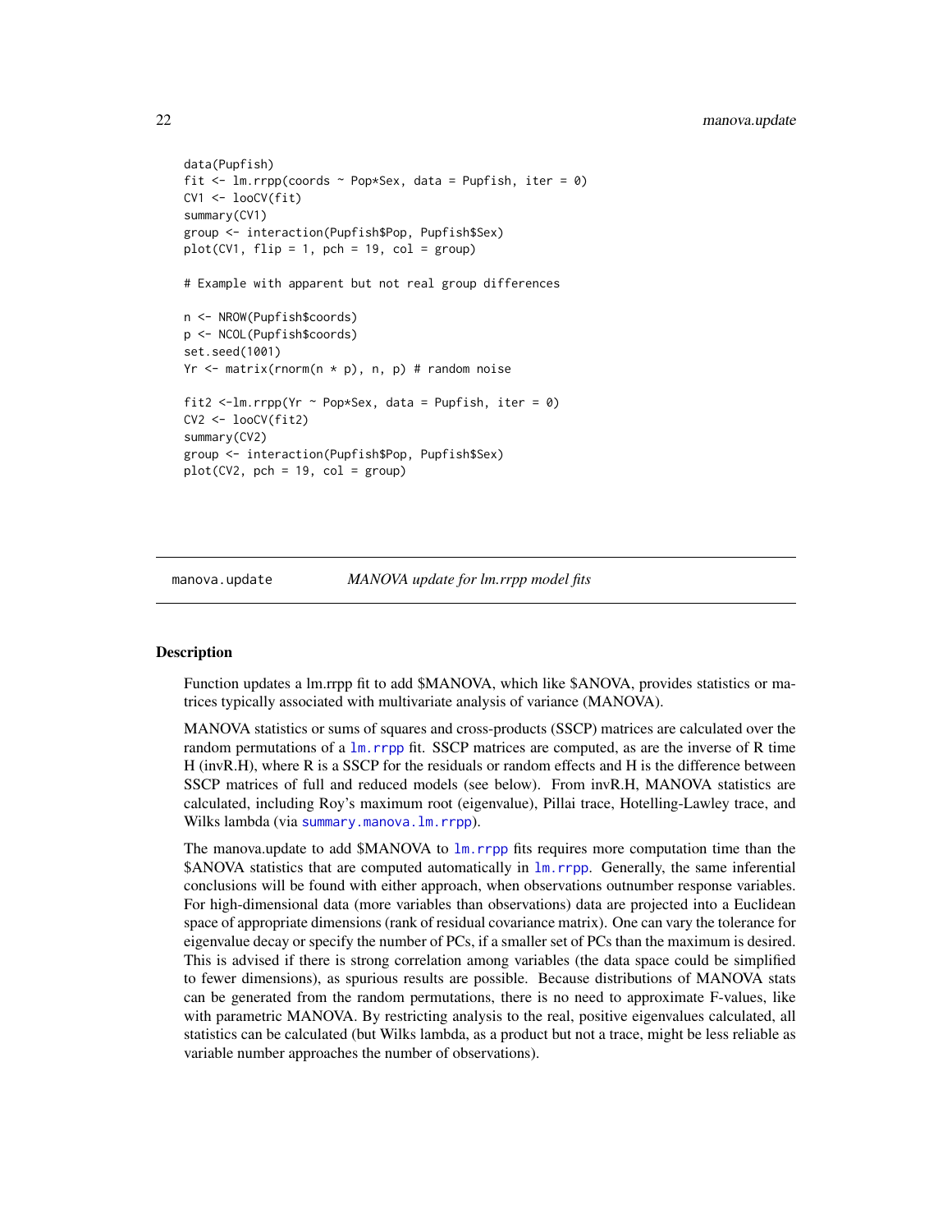```
data(Pupfish)
fit <- lm.rrpp(coords ~ Pop*Sex, data = Pupfish, iter = 0)
CV1 <- looCV(fit)
summary(CV1)
group <- interaction(Pupfish$Pop, Pupfish$Sex)
plot(CV1, flip = 1, pch = 19, col = group)

# Example with apparent but not real group differences

n <- NROW(Pupfish$coords)
p <- NCOL(Pupfish$coords)
set.seed(1001)
Yr <- matrix(rnorm(n * p), n, p) # random noise

fit2 <-lm.rrpp(Yr ~ Pop*Sex, data = Pupfish, iter = 0)
CV2 <- looCV(fit2)
summary(CV2)
group <- interaction(Pupfish$Pop, Pupfish$Sex)
plot(CV2, pch = 19, col = group)
```

---

## manova.update — *MANOVA update for lm.rrpp model fits*

### Description

Function updates a lm.rrpp fit to add $MANOVA, which like $ANOVA, provides statistics or matrices typically associated with multivariate analysis of variance (MANOVA).

MANOVA statistics or sums of squares and cross-products (SSCP) matrices are calculated over the random permutations of a `lm.rrpp` fit. SSCP matrices are computed, as are the inverse of R time H (invR.H), where R is a SSCP for the residuals or random effects and H is the difference between SSCP matrices of full and reduced models (see below). From invR.H, MANOVA statistics are calculated, including Roy's maximum root (eigenvalue), Pillai trace, Hotelling-Lawley trace, and Wilks lambda (via `summary.manova.lm.rrpp`).

The manova.update to add $MANOVA to `lm.rrpp` fits requires more computation time than the $ANOVA statistics that are computed automatically in `lm.rrpp`. Generally, the same inferential conclusions will be found with either approach, when observations outnumber response variables. For high-dimensional data (more variables than observations) data are projected into a Euclidean space of appropriate dimensions (rank of residual covariance matrix). One can vary the tolerance for eigenvalue decay or specify the number of PCs, if a smaller set of PCs than the maximum is desired. This is advised if there is strong correlation among variables (the data space could be simplified to fewer dimensions), as spurious results are possible. Because distributions of MANOVA stats can be generated from the random permutations, there is no need to approximate F-values, like with parametric MANOVA. By restricting analysis to the real, positive eigenvalues calculated, all statistics can be calculated (but Wilks lambda, as a product but not a trace, might be less reliable as variable number approaches the number of observations).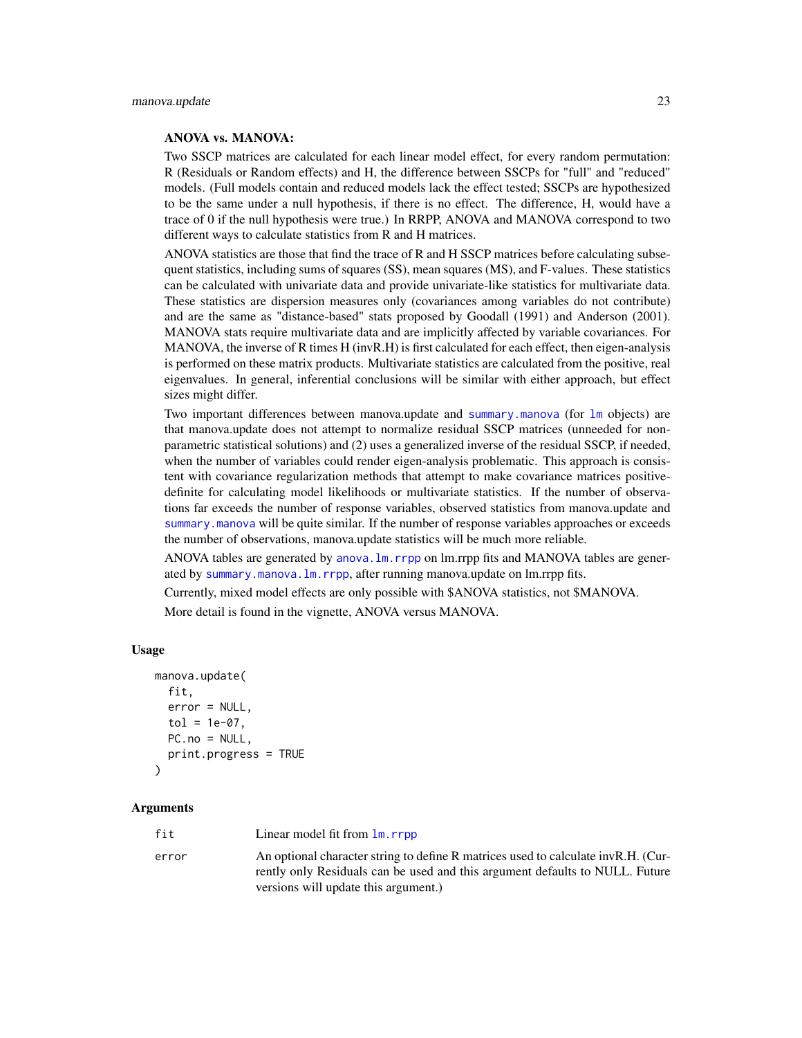**ANOVA vs. MANOVA:**

Two SSCP matrices are calculated for each linear model effect, for every random permutation: R (Residuals or Random effects) and H, the difference between SSCPs for "full" and "reduced" models. (Full models contain and reduced models lack the effect tested; SSCPs are hypothesized to be the same under a null hypothesis, if there is no effect. The difference, H, would have a trace of 0 if the null hypothesis were true.) In RRPP, ANOVA and MANOVA correspond to two different ways to calculate statistics from R and H matrices.

ANOVA statistics are those that find the trace of R and H SSCP matrices before calculating subsequent statistics, including sums of squares (SS), mean squares (MS), and F-values. These statistics can be calculated with univariate data and provide univariate-like statistics for multivariate data. These statistics are dispersion measures only (covariances among variables do not contribute) and are the same as "distance-based" stats proposed by Goodall (1991) and Anderson (2001). MANOVA stats require multivariate data and are implicitly affected by variable covariances. For MANOVA, the inverse of R times H (invR.H) is first calculated for each effect, then eigen-analysis is performed on these matrix products. Multivariate statistics are calculated from the positive, real eigenvalues. In general, inferential conclusions will be similar with either approach, but effect sizes might differ.

Two important differences between manova.update and `summary.manova` (for `lm` objects) are that manova.update does not attempt to normalize residual SSCP matrices (unneeded for non-parametric statistical solutions) and (2) uses a generalized inverse of the residual SSCP, if needed, when the number of variables could render eigen-analysis problematic. This approach is consistent with covariance regularization methods that attempt to make covariance matrices positive-definite for calculating model likelihoods or multivariate statistics. If the number of observations far exceeds the number of response variables, observed statistics from manova.update and `summary.manova` will be quite similar. If the number of response variables approaches or exceeds the number of observations, manova.update statistics will be much more reliable.

ANOVA tables are generated by `anova.lm.rrpp` on lm.rrpp fits and MANOVA tables are generated by `summary.manova.lm.rrpp`, after running manova.update on lm.rrpp fits.

Currently, mixed model effects are only possible with $ANOVA statistics, not $MANOVA.

More detail is found in the vignette, ANOVA versus MANOVA.

### Usage

```
manova.update(
  fit,
  error = NULL,
  tol = 1e-07,
  PC.no = NULL,
  print.progress = TRUE
)
```

### Arguments

| | |
|---|---|
| `fit` | Linear model fit from `lm.rrpp` |
| `error` | An optional character string to define R matrices used to calculate invR.H. (Currently only Residuals can be used and this argument defaults to NULL. Future versions will update this argument.) |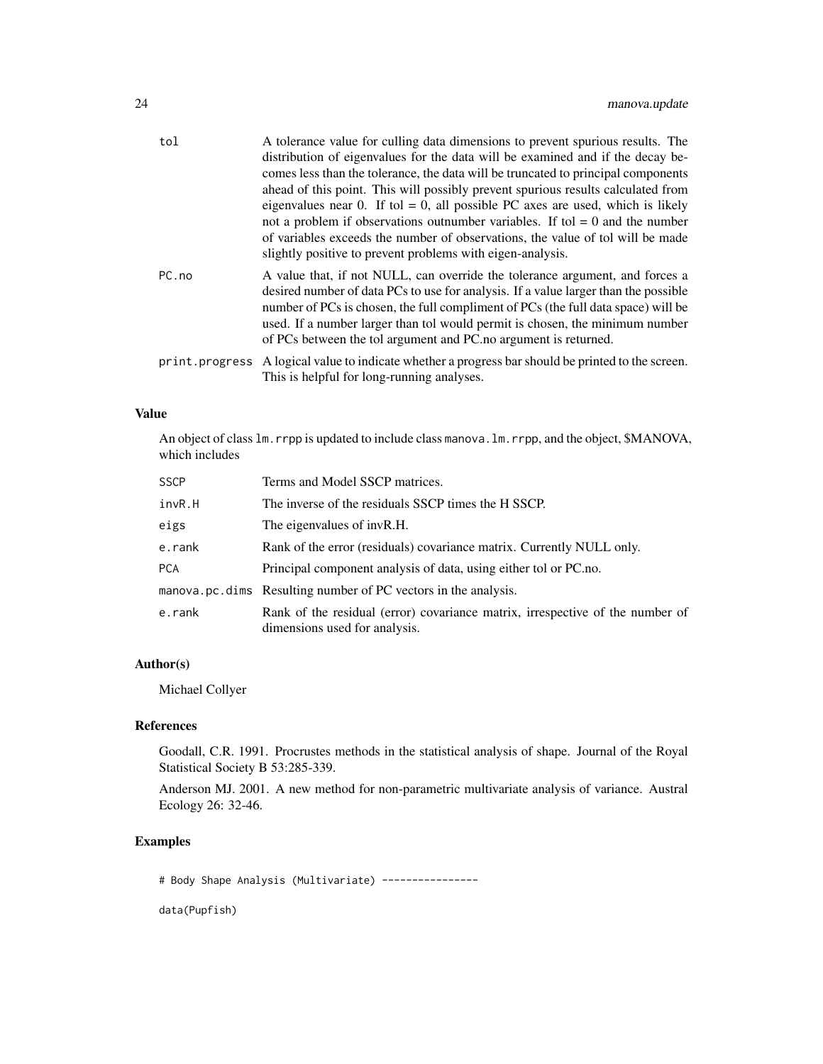| | |
|---|---|
| tol | A tolerance value for culling data dimensions to prevent spurious results. The distribution of eigenvalues for the data will be examined and if the decay becomes less than the tolerance, the data will be truncated to principal components ahead of this point. This will possibly prevent spurious results calculated from eigenvalues near 0. If tol = 0, all possible PC axes are used, which is likely not a problem if observations outnumber variables. If tol = 0 and the number of variables exceeds the number of observations, the value of tol will be made slightly positive to prevent problems with eigen-analysis. |
| PC.no | A value that, if not NULL, can override the tolerance argument, and forces a desired number of data PCs to use for analysis. If a value larger than the possible number of PCs is chosen, the full compliment of PCs (the full data space) will be used. If a number larger than tol would permit is chosen, the minimum number of PCs between the tol argument and PC.no argument is returned. |
| print.progress | A logical value to indicate whether a progress bar should be printed to the screen. This is helpful for long-running analyses. |

### Value

An object of class `lm.rrpp` is updated to include class `manova.lm.rrpp`, and the object, $MANOVA, which includes

| | |
|---|---|
| SSCP | Terms and Model SSCP matrices. |
| invR.H | The inverse of the residuals SSCP times the H SSCP. |
| eigs | The eigenvalues of invR.H. |
| e.rank | Rank of the error (residuals) covariance matrix. Currently NULL only. |
| PCA | Principal component analysis of data, using either tol or PC.no. |
| manova.pc.dims | Resulting number of PC vectors in the analysis. |
| e.rank | Rank of the residual (error) covariance matrix, irrespective of the number of dimensions used for analysis. |

### Author(s)

Michael Collyer

### References

Goodall, C.R. 1991. Procrustes methods in the statistical analysis of shape. Journal of the Royal Statistical Society B 53:285-339.

Anderson MJ. 2001. A new method for non-parametric multivariate analysis of variance. Austral Ecology 26: 32-46.

### Examples

```
# Body Shape Analysis (Multivariate) ----------------

data(Pupfish)
```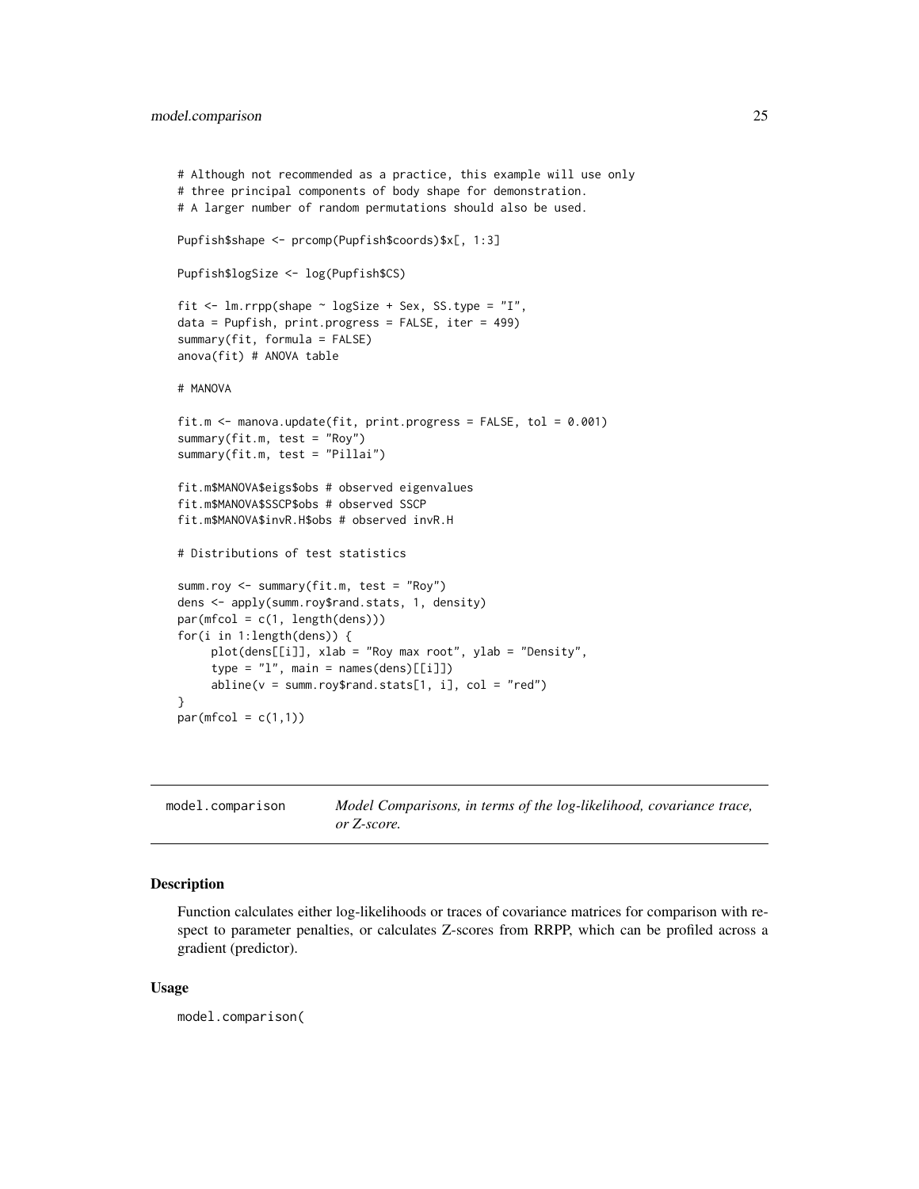```
# Although not recommended as a practice, this example will use only
# three principal components of body shape for demonstration.
# A larger number of random permutations should also be used.

Pupfish$shape <- prcomp(Pupfish$coords)$x[, 1:3]

Pupfish$logSize <- log(Pupfish$CS)

fit <- lm.rrpp(shape ~ logSize + Sex, SS.type = "I",
data = Pupfish, print.progress = FALSE, iter = 499)
summary(fit, formula = FALSE)
anova(fit) # ANOVA table

# MANOVA

fit.m <- manova.update(fit, print.progress = FALSE, tol = 0.001)
summary(fit.m, test = "Roy")
summary(fit.m, test = "Pillai")

fit.m$MANOVA$eigs$obs # observed eigenvalues
fit.m$MANOVA$SSCP$obs # observed SSCP
fit.m$MANOVA$invR.H$obs # observed invR.H

# Distributions of test statistics

summ.roy <- summary(fit.m, test = "Roy")
dens <- apply(summ.roy$rand.stats, 1, density)
par(mfcol = c(1, length(dens)))
for(i in 1:length(dens)) {
     plot(dens[[i]], xlab = "Roy max root", ylab = "Density",
     type = "l", main = names(dens)[[i]])
     abline(v = summ.roy$rand.stats[1, i], col = "red")
}
par(mfcol = c(1,1))
```

## model.comparison — *Model Comparisons, in terms of the log-likelihood, covariance trace, or Z-score.*

### Description

Function calculates either log-likelihoods or traces of covariance matrices for comparison with respect to parameter penalties, or calculates Z-scores from RRPP, which can be profiled across a gradient (predictor).

### Usage

```
model.comparison(
```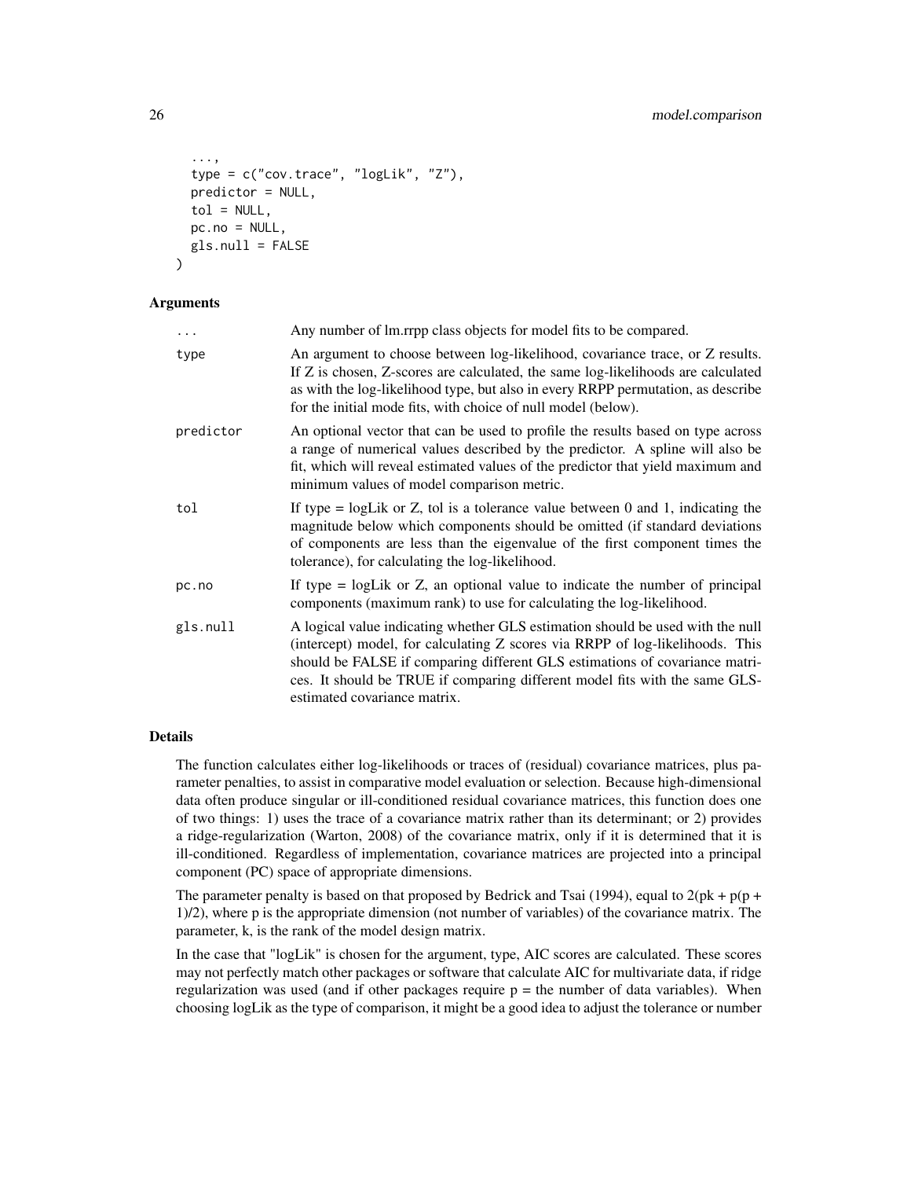```
  ...,
  type = c("cov.trace", "logLik", "Z"),
  predictor = NULL,
  tol = NULL,
  pc.no = NULL,
  gls.null = FALSE
)
```

## Arguments

| | |
|---|---|
| ... | Any number of lm.rrpp class objects for model fits to be compared. |
| type | An argument to choose between log-likelihood, covariance trace, or Z results. If Z is chosen, Z-scores are calculated, the same log-likelihoods are calculated as with the log-likelihood type, but also in every RRPP permutation, as describe for the initial mode fits, with choice of null model (below). |
| predictor | An optional vector that can be used to profile the results based on type across a range of numerical values described by the predictor. A spline will also be fit, which will reveal estimated values of the predictor that yield maximum and minimum values of model comparison metric. |
| tol | If type = logLik or Z, tol is a tolerance value between 0 and 1, indicating the magnitude below which components should be omitted (if standard deviations of components are less than the eigenvalue of the first component times the tolerance), for calculating the log-likelihood. |
| pc.no | If type = logLik or Z, an optional value to indicate the number of principal components (maximum rank) to use for calculating the log-likelihood. |
| gls.null | A logical value indicating whether GLS estimation should be used with the null (intercept) model, for calculating Z scores via RRPP of log-likelihoods. This should be FALSE if comparing different GLS estimations of covariance matrices. It should be TRUE if comparing different model fits with the same GLS-estimated covariance matrix. |

## Details

The function calculates either log-likelihoods or traces of (residual) covariance matrices, plus parameter penalties, to assist in comparative model evaluation or selection. Because high-dimensional data often produce singular or ill-conditioned residual covariance matrices, this function does one of two things: 1) uses the trace of a covariance matrix rather than its determinant; or 2) provides a ridge-regularization (Warton, 2008) of the covariance matrix, only if it is determined that it is ill-conditioned. Regardless of implementation, covariance matrices are projected into a principal component (PC) space of appropriate dimensions.

The parameter penalty is based on that proposed by Bedrick and Tsai (1994), equal to $2(pk + p(p + 1)/2)$, where p is the appropriate dimension (not number of variables) of the covariance matrix. The parameter, k, is the rank of the model design matrix.

In the case that "logLik" is chosen for the argument, type, AIC scores are calculated. These scores may not perfectly match other packages or software that calculate AIC for multivariate data, if ridge regularization was used (and if other packages require p = the number of data variables). When choosing logLik as the type of comparison, it might be a good idea to adjust the tolerance or number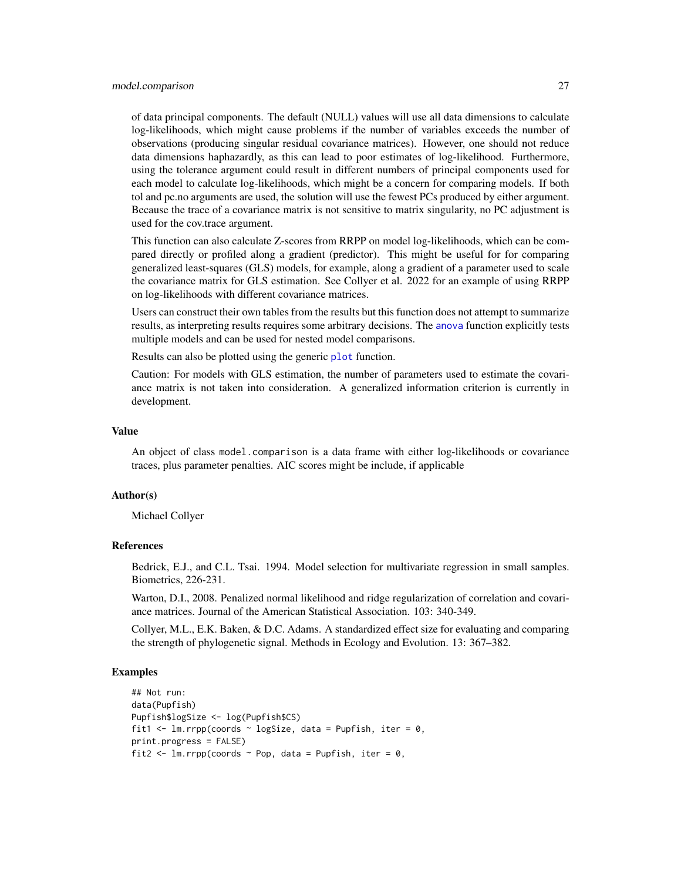of data principal components. The default (NULL) values will use all data dimensions to calculate log-likelihoods, which might cause problems if the number of variables exceeds the number of observations (producing singular residual covariance matrices). However, one should not reduce data dimensions haphazardly, as this can lead to poor estimates of log-likelihood. Furthermore, using the tolerance argument could result in different numbers of principal components used for each model to calculate log-likelihoods, which might be a concern for comparing models. If both tol and pc.no arguments are used, the solution will use the fewest PCs produced by either argument. Because the trace of a covariance matrix is not sensitive to matrix singularity, no PC adjustment is used for the cov.trace argument.

This function can also calculate Z-scores from RRPP on model log-likelihoods, which can be compared directly or profiled along a gradient (predictor). This might be useful for for comparing generalized least-squares (GLS) models, for example, along a gradient of a parameter used to scale the covariance matrix for GLS estimation. See Collyer et al. 2022 for an example of using RRPP on log-likelihoods with different covariance matrices.

Users can construct their own tables from the results but this function does not attempt to summarize results, as interpreting results requires some arbitrary decisions. The anova function explicitly tests multiple models and can be used for nested model comparisons.

Results can also be plotted using the generic plot function.

Caution: For models with GLS estimation, the number of parameters used to estimate the covariance matrix is not taken into consideration. A generalized information criterion is currently in development.

### Value

An object of class model.comparison is a data frame with either log-likelihoods or covariance traces, plus parameter penalties. AIC scores might be include, if applicable

### Author(s)

Michael Collyer

### References

Bedrick, E.J., and C.L. Tsai. 1994. Model selection for multivariate regression in small samples. Biometrics, 226-231.

Warton, D.I., 2008. Penalized normal likelihood and ridge regularization of correlation and covariance matrices. Journal of the American Statistical Association. 103: 340-349.

Collyer, M.L., E.K. Baken, & D.C. Adams. A standardized effect size for evaluating and comparing the strength of phylogenetic signal. Methods in Ecology and Evolution. 13: 367–382.

### Examples

```
## Not run:
data(Pupfish)
Pupfish$logSize <- log(Pupfish$CS)
fit1 <- lm.rrpp(coords ~ logSize, data = Pupfish, iter = 0,
print.progress = FALSE)
fit2 <- lm.rrpp(coords ~ Pop, data = Pupfish, iter = 0,
```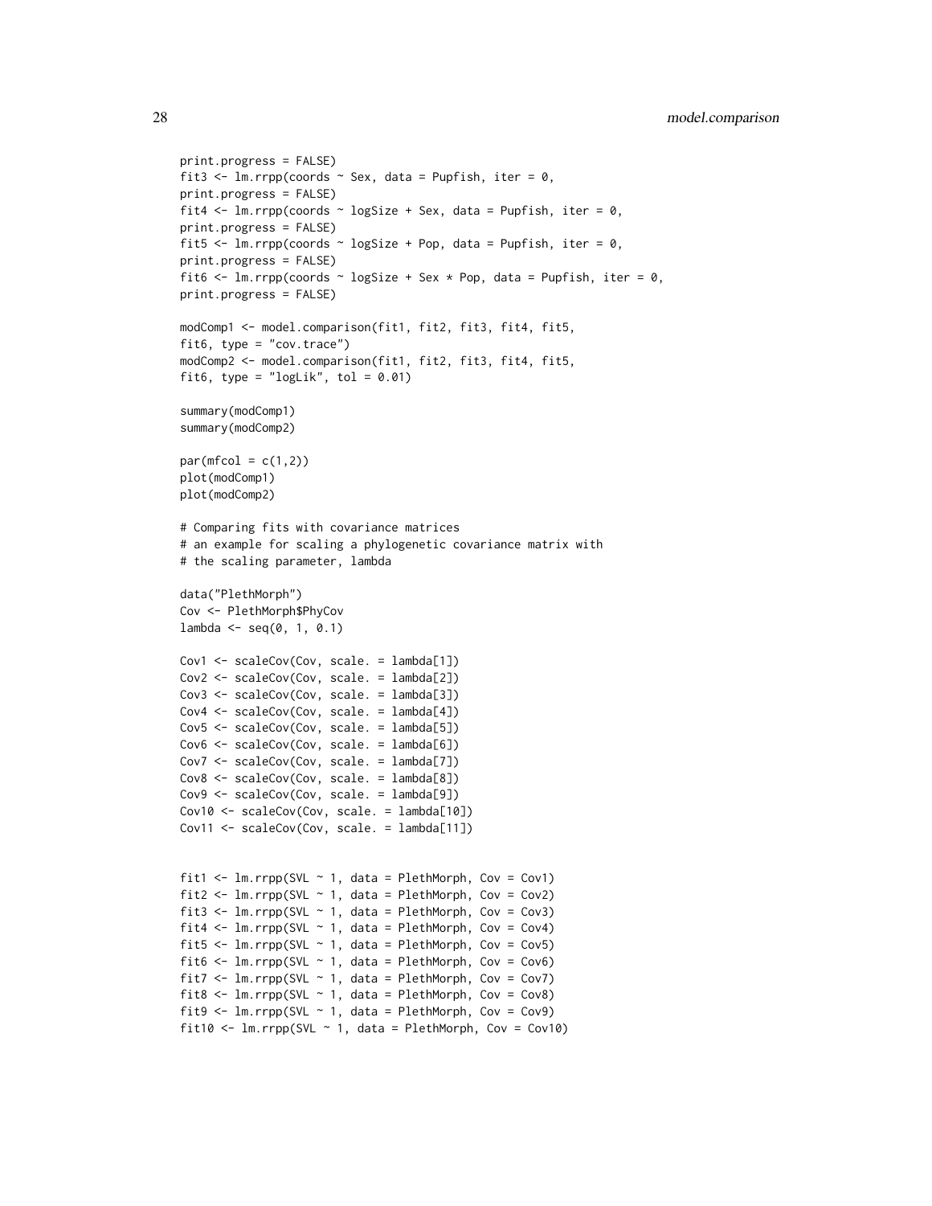```
print.progress = FALSE)
fit3 <- lm.rrpp(coords ~ Sex, data = Pupfish, iter = 0,
print.progress = FALSE)
fit4 <- lm.rrpp(coords ~ logSize + Sex, data = Pupfish, iter = 0,
print.progress = FALSE)
fit5 <- lm.rrpp(coords ~ logSize + Pop, data = Pupfish, iter = 0,
print.progress = FALSE)
fit6 <- lm.rrpp(coords ~ logSize + Sex * Pop, data = Pupfish, iter = 0,
print.progress = FALSE)

modComp1 <- model.comparison(fit1, fit2, fit3, fit4, fit5,
fit6, type = "cov.trace")
modComp2 <- model.comparison(fit1, fit2, fit3, fit4, fit5,
fit6, type = "logLik", tol = 0.01)

summary(modComp1)
summary(modComp2)

par(mfcol = c(1,2))
plot(modComp1)
plot(modComp2)

# Comparing fits with covariance matrices
# an example for scaling a phylogenetic covariance matrix with
# the scaling parameter, lambda

data("PlethMorph")
Cov <- PlethMorph$PhyCov
lambda <- seq(0, 1, 0.1)

Cov1 <- scaleCov(Cov, scale. = lambda[1])
Cov2 <- scaleCov(Cov, scale. = lambda[2])
Cov3 <- scaleCov(Cov, scale. = lambda[3])
Cov4 <- scaleCov(Cov, scale. = lambda[4])
Cov5 <- scaleCov(Cov, scale. = lambda[5])
Cov6 <- scaleCov(Cov, scale. = lambda[6])
Cov7 <- scaleCov(Cov, scale. = lambda[7])
Cov8 <- scaleCov(Cov, scale. = lambda[8])
Cov9 <- scaleCov(Cov, scale. = lambda[9])
Cov10 <- scaleCov(Cov, scale. = lambda[10])
Cov11 <- scaleCov(Cov, scale. = lambda[11])


fit1 <- lm.rrpp(SVL ~ 1, data = PlethMorph, Cov = Cov1)
fit2 <- lm.rrpp(SVL ~ 1, data = PlethMorph, Cov = Cov2)
fit3 <- lm.rrpp(SVL ~ 1, data = PlethMorph, Cov = Cov3)
fit4 <- lm.rrpp(SVL ~ 1, data = PlethMorph, Cov = Cov4)
fit5 <- lm.rrpp(SVL ~ 1, data = PlethMorph, Cov = Cov5)
fit6 <- lm.rrpp(SVL ~ 1, data = PlethMorph, Cov = Cov6)
fit7 <- lm.rrpp(SVL ~ 1, data = PlethMorph, Cov = Cov7)
fit8 <- lm.rrpp(SVL ~ 1, data = PlethMorph, Cov = Cov8)
fit9 <- lm.rrpp(SVL ~ 1, data = PlethMorph, Cov = Cov9)
fit10 <- lm.rrpp(SVL ~ 1, data = PlethMorph, Cov = Cov10)
```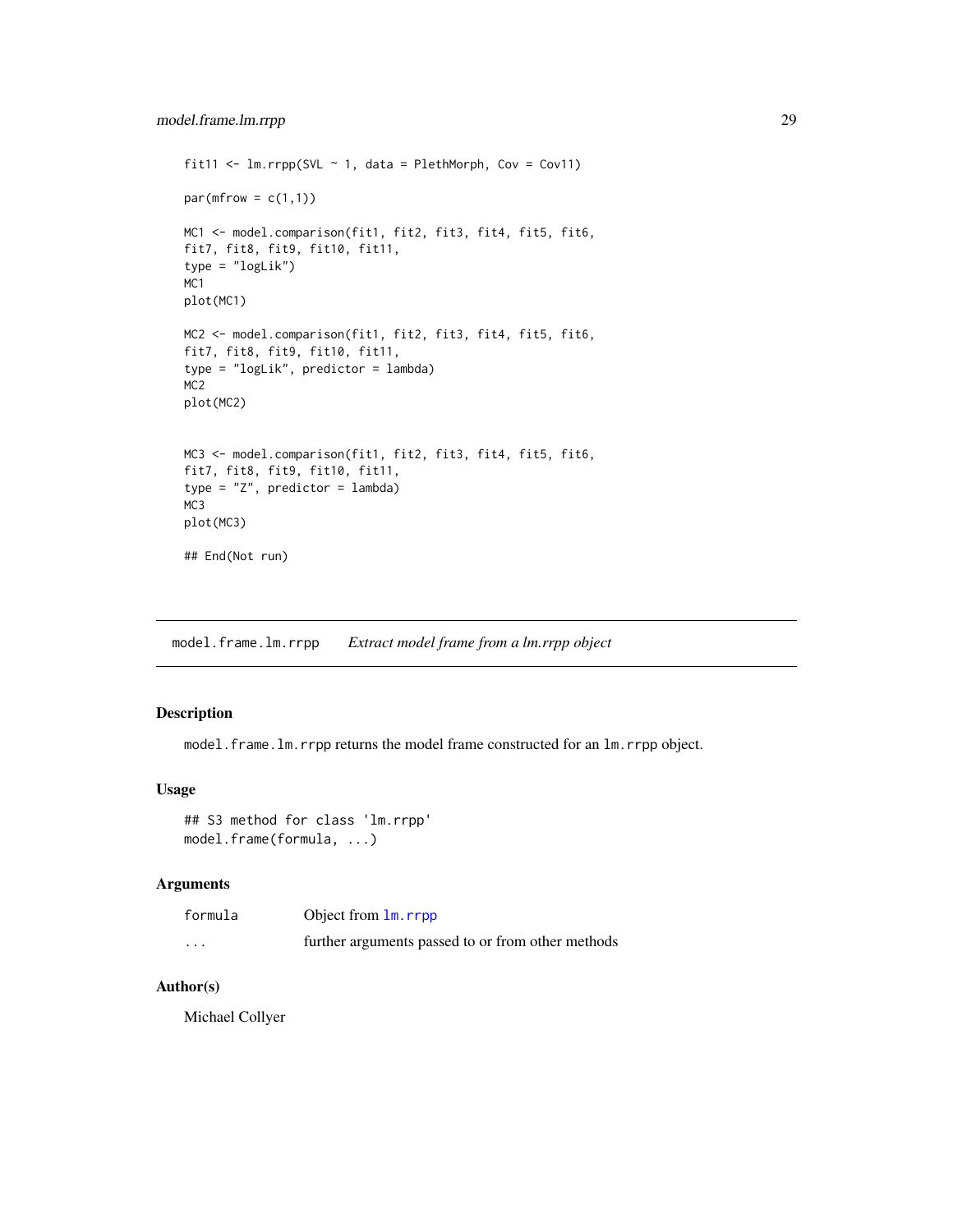```
fit11 <- lm.rrpp(SVL ~ 1, data = PlethMorph, Cov = Cov11)

par(mfrow = c(1,1))

MC1 <- model.comparison(fit1, fit2, fit3, fit4, fit5, fit6,
fit7, fit8, fit9, fit10, fit11,
type = "logLik")
MC1
plot(MC1)

MC2 <- model.comparison(fit1, fit2, fit3, fit4, fit5, fit6,
fit7, fit8, fit9, fit10, fit11,
type = "logLik", predictor = lambda)
MC2
plot(MC2)


MC3 <- model.comparison(fit1, fit2, fit3, fit4, fit5, fit6,
fit7, fit8, fit9, fit10, fit11,
type = "Z", predictor = lambda)
MC3
plot(MC3)

## End(Not run)
```

## model.frame.lm.rrpp — *Extract model frame from a lm.rrpp object*

### Description

model.frame.lm.rrpp returns the model frame constructed for an lm.rrpp object.

### Usage

```
## S3 method for class 'lm.rrpp'
model.frame(formula, ...)
```

### Arguments

| | |
|---|---|
| formula | Object from lm.rrpp |
| ... | further arguments passed to or from other methods |

### Author(s)

Michael Collyer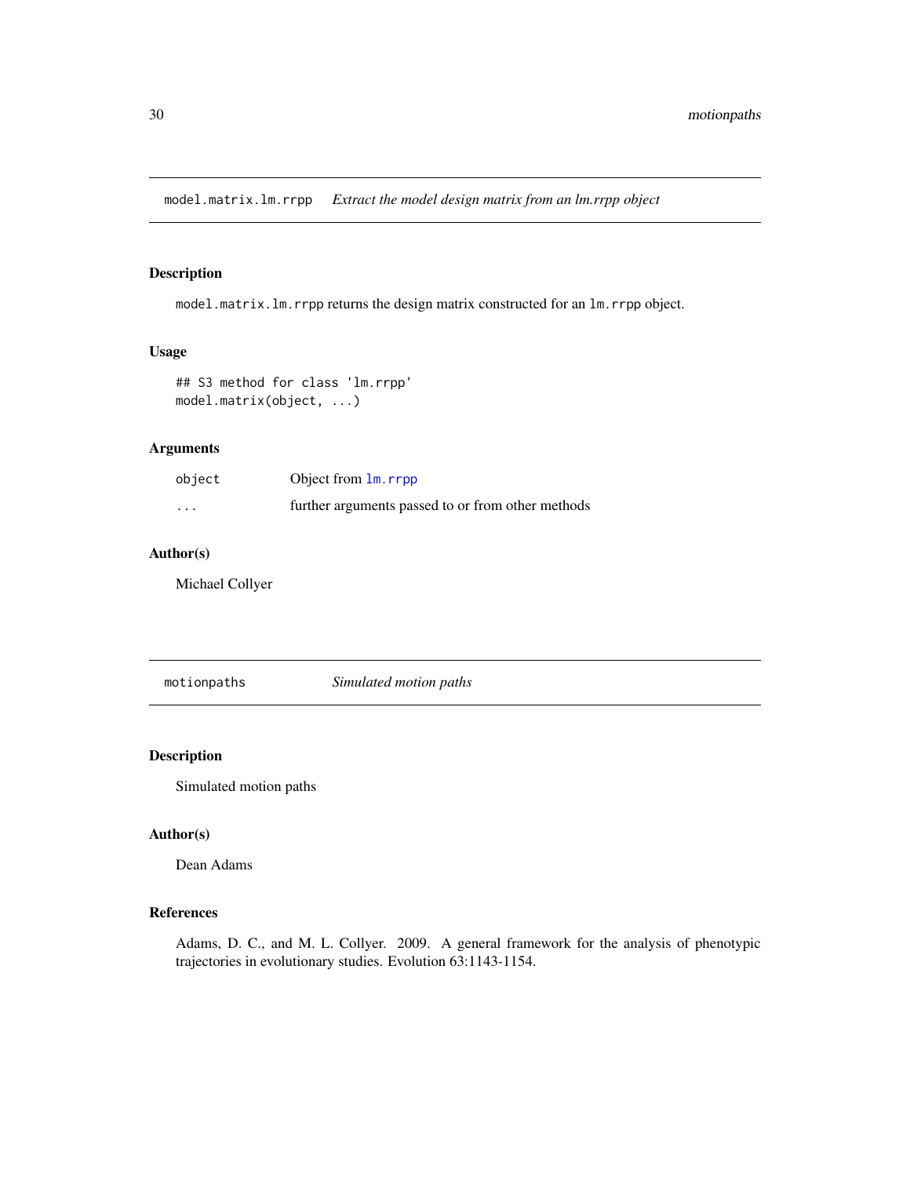## model.matrix.lm.rrpp    *Extract the model design matrix from an lm.rrpp object*

### Description

model.matrix.lm.rrpp returns the design matrix constructed for an lm.rrpp object.

### Usage

```
## S3 method for class 'lm.rrpp'
model.matrix(object, ...)
```

### Arguments

| | |
|---|---|
| object | Object from lm.rrpp |
| ... | further arguments passed to or from other methods |

### Author(s)

Michael Collyer

## motionpaths    *Simulated motion paths*

### Description

Simulated motion paths

### Author(s)

Dean Adams

### References

Adams, D. C., and M. L. Collyer. 2009. A general framework for the analysis of phenotypic trajectories in evolutionary studies. Evolution 63:1143-1154.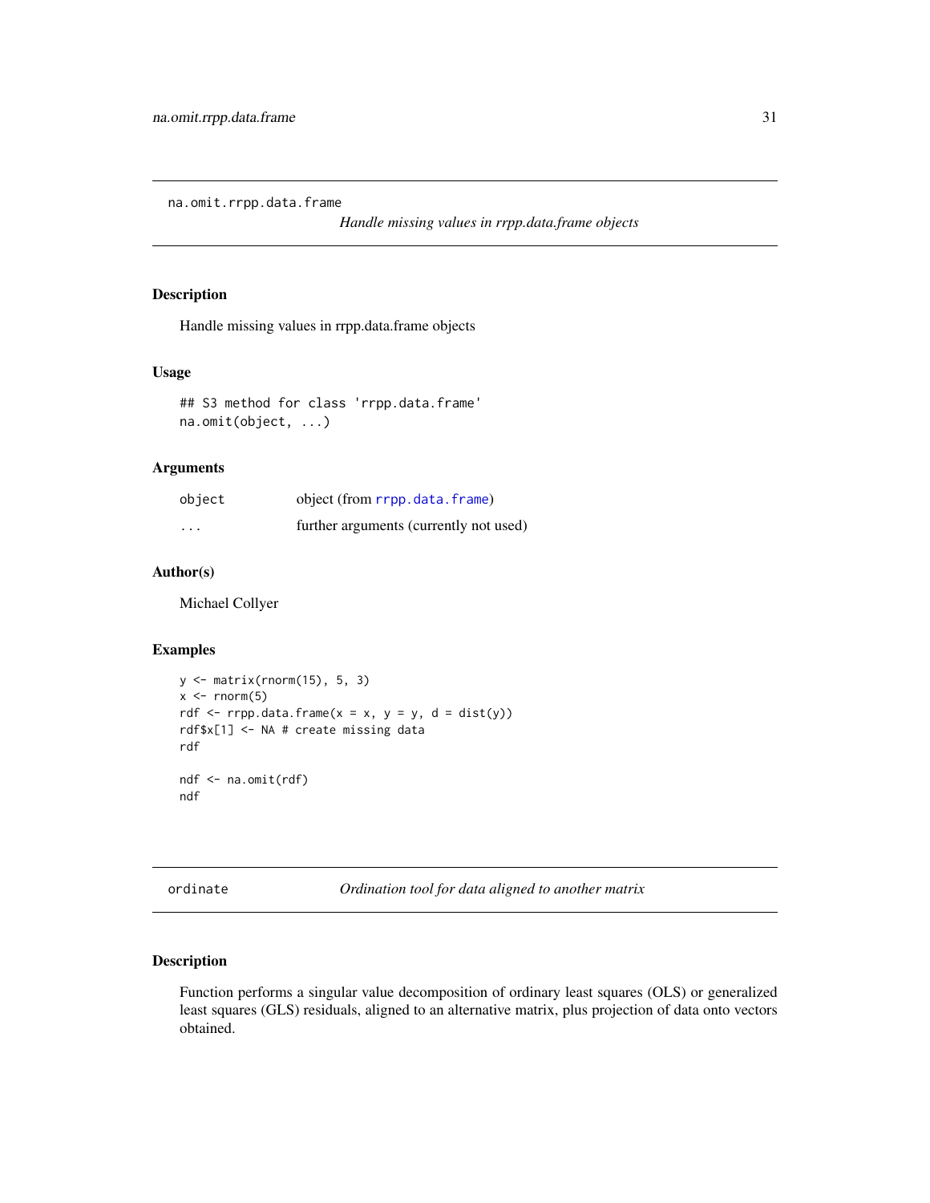## na.omit.rrpp.data.frame

*Handle missing values in rrpp.data.frame objects*

### Description

Handle missing values in rrpp.data.frame objects

### Usage

```
## S3 method for class 'rrpp.data.frame'
na.omit(object, ...)
```

### Arguments

| | |
|---|---|
| object | object (from rrpp.data.frame) |
| ... | further arguments (currently not used) |

### Author(s)

Michael Collyer

### Examples

```
y <- matrix(rnorm(15), 5, 3)
x <- rnorm(5)
rdf <- rrpp.data.frame(x = x, y = y, d = dist(y))
rdf$x[1] <- NA # create missing data
rdf

ndf <- na.omit(rdf)
ndf
```

## ordinate

*Ordination tool for data aligned to another matrix*

### Description

Function performs a singular value decomposition of ordinary least squares (OLS) or generalized least squares (GLS) residuals, aligned to an alternative matrix, plus projection of data onto vectors obtained.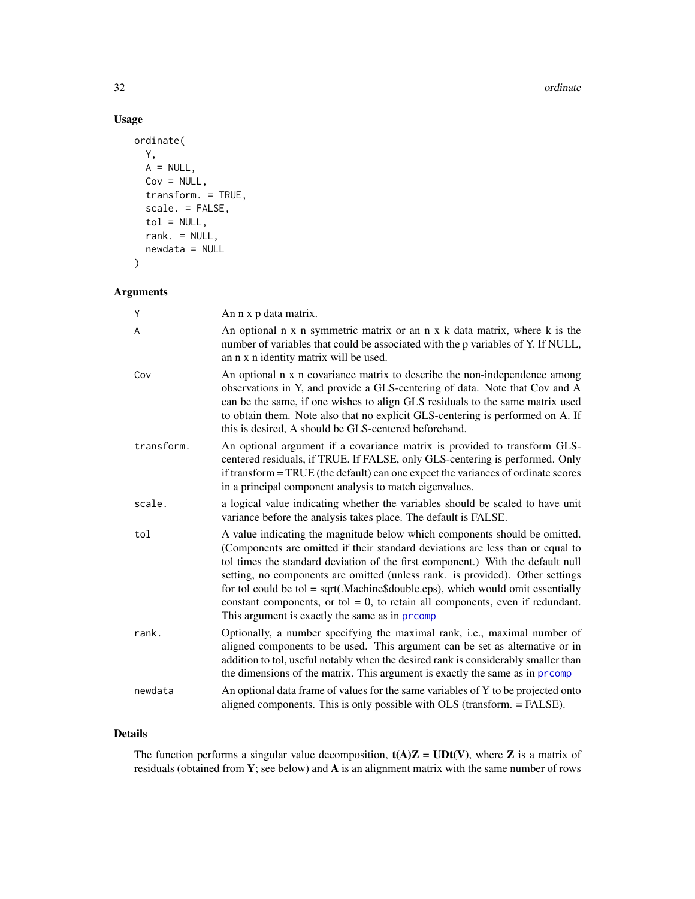## Usage

```
ordinate(
  Y,
  A = NULL,
  Cov = NULL,
  transform. = TRUE,
  scale. = FALSE,
  tol = NULL,
  rank. = NULL,
  newdata = NULL
)
```

## Arguments

| | |
|---|---|
| `Y` | An n x p data matrix. |
| `A` | An optional n x n symmetric matrix or an n x k data matrix, where k is the number of variables that could be associated with the p variables of Y. If NULL, an n x n identity matrix will be used. |
| `Cov` | An optional n x n covariance matrix to describe the non-independence among observations in Y, and provide a GLS-centering of data. Note that Cov and A can be the same, if one wishes to align GLS residuals to the same matrix used to obtain them. Note also that no explicit GLS-centering is performed on A. If this is desired, A should be GLS-centered beforehand. |
| `transform.` | An optional argument if a covariance matrix is provided to transform GLS-centered residuals, if TRUE. If FALSE, only GLS-centering is performed. Only if transform = TRUE (the default) can one expect the variances of ordinate scores in a principal component analysis to match eigenvalues. |
| `scale.` | a logical value indicating whether the variables should be scaled to have unit variance before the analysis takes place. The default is FALSE. |
| `tol` | A value indicating the magnitude below which components should be omitted. (Components are omitted if their standard deviations are less than or equal to tol times the standard deviation of the first component.) With the default null setting, no components are omitted (unless rank. is provided). Other settings for tol could be tol = sqrt(.Machine$double.eps), which would omit essentially constant components, or tol = 0, to retain all components, even if redundant. This argument is exactly the same as in prcomp |
| `rank.` | Optionally, a number specifying the maximal rank, i.e., maximal number of aligned components to be used. This argument can be set as alternative or in addition to tol, useful notably when the desired rank is considerably smaller than the dimensions of the matrix. This argument is exactly the same as in prcomp |
| `newdata` | An optional data frame of values for the same variables of Y to be projected onto aligned components. This is only possible with OLS (transform. = FALSE). |

## Details

The function performs a singular value decomposition, **t(A)Z = UDt(V)**, where **Z** is a matrix of residuals (obtained from **Y**; see below) and **A** is an alignment matrix with the same number of rows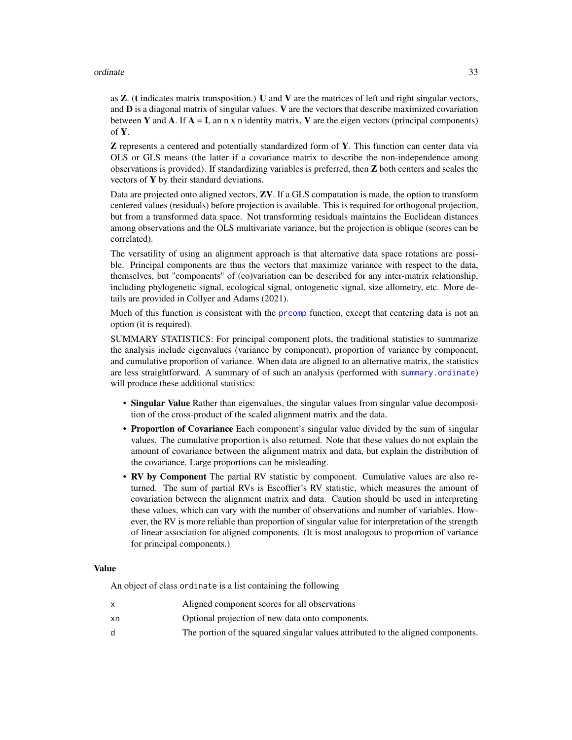as **Z**. (**t** indicates matrix transposition.) **U** and **V** are the matrices of left and right singular vectors, and **D** is a diagonal matrix of singular values. **V** are the vectors that describe maximized covariation between **Y** and **A**. If **A** = **I**, an n x n identity matrix, **V** are the eigen vectors (principal components) of **Y**.

**Z** represents a centered and potentially standardized form of **Y**. This function can center data via OLS or GLS means (the latter if a covariance matrix to describe the non-independence among observations is provided). If standardizing variables is preferred, then **Z** both centers and scales the vectors of **Y** by their standard deviations.

Data are projected onto aligned vectors, **ZV**. If a GLS computation is made, the option to transform centered values (residuals) before projection is available. This is required for orthogonal projection, but from a transformed data space. Not transforming residuals maintains the Euclidean distances among observations and the OLS multivariate variance, but the projection is oblique (scores can be correlated).

The versatility of using an alignment approach is that alternative data space rotations are possible. Principal components are thus the vectors that maximize variance with respect to the data, themselves, but "components" of (co)variation can be described for any inter-matrix relationship, including phylogenetic signal, ecological signal, ontogenetic signal, size allometry, etc. More details are provided in Collyer and Adams (2021).

Much of this function is consistent with the `prcomp` function, except that centering data is not an option (it is required).

SUMMARY STATISTICS: For principal component plots, the traditional statistics to summarize the analysis include eigenvalues (variance by component), proportion of variance by component, and cumulative proportion of variance. When data are aligned to an alternative matrix, the statistics are less straightforward. A summary of of such an analysis (performed with `summary.ordinate`) will produce these additional statistics:

- **Singular Value** Rather than eigenvalues, the singular values from singular value decomposition of the cross-product of the scaled alignment matrix and the data.
- **Proportion of Covariance** Each component's singular value divided by the sum of singular values. The cumulative proportion is also returned. Note that these values do not explain the amount of covariance between the alignment matrix and data, but explain the distribution of the covariance. Large proportions can be misleading.
- **RV by Component** The partial RV statistic by component. Cumulative values are also returned. The sum of partial RVs is Escoffier's RV statistic, which measures the amount of covariation between the alignment matrix and data. Caution should be used in interpreting these values, which can vary with the number of observations and number of variables. However, the RV is more reliable than proportion of singular value for interpretation of the strength of linear association for aligned components. (It is most analogous to proportion of variance for principal components.)

## Value

An object of class `ordinate` is a list containing the following

| | |
|---|---|
| `x` | Aligned component scores for all observations |
| `xn` | Optional projection of new data onto components. |
| `d` | The portion of the squared singular values attributed to the aligned components. |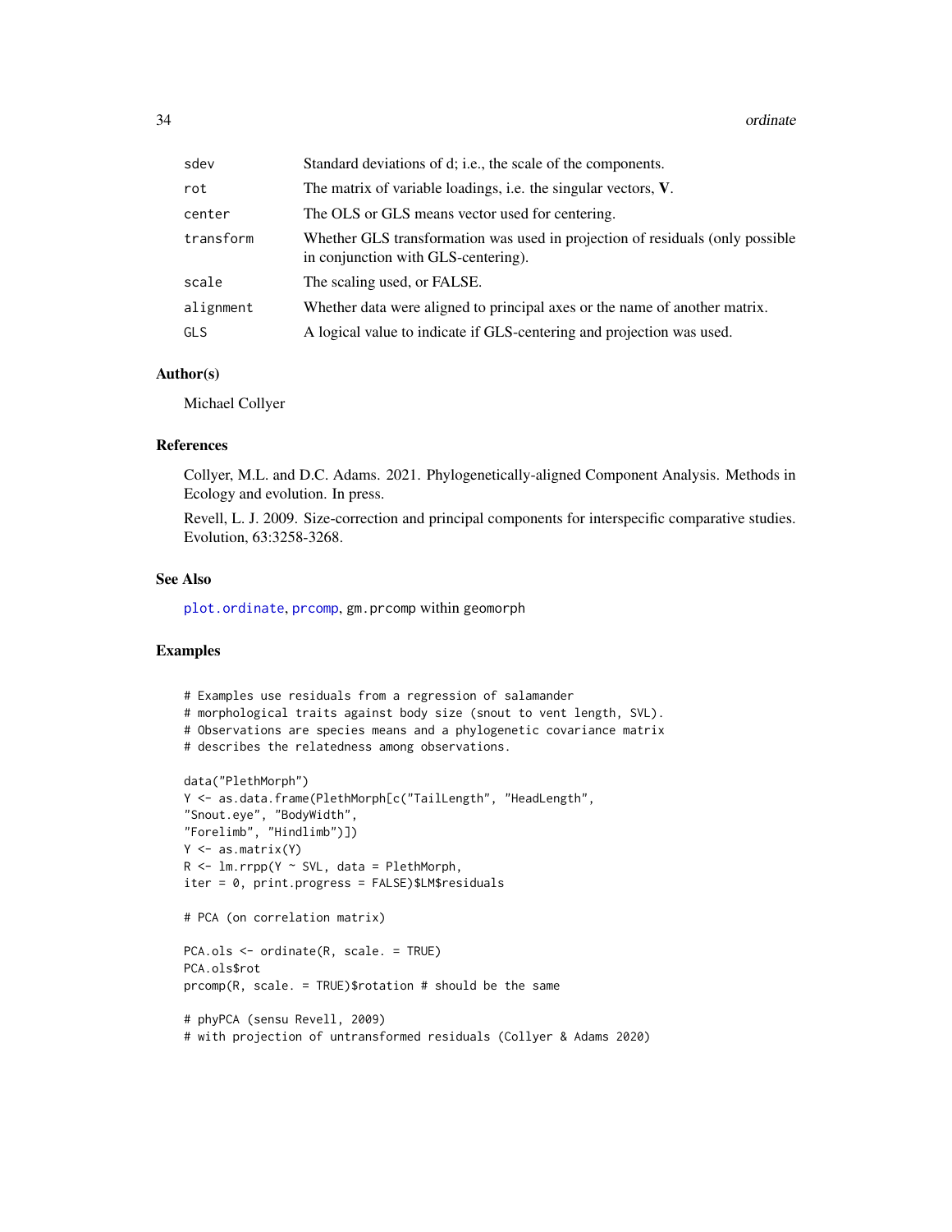| | |
|---|---|
| sdev | Standard deviations of d; i.e., the scale of the components. |
| rot | The matrix of variable loadings, i.e. the singular vectors, **V**. |
| center | The OLS or GLS means vector used for centering. |
| transform | Whether GLS transformation was used in projection of residuals (only possible in conjunction with GLS-centering). |
| scale | The scaling used, or FALSE. |
| alignment | Whether data were aligned to principal axes or the name of another matrix. |
| GLS | A logical value to indicate if GLS-centering and projection was used. |

### Author(s)

Michael Collyer

### References

Collyer, M.L. and D.C. Adams. 2021. Phylogenetically-aligned Component Analysis. Methods in Ecology and evolution. In press.

Revell, L. J. 2009. Size-correction and principal components for interspecific comparative studies. Evolution, 63:3258-3268.

### See Also

plot.ordinate, prcomp, gm.prcomp within geomorph

### Examples

```
# Examples use residuals from a regression of salamander
# morphological traits against body size (snout to vent length, SVL).
# Observations are species means and a phylogenetic covariance matrix
# describes the relatedness among observations.

data("PlethMorph")
Y <- as.data.frame(PlethMorph[c("TailLength", "HeadLength",
"Snout.eye", "BodyWidth",
"Forelimb", "Hindlimb")])
Y <- as.matrix(Y)
R <- lm.rrpp(Y ~ SVL, data = PlethMorph,
iter = 0, print.progress = FALSE)$LM$residuals

# PCA (on correlation matrix)

PCA.ols <- ordinate(R, scale. = TRUE)
PCA.ols$rot
prcomp(R, scale. = TRUE)$rotation # should be the same

# phyPCA (sensu Revell, 2009)
# with projection of untransformed residuals (Collyer & Adams 2020)
```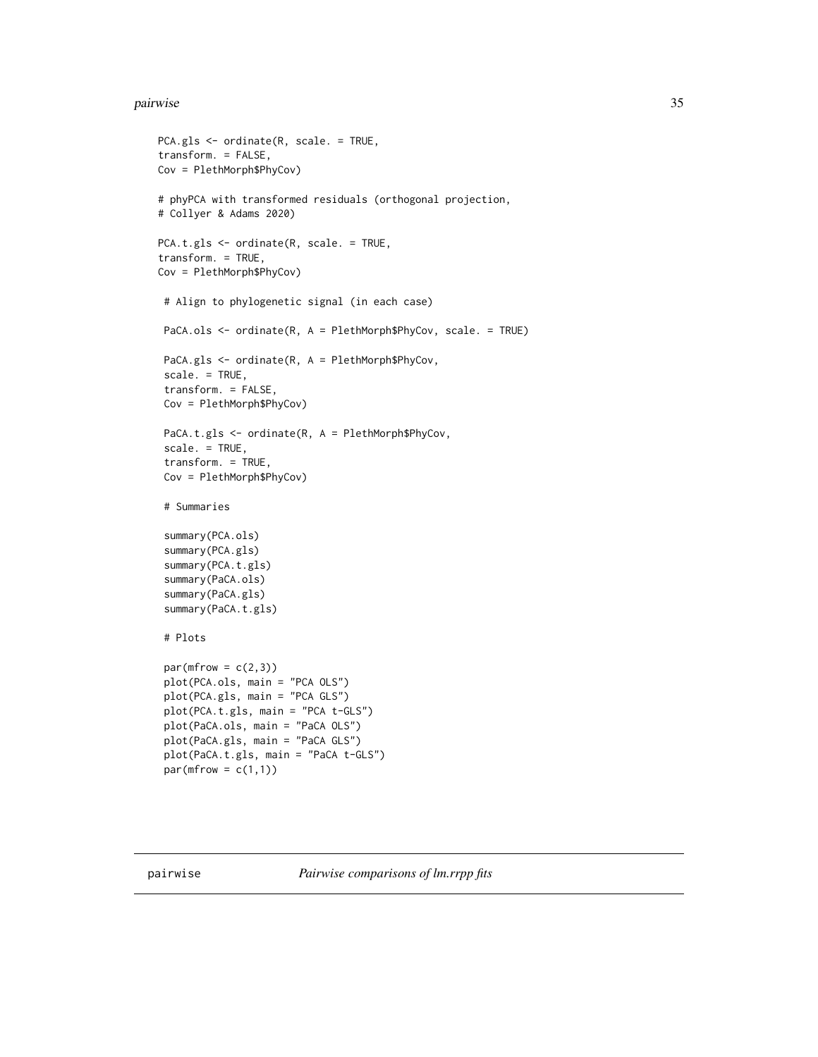```
PCA.gls <- ordinate(R, scale. = TRUE,
transform. = FALSE,
Cov = PlethMorph$PhyCov)

# phyPCA with transformed residuals (orthogonal projection,
# Collyer & Adams 2020)

PCA.t.gls <- ordinate(R, scale. = TRUE,
transform. = TRUE,
Cov = PlethMorph$PhyCov)

 # Align to phylogenetic signal (in each case)

 PaCA.ols <- ordinate(R, A = PlethMorph$PhyCov, scale. = TRUE)

 PaCA.gls <- ordinate(R, A = PlethMorph$PhyCov,
 scale. = TRUE,
 transform. = FALSE,
 Cov = PlethMorph$PhyCov)

 PaCA.t.gls <- ordinate(R, A = PlethMorph$PhyCov,
 scale. = TRUE,
 transform. = TRUE,
 Cov = PlethMorph$PhyCov)

 # Summaries

 summary(PCA.ols)
 summary(PCA.gls)
 summary(PCA.t.gls)
 summary(PaCA.ols)
 summary(PaCA.gls)
 summary(PaCA.t.gls)

 # Plots

 par(mfrow = c(2,3))
 plot(PCA.ols, main = "PCA OLS")
 plot(PCA.gls, main = "PCA GLS")
 plot(PCA.t.gls, main = "PCA t-GLS")
 plot(PaCA.ols, main = "PaCA OLS")
 plot(PaCA.gls, main = "PaCA GLS")
 plot(PaCA.t.gls, main = "PaCA t-GLS")
 par(mfrow = c(1,1))
```

## pairwise *Pairwise comparisons of lm.rrpp fits*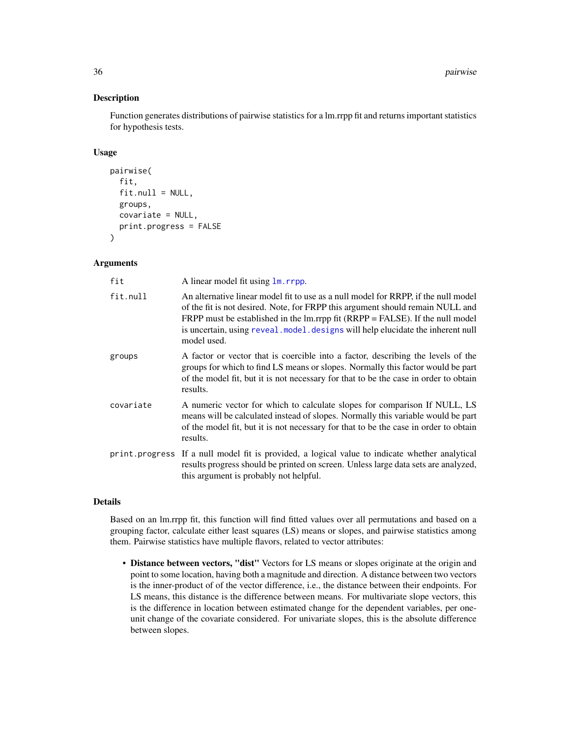## Description

Function generates distributions of pairwise statistics for a lm.rrpp fit and returns important statistics for hypothesis tests.

## Usage

```
pairwise(
  fit,
  fit.null = NULL,
  groups,
  covariate = NULL,
  print.progress = FALSE
)
```

## Arguments

| | |
|---|---|
| fit | A linear model fit using lm.rrpp. |
| fit.null | An alternative linear model fit to use as a null model for RRPP, if the null model of the fit is not desired. Note, for FRPP this argument should remain NULL and FRPP must be established in the lm.rrpp fit (RRPP = FALSE). If the null model is uncertain, using reveal.model.designs will help elucidate the inherent null model used. |
| groups | A factor or vector that is coercible into a factor, describing the levels of the groups for which to find LS means or slopes. Normally this factor would be part of the model fit, but it is not necessary for that to be the case in order to obtain results. |
| covariate | A numeric vector for which to calculate slopes for comparison If NULL, LS means will be calculated instead of slopes. Normally this variable would be part of the model fit, but it is not necessary for that to be the case in order to obtain results. |
| print.progress | If a null model fit is provided, a logical value to indicate whether analytical results progress should be printed on screen. Unless large data sets are analyzed, this argument is probably not helpful. |

## Details

Based on an lm.rrpp fit, this function will find fitted values over all permutations and based on a grouping factor, calculate either least squares (LS) means or slopes, and pairwise statistics among them. Pairwise statistics have multiple flavors, related to vector attributes:

- **Distance between vectors, "dist"** Vectors for LS means or slopes originate at the origin and point to some location, having both a magnitude and direction. A distance between two vectors is the inner-product of of the vector difference, i.e., the distance between their endpoints. For LS means, this distance is the difference between means. For multivariate slope vectors, this is the difference in location between estimated change for the dependent variables, per one-unit change of the covariate considered. For univariate slopes, this is the absolute difference between slopes.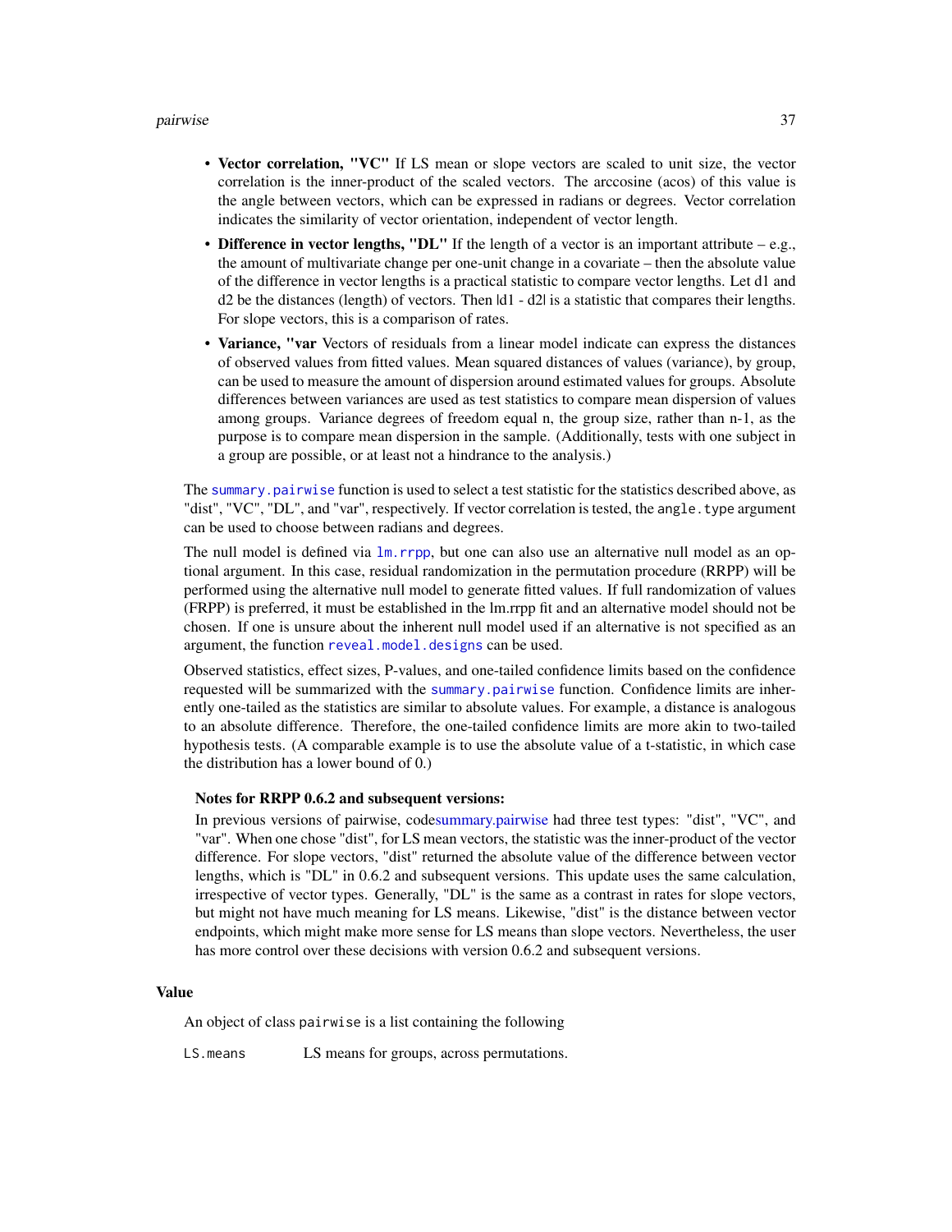- **Vector correlation, "VC"** If LS mean or slope vectors are scaled to unit size, the vector correlation is the inner-product of the scaled vectors. The arccosine (acos) of this value is the angle between vectors, which can be expressed in radians or degrees. Vector correlation indicates the similarity of vector orientation, independent of vector length.
- **Difference in vector lengths, "DL"** If the length of a vector is an important attribute – e.g., the amount of multivariate change per one-unit change in a covariate – then the absolute value of the difference in vector lengths is a practical statistic to compare vector lengths. Let d1 and d2 be the distances (length) of vectors. Then |d1 - d2| is a statistic that compares their lengths. For slope vectors, this is a comparison of rates.
- **Variance, "var** Vectors of residuals from a linear model indicate can express the distances of observed values from fitted values. Mean squared distances of values (variance), by group, can be used to measure the amount of dispersion around estimated values for groups. Absolute differences between variances are used as test statistics to compare mean dispersion of values among groups. Variance degrees of freedom equal n, the group size, rather than n-1, as the purpose is to compare mean dispersion in the sample. (Additionally, tests with one subject in a group are possible, or at least not a hindrance to the analysis.)

The `summary.pairwise` function is used to select a test statistic for the statistics described above, as "dist", "VC", "DL", and "var", respectively. If vector correlation is tested, the `angle.type` argument can be used to choose between radians and degrees.

The null model is defined via `lm.rrpp`, but one can also use an alternative null model as an optional argument. In this case, residual randomization in the permutation procedure (RRPP) will be performed using the alternative null model to generate fitted values. If full randomization of values (FRPP) is preferred, it must be established in the lm.rrpp fit and an alternative model should not be chosen. If one is unsure about the inherent null model used if an alternative is not specified as an argument, the function `reveal.model.designs` can be used.

Observed statistics, effect sizes, P-values, and one-tailed confidence limits based on the confidence requested will be summarized with the `summary.pairwise` function. Confidence limits are inherently one-tailed as the statistics are similar to absolute values. For example, a distance is analogous to an absolute difference. Therefore, the one-tailed confidence limits are more akin to two-tailed hypothesis tests. (A comparable example is to use the absolute value of a t-statistic, in which case the distribution has a lower bound of 0.)

**Notes for RRPP 0.6.2 and subsequent versions:**

In previous versions of pairwise, codesummary.pairwise had three test types: "dist", "VC", and "var". When one chose "dist", for LS mean vectors, the statistic was the inner-product of the vector difference. For slope vectors, "dist" returned the absolute value of the difference between vector lengths, which is "DL" in 0.6.2 and subsequent versions. This update uses the same calculation, irrespective of vector types. Generally, "DL" is the same as a contrast in rates for slope vectors, but might not have much meaning for LS means. Likewise, "dist" is the distance between vector endpoints, which might make more sense for LS means than slope vectors. Nevertheless, the user has more control over these decisions with version 0.6.2 and subsequent versions.

## Value

An object of class `pairwise` is a list containing the following

`LS.means` LS means for groups, across permutations.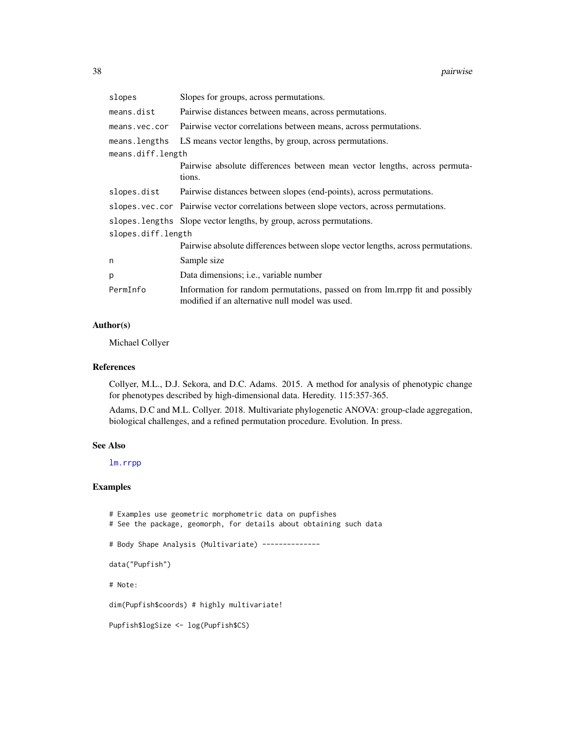| | |
|---|---|
| slopes | Slopes for groups, across permutations. |
| means.dist | Pairwise distances between means, across permutations. |
| means.vec.cor | Pairwise vector correlations between means, across permutations. |
| means.lengths | LS means vector lengths, by group, across permutations. |
| means.diff.length | Pairwise absolute differences between mean vector lengths, across permutations. |
| slopes.dist | Pairwise distances between slopes (end-points), across permutations. |
| slopes.vec.cor | Pairwise vector correlations between slope vectors, across permutations. |
| slopes.lengths | Slope vector lengths, by group, across permutations. |
| slopes.diff.length | Pairwise absolute differences between slope vector lengths, across permutations. |
| n | Sample size |
| p | Data dimensions; i.e., variable number |
| PermInfo | Information for random permutations, passed on from lm.rrpp fit and possibly modified if an alternative null model was used. |

### Author(s)

Michael Collyer

### References

Collyer, M.L., D.J. Sekora, and D.C. Adams. 2015. A method for analysis of phenotypic change for phenotypes described by high-dimensional data. Heredity. 115:357-365.

Adams, D.C and M.L. Collyer. 2018. Multivariate phylogenetic ANOVA: group-clade aggregation, biological challenges, and a refined permutation procedure. Evolution. In press.

### See Also

lm.rrpp

### Examples

```
# Examples use geometric morphometric data on pupfishes
# See the package, geomorph, for details about obtaining such data

# Body Shape Analysis (Multivariate) --------------

data("Pupfish")

# Note:

dim(Pupfish$coords) # highly multivariate!

Pupfish$logSize <- log(Pupfish$CS)
```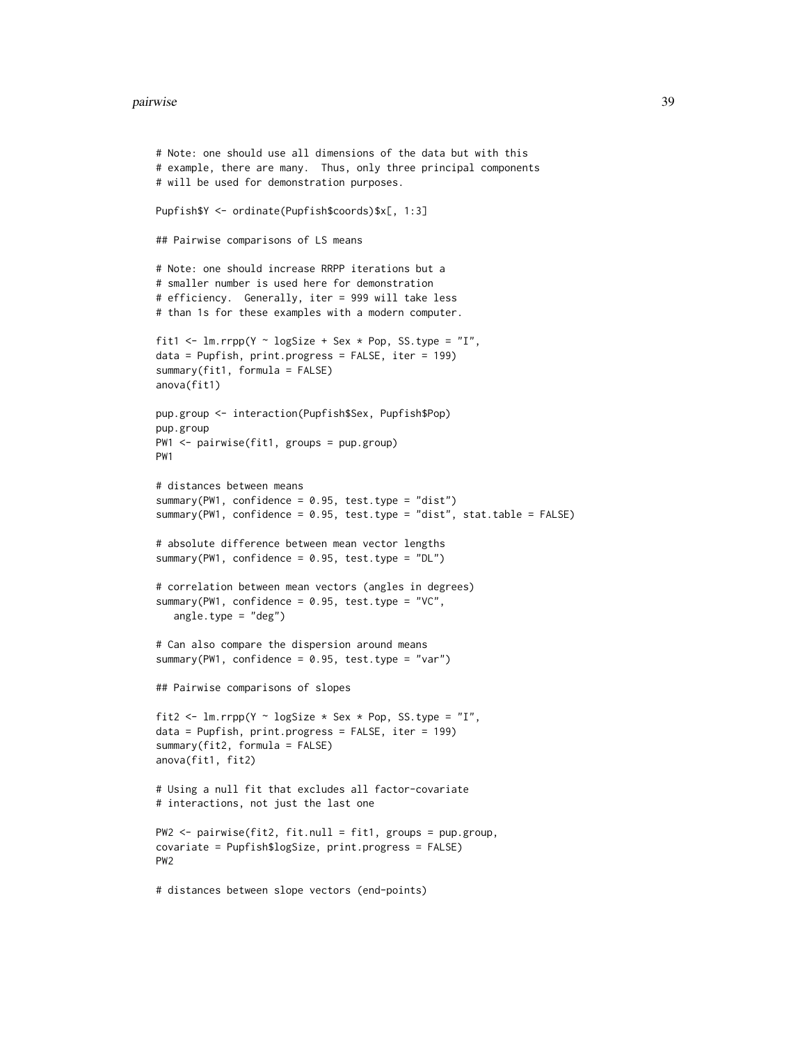```
# Note: one should use all dimensions of the data but with this
# example, there are many.  Thus, only three principal components
# will be used for demonstration purposes.

Pupfish$Y <- ordinate(Pupfish$coords)$x[, 1:3]

## Pairwise comparisons of LS means

# Note: one should increase RRPP iterations but a
# smaller number is used here for demonstration
# efficiency.  Generally, iter = 999 will take less
# than 1s for these examples with a modern computer.

fit1 <- lm.rrpp(Y ~ logSize + Sex * Pop, SS.type = "I",
data = Pupfish, print.progress = FALSE, iter = 199)
summary(fit1, formula = FALSE)
anova(fit1)

pup.group <- interaction(Pupfish$Sex, Pupfish$Pop)
pup.group
PW1 <- pairwise(fit1, groups = pup.group)
PW1

# distances between means
summary(PW1, confidence = 0.95, test.type = "dist")
summary(PW1, confidence = 0.95, test.type = "dist", stat.table = FALSE)

# absolute difference between mean vector lengths
summary(PW1, confidence = 0.95, test.type = "DL")

# correlation between mean vectors (angles in degrees)
summary(PW1, confidence = 0.95, test.type = "VC",
   angle.type = "deg")

# Can also compare the dispersion around means
summary(PW1, confidence = 0.95, test.type = "var")

## Pairwise comparisons of slopes

fit2 <- lm.rrpp(Y ~ logSize * Sex * Pop, SS.type = "I",
data = Pupfish, print.progress = FALSE, iter = 199)
summary(fit2, formula = FALSE)
anova(fit1, fit2)

# Using a null fit that excludes all factor-covariate
# interactions, not just the last one

PW2 <- pairwise(fit2, fit.null = fit1, groups = pup.group,
covariate = Pupfish$logSize, print.progress = FALSE)
PW2

# distances between slope vectors (end-points)
```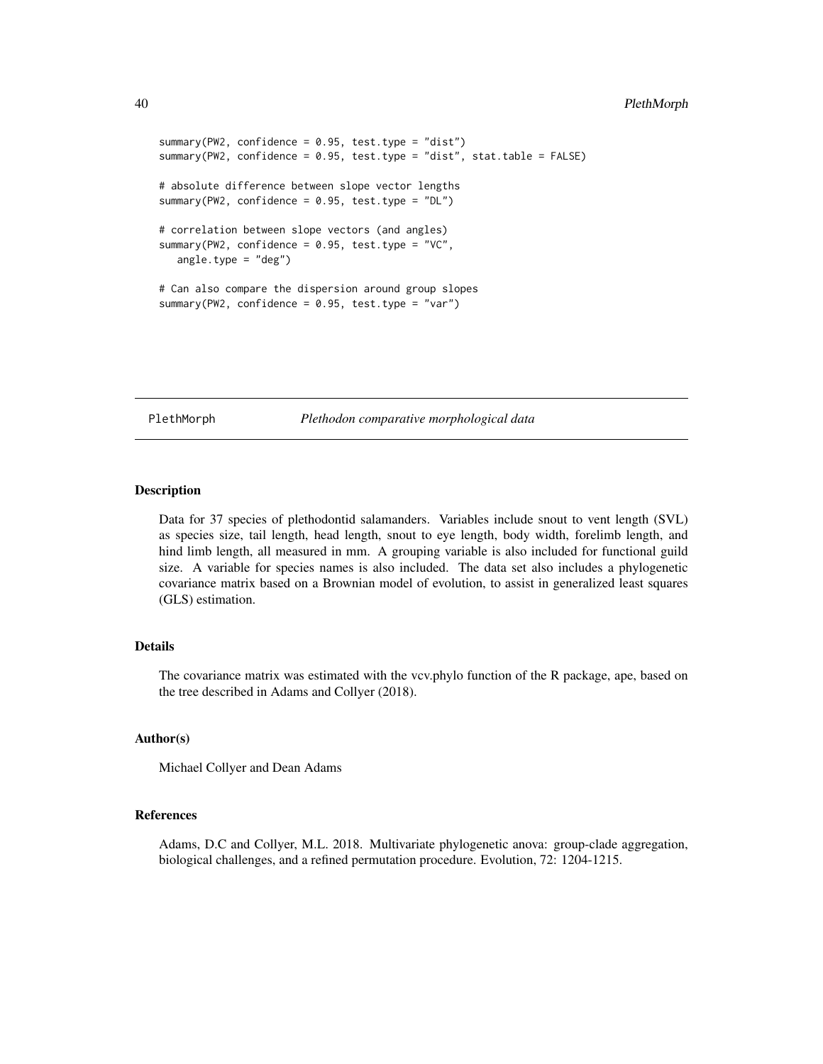```
summary(PW2, confidence = 0.95, test.type = "dist")
summary(PW2, confidence = 0.95, test.type = "dist", stat.table = FALSE)

# absolute difference between slope vector lengths
summary(PW2, confidence = 0.95, test.type = "DL")

# correlation between slope vectors (and angles)
summary(PW2, confidence = 0.95, test.type = "VC",
   angle.type = "deg")

# Can also compare the dispersion around group slopes
summary(PW2, confidence = 0.95, test.type = "var")
```

---

## PlethMorph — *Plethodon comparative morphological data*

---

### Description

Data for 37 species of plethodontid salamanders. Variables include snout to vent length (SVL) as species size, tail length, head length, snout to eye length, body width, forelimb length, and hind limb length, all measured in mm. A grouping variable is also included for functional guild size. A variable for species names is also included. The data set also includes a phylogenetic covariance matrix based on a Brownian model of evolution, to assist in generalized least squares (GLS) estimation.

### Details

The covariance matrix was estimated with the vcv.phylo function of the R package, ape, based on the tree described in Adams and Collyer (2018).

### Author(s)

Michael Collyer and Dean Adams

### References

Adams, D.C and Collyer, M.L. 2018. Multivariate phylogenetic anova: group-clade aggregation, biological challenges, and a refined permutation procedure. Evolution, 72: 1204-1215.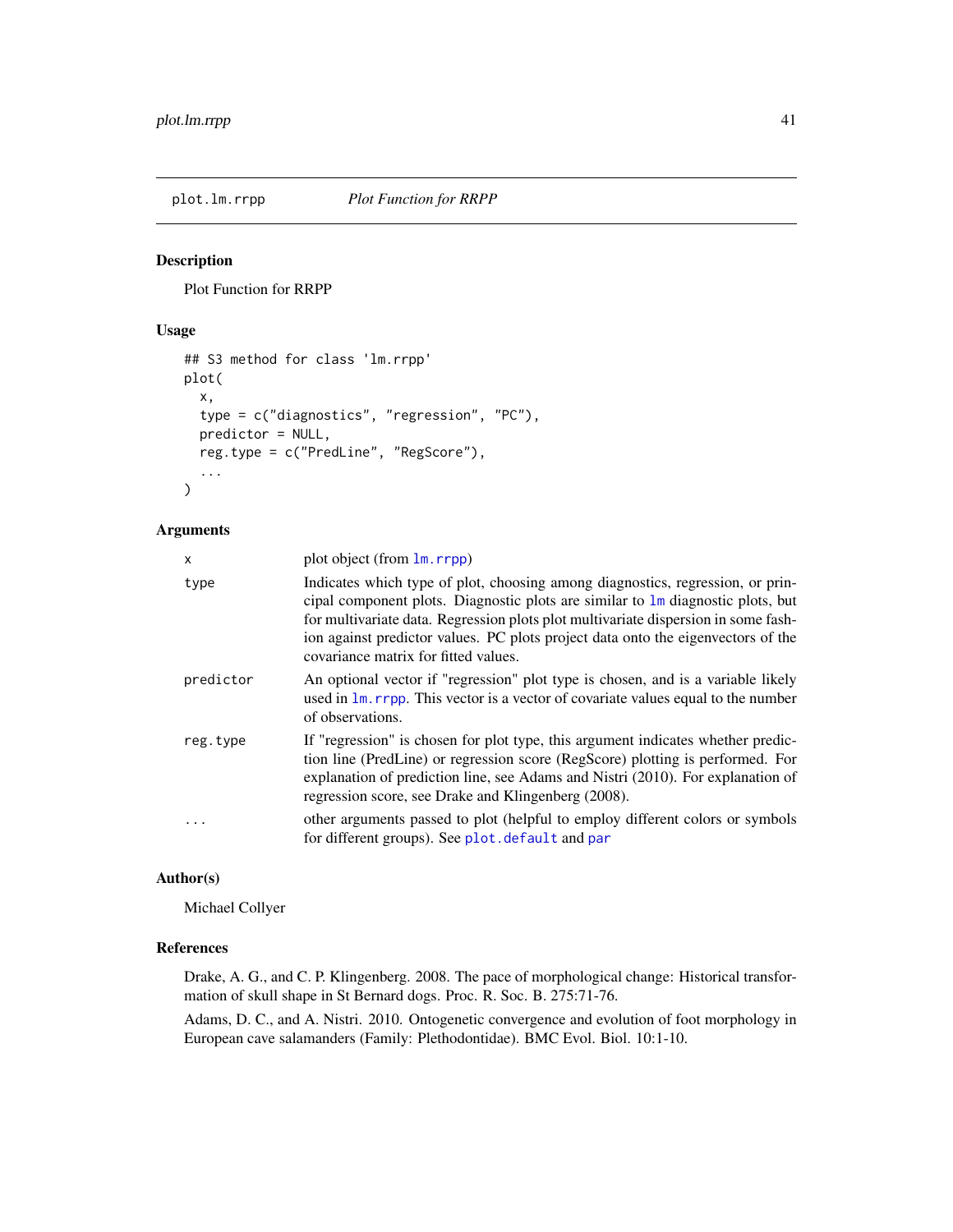# plot.lm.rrpp — *Plot Function for RRPP*

## Description

Plot Function for RRPP

## Usage

```
## S3 method for class 'lm.rrpp'
plot(
  x,
  type = c("diagnostics", "regression", "PC"),
  predictor = NULL,
  reg.type = c("PredLine", "RegScore"),
  ...
)
```

## Arguments

| | |
|---|---|
| x | plot object (from lm.rrpp) |
| type | Indicates which type of plot, choosing among diagnostics, regression, or principal component plots. Diagnostic plots are similar to lm diagnostic plots, but for multivariate data. Regression plots plot multivariate dispersion in some fashion against predictor values. PC plots project data onto the eigenvectors of the covariance matrix for fitted values. |
| predictor | An optional vector if "regression" plot type is chosen, and is a variable likely used in lm.rrpp. This vector is a vector of covariate values equal to the number of observations. |
| reg.type | If "regression" is chosen for plot type, this argument indicates whether prediction line (PredLine) or regression score (RegScore) plotting is performed. For explanation of prediction line, see Adams and Nistri (2010). For explanation of regression score, see Drake and Klingenberg (2008). |
| ... | other arguments passed to plot (helpful to employ different colors or symbols for different groups). See plot.default and par |

## Author(s)

Michael Collyer

## References

Drake, A. G., and C. P. Klingenberg. 2008. The pace of morphological change: Historical transformation of skull shape in St Bernard dogs. Proc. R. Soc. B. 275:71-76.

Adams, D. C., and A. Nistri. 2010. Ontogenetic convergence and evolution of foot morphology in European cave salamanders (Family: Plethodontidae). BMC Evol. Biol. 10:1-10.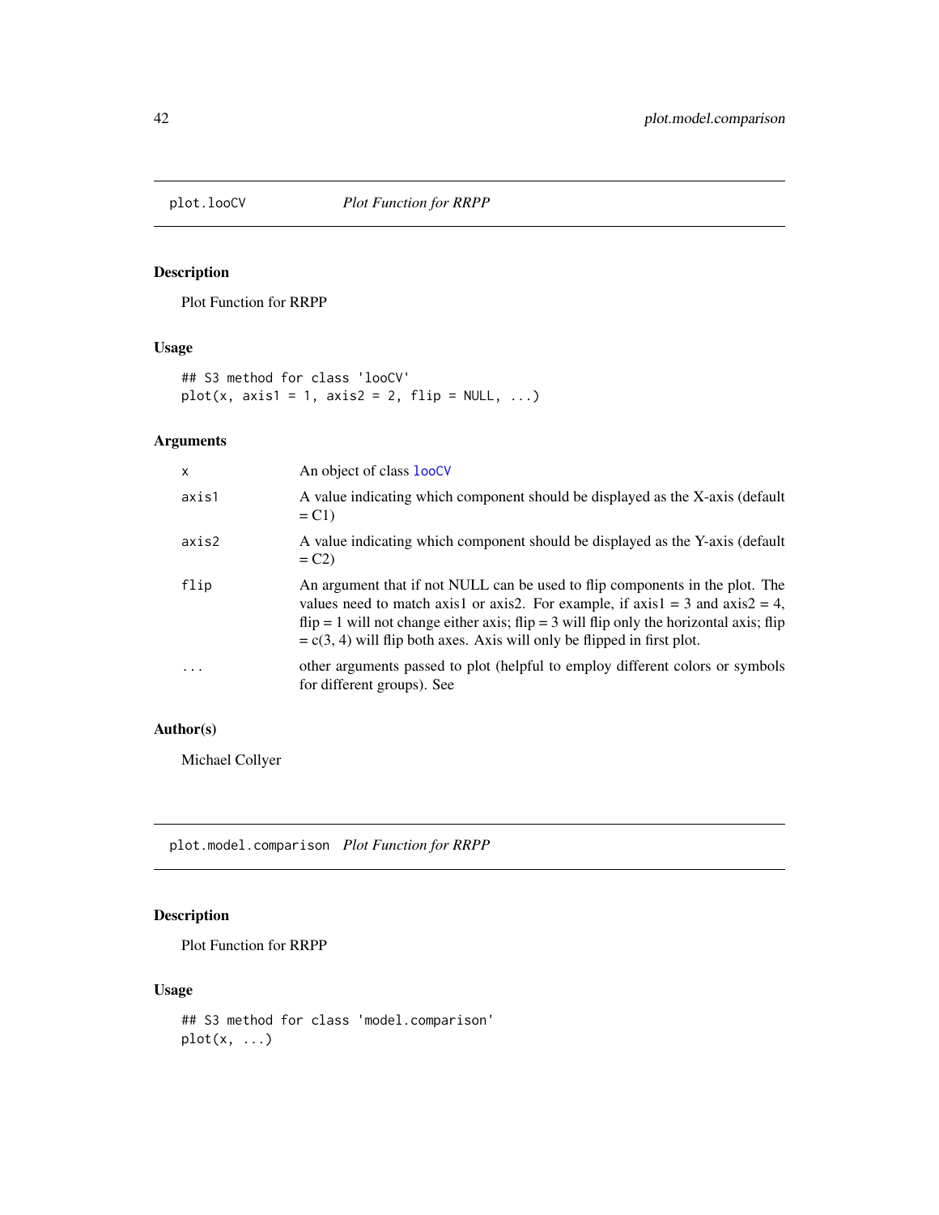## plot.looCV *Plot Function for RRPP*

### Description

Plot Function for RRPP

### Usage

```
## S3 method for class 'looCV'
plot(x, axis1 = 1, axis2 = 2, flip = NULL, ...)
```

### Arguments

| | |
|---|---|
| x | An object of class looCV |
| axis1 | A value indicating which component should be displayed as the X-axis (default = C1) |
| axis2 | A value indicating which component should be displayed as the Y-axis (default = C2) |
| flip | An argument that if not NULL can be used to flip components in the plot. The values need to match axis1 or axis2. For example, if axis1 = 3 and axis2 = 4, flip = 1 will not change either axis; flip = 3 will flip only the horizontal axis; flip = c(3, 4) will flip both axes. Axis will only be flipped in first plot. |
| ... | other arguments passed to plot (helpful to employ different colors or symbols for different groups). See |

### Author(s)

Michael Collyer

## plot.model.comparison *Plot Function for RRPP*

### Description

Plot Function for RRPP

### Usage

```
## S3 method for class 'model.comparison'
plot(x, ...)
```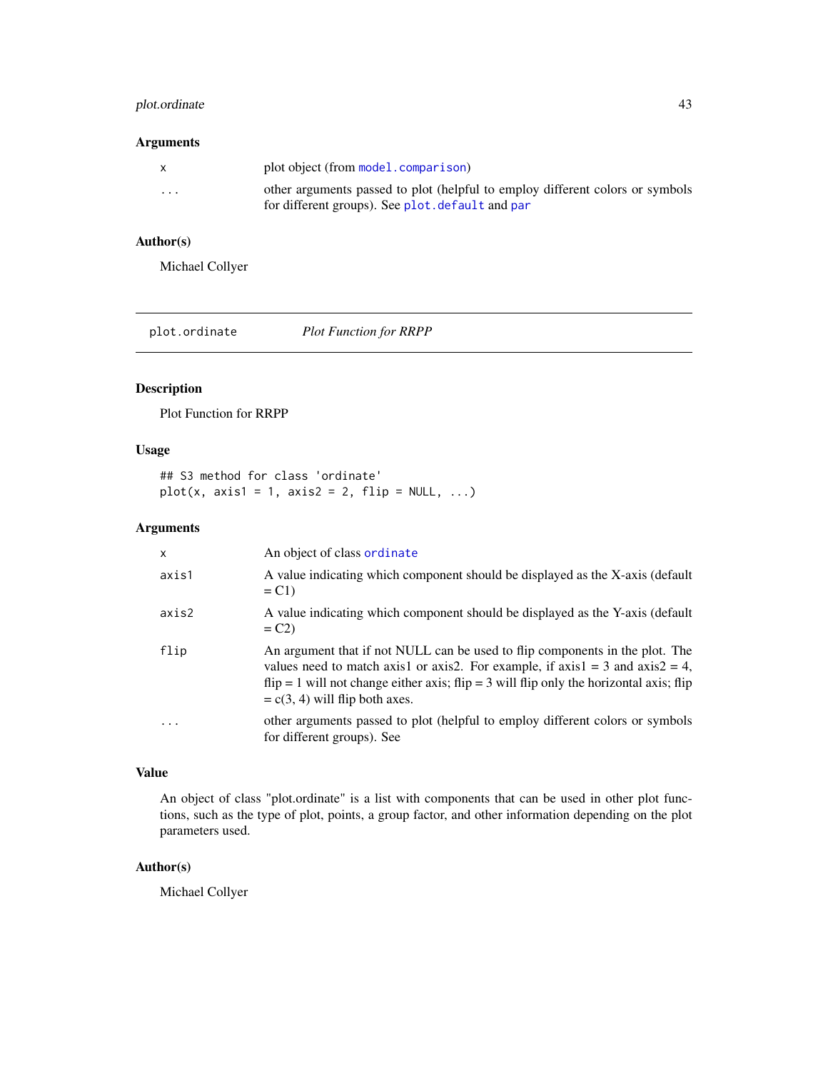### Arguments

| | |
|---|---|
| `x` | plot object (from `model.comparison`) |
| `...` | other arguments passed to plot (helpful to employ different colors or symbols for different groups). See `plot.default` and `par` |

### Author(s)

Michael Collyer

---

## plot.ordinate — *Plot Function for RRPP*

### Description

Plot Function for RRPP

### Usage

```
## S3 method for class 'ordinate'
plot(x, axis1 = 1, axis2 = 2, flip = NULL, ...)
```

### Arguments

| | |
|---|---|
| `x` | An object of class `ordinate` |
| `axis1` | A value indicating which component should be displayed as the X-axis (default = C1) |
| `axis2` | A value indicating which component should be displayed as the Y-axis (default = C2) |
| `flip` | An argument that if not NULL can be used to flip components in the plot. The values need to match axis1 or axis2. For example, if axis1 = 3 and axis2 = 4, flip = 1 will not change either axis; flip = 3 will flip only the horizontal axis; flip = c(3, 4) will flip both axes. |
| `...` | other arguments passed to plot (helpful to employ different colors or symbols for different groups). See |

### Value

An object of class "plot.ordinate" is a list with components that can be used in other plot functions, such as the type of plot, points, a group factor, and other information depending on the plot parameters used.

### Author(s)

Michael Collyer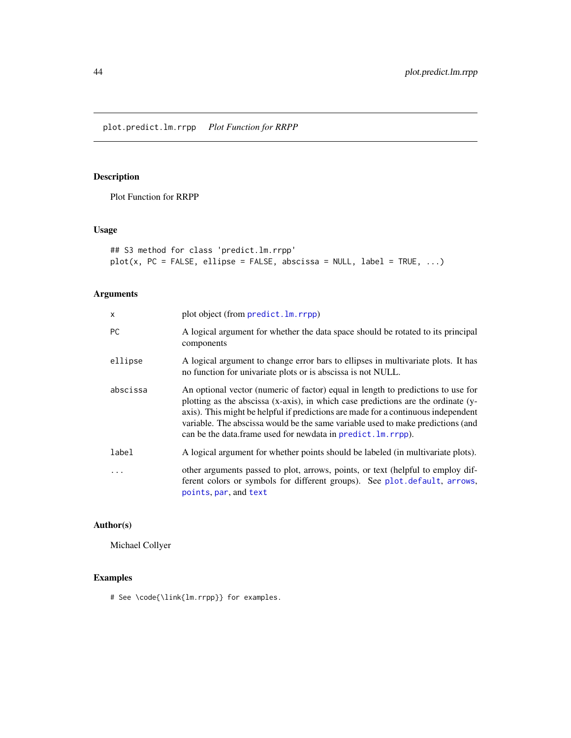# plot.predict.lm.rrpp *Plot Function for RRPP*

## Description

Plot Function for RRPP

## Usage

```
## S3 method for class 'predict.lm.rrpp'
plot(x, PC = FALSE, ellipse = FALSE, abscissa = NULL, label = TRUE, ...)
```

## Arguments

| | |
|---|---|
| x | plot object (from predict.lm.rrpp) |
| PC | A logical argument for whether the data space should be rotated to its principal components |
| ellipse | A logical argument to change error bars to ellipses in multivariate plots. It has no function for univariate plots or is abscissa is not NULL. |
| abscissa | An optional vector (numeric of factor) equal in length to predictions to use for plotting as the abscissa (x-axis), in which case predictions are the ordinate (y-axis). This might be helpful if predictions are made for a continuous independent variable. The abscissa would be the same variable used to make predictions (and can be the data.frame used for newdata in predict.lm.rrpp). |
| label | A logical argument for whether points should be labeled (in multivariate plots). |
| ... | other arguments passed to plot, arrows, points, or text (helpful to employ different colors or symbols for different groups). See plot.default, arrows, points, par, and text |

## Author(s)

Michael Collyer

## Examples

```
# See \code{\link{lm.rrpp}} for examples.
```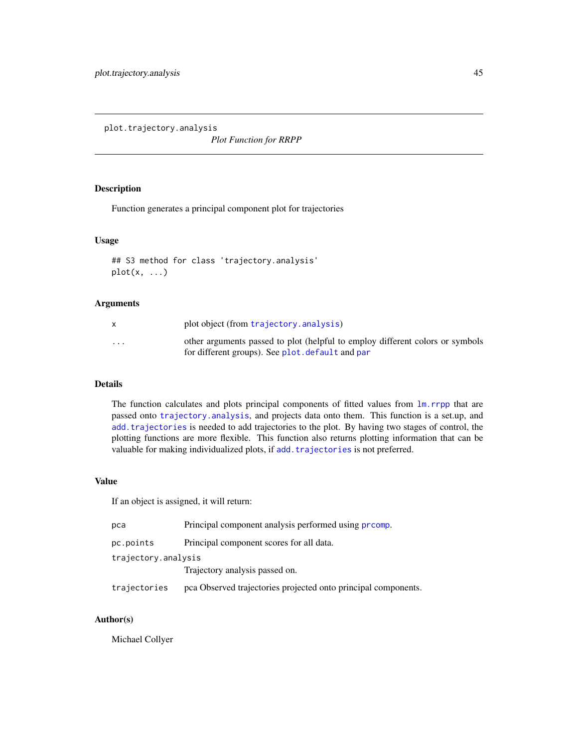## plot.trajectory.analysis

*Plot Function for RRPP*

### Description

Function generates a principal component plot for trajectories

### Usage

```
## S3 method for class 'trajectory.analysis'
plot(x, ...)
```

### Arguments

| | |
|---|---|
| `x` | plot object (from `trajectory.analysis`) |
| `...` | other arguments passed to plot (helpful to employ different colors or symbols for different groups). See `plot.default` and `par` |

### Details

The function calculates and plots principal components of fitted values from `lm.rrpp` that are passed onto `trajectory.analysis`, and projects data onto them. This function is a set.up, and `add.trajectories` is needed to add trajectories to the plot. By having two stages of control, the plotting functions are more flexible. This function also returns plotting information that can be valuable for making individualized plots, if `add.trajectories` is not preferred.

### Value

If an object is assigned, it will return:

| | |
|---|---|
| `pca` | Principal component analysis performed using `prcomp`. |
| `pc.points` | Principal component scores for all data. |
| `trajectory.analysis` | Trajectory analysis passed on. |
| `trajectories` | pca Observed trajectories projected onto principal components. |

### Author(s)

Michael Collyer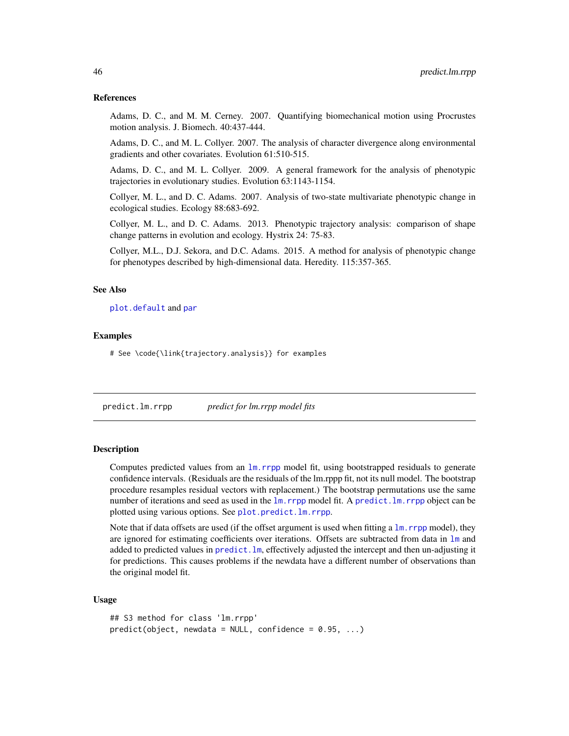### References

Adams, D. C., and M. M. Cerney. 2007. Quantifying biomechanical motion using Procrustes motion analysis. J. Biomech. 40:437-444.

Adams, D. C., and M. L. Collyer. 2007. The analysis of character divergence along environmental gradients and other covariates. Evolution 61:510-515.

Adams, D. C., and M. L. Collyer. 2009. A general framework for the analysis of phenotypic trajectories in evolutionary studies. Evolution 63:1143-1154.

Collyer, M. L., and D. C. Adams. 2007. Analysis of two-state multivariate phenotypic change in ecological studies. Ecology 88:683-692.

Collyer, M. L., and D. C. Adams. 2013. Phenotypic trajectory analysis: comparison of shape change patterns in evolution and ecology. Hystrix 24: 75-83.

Collyer, M.L., D.J. Sekora, and D.C. Adams. 2015. A method for analysis of phenotypic change for phenotypes described by high-dimensional data. Heredity. 115:357-365.

### See Also

`plot.default` and `par`

### Examples

```
# See \code{\link{trajectory.analysis}} for examples
```

---

## predict.lm.rrpp — *predict for lm.rrpp model fits*

### Description

Computes predicted values from an `lm.rrpp` model fit, using bootstrapped residuals to generate confidence intervals. (Residuals are the residuals of the lm.rppp fit, not its null model. The bootstrap procedure resamples residual vectors with replacement.) The bootstrap permutations use the same number of iterations and seed as used in the `lm.rrpp` model fit. A `predict.lm.rrpp` object can be plotted using various options. See `plot.predict.lm.rrpp`.

Note that if data offsets are used (if the offset argument is used when fitting a `lm.rrpp` model), they are ignored for estimating coefficients over iterations. Offsets are subtracted from data in `lm` and added to predicted values in `predict.lm`, effectively adjusted the intercept and then un-adjusting it for predictions. This causes problems if the newdata have a different number of observations than the original model fit.

### Usage

```
## S3 method for class 'lm.rrpp'
predict(object, newdata = NULL, confidence = 0.95, ...)
```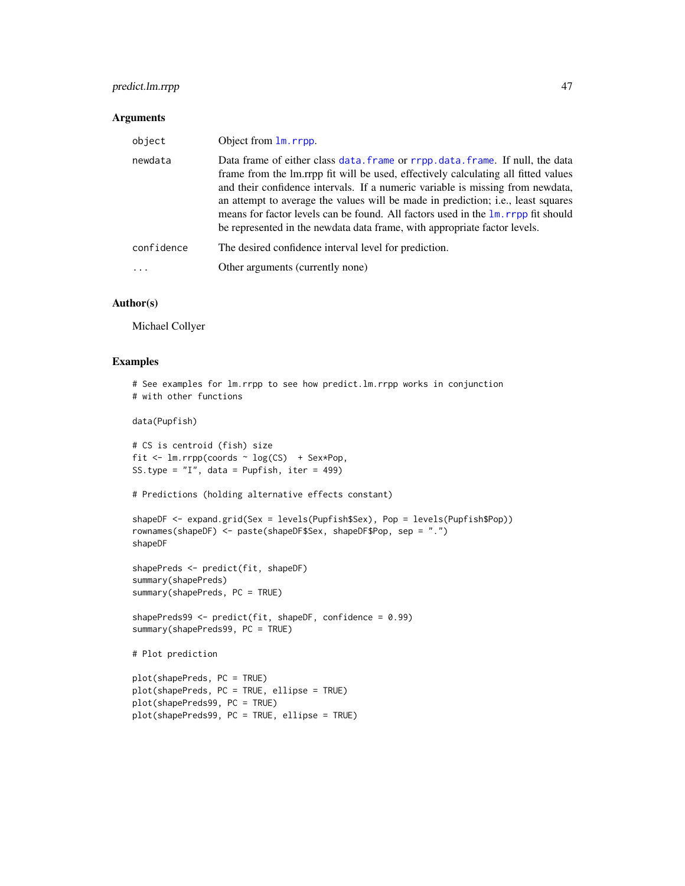## Arguments

| | |
|---|---|
| object | Object from lm.rrpp. |
| newdata | Data frame of either class data.frame or rrpp.data.frame. If null, the data frame from the lm.rrpp fit will be used, effectively calculating all fitted values and their confidence intervals. If a numeric variable is missing from newdata, an attempt to average the values will be made in prediction; i.e., least squares means for factor levels can be found. All factors used in the lm.rrpp fit should be represented in the newdata data frame, with appropriate factor levels. |
| confidence | The desired confidence interval level for prediction. |
| ... | Other arguments (currently none) |

## Author(s)

Michael Collyer

## Examples

```
# See examples for lm.rrpp to see how predict.lm.rrpp works in conjunction
# with other functions

data(Pupfish)

# CS is centroid (fish) size
fit <- lm.rrpp(coords ~ log(CS)  + Sex*Pop,
SS.type = "I", data = Pupfish, iter = 499)

# Predictions (holding alternative effects constant)

shapeDF <- expand.grid(Sex = levels(Pupfish$Sex), Pop = levels(Pupfish$Pop))
rownames(shapeDF) <- paste(shapeDF$Sex, shapeDF$Pop, sep = ".")
shapeDF

shapePreds <- predict(fit, shapeDF)
summary(shapePreds)
summary(shapePreds, PC = TRUE)

shapePreds99 <- predict(fit, shapeDF, confidence = 0.99)
summary(shapePreds99, PC = TRUE)

# Plot prediction

plot(shapePreds, PC = TRUE)
plot(shapePreds, PC = TRUE, ellipse = TRUE)
plot(shapePreds99, PC = TRUE)
plot(shapePreds99, PC = TRUE, ellipse = TRUE)
```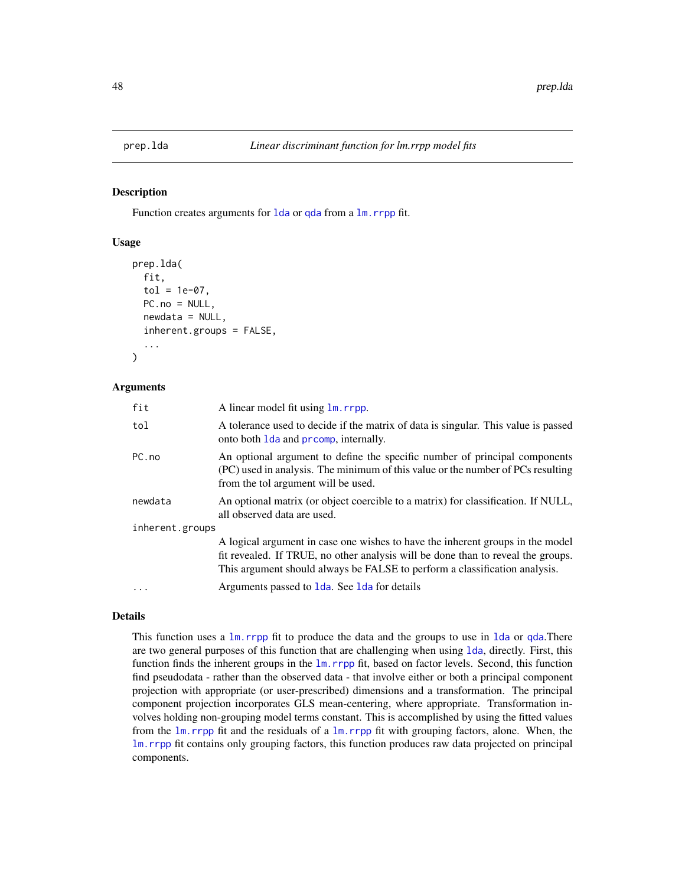prep.lda *Linear discriminant function for lm.rrpp model fits*

## Description

Function creates arguments for lda or qda from a lm.rrpp fit.

## Usage

```
prep.lda(
  fit,
  tol = 1e-07,
  PC.no = NULL,
  newdata = NULL,
  inherent.groups = FALSE,
  ...
)
```

## Arguments

| | |
|---|---|
| fit | A linear model fit using lm.rrpp. |
| tol | A tolerance used to decide if the matrix of data is singular. This value is passed onto both lda and prcomp, internally. |
| PC.no | An optional argument to define the specific number of principal components (PC) used in analysis. The minimum of this value or the number of PCs resulting from the tol argument will be used. |
| newdata | An optional matrix (or object coercible to a matrix) for classification. If NULL, all observed data are used. |
| inherent.groups | A logical argument in case one wishes to have the inherent groups in the model fit revealed. If TRUE, no other analysis will be done than to reveal the groups. This argument should always be FALSE to perform a classification analysis. |
| ... | Arguments passed to lda. See lda for details |

## Details

This function uses a lm.rrpp fit to produce the data and the groups to use in lda or qda.There are two general purposes of this function that are challenging when using lda, directly. First, this function finds the inherent groups in the lm.rrpp fit, based on factor levels. Second, this function find pseudodata - rather than the observed data - that involve either or both a principal component projection with appropriate (or user-prescribed) dimensions and a transformation. The principal component projection incorporates GLS mean-centering, where appropriate. Transformation involves holding non-grouping model terms constant. This is accomplished by using the fitted values from the lm.rrpp fit and the residuals of a lm.rrpp fit with grouping factors, alone. When, the lm.rrpp fit contains only grouping factors, this function produces raw data projected on principal components.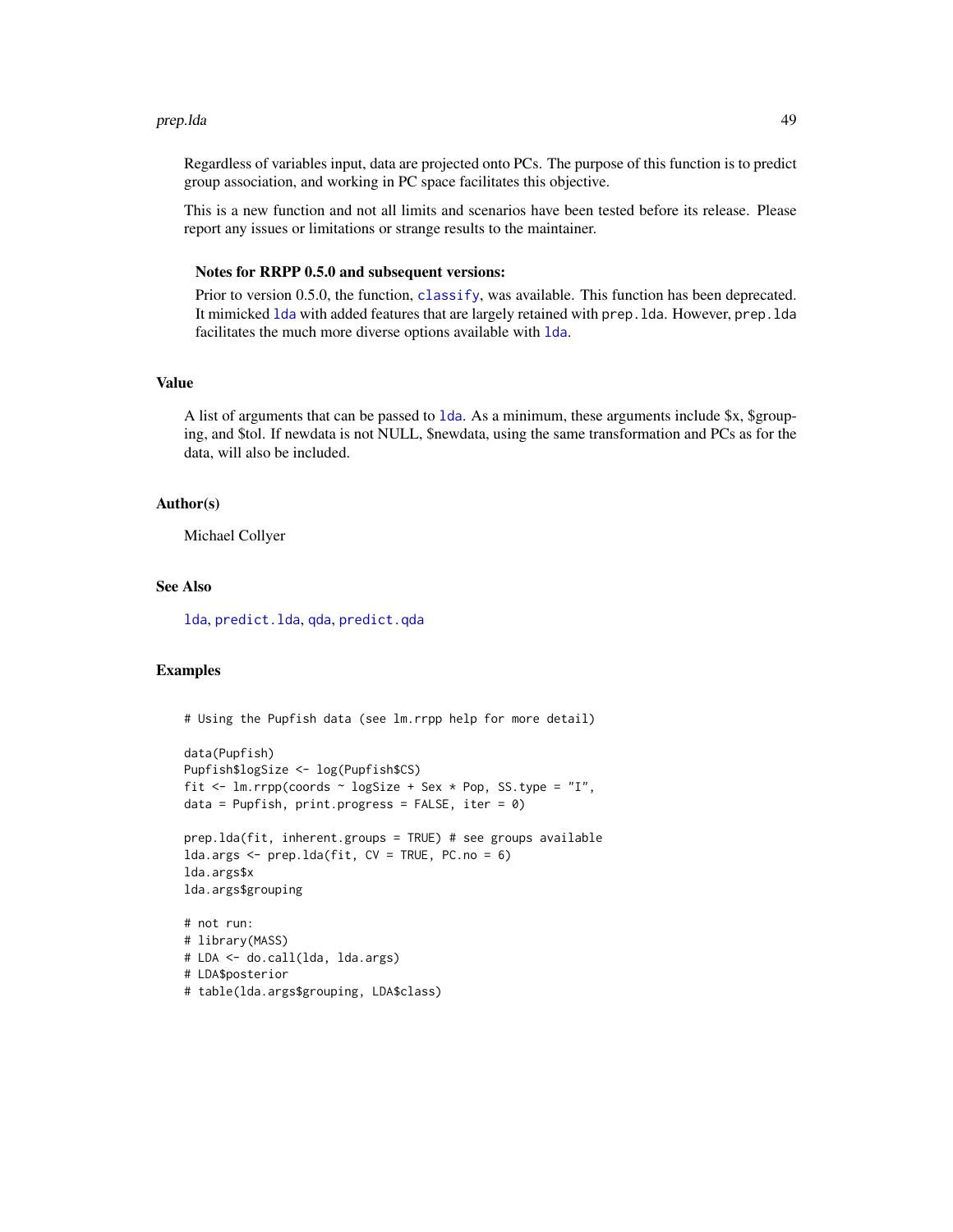Regardless of variables input, data are projected onto PCs. The purpose of this function is to predict group association, and working in PC space facilitates this objective.

This is a new function and not all limits and scenarios have been tested before its release. Please report any issues or limitations or strange results to the maintainer.

**Notes for RRPP 0.5.0 and subsequent versions:**

Prior to version 0.5.0, the function, `classify`, was available. This function has been deprecated. It mimicked `lda` with added features that are largely retained with `prep.lda`. However, `prep.lda` facilitates the much more diverse options available with `lda`.

## Value

A list of arguments that can be passed to `lda`. As a minimum, these arguments include $x, $grouping, and $tol. If newdata is not NULL, $newdata, using the same transformation and PCs as for the data, will also be included.

## Author(s)

Michael Collyer

## See Also

`lda`, `predict.lda`, `qda`, `predict.qda`

## Examples

```
# Using the Pupfish data (see lm.rrpp help for more detail)

data(Pupfish)
Pupfish$logSize <- log(Pupfish$CS)
fit <- lm.rrpp(coords ~ logSize + Sex * Pop, SS.type = "I",
data = Pupfish, print.progress = FALSE, iter = 0)

prep.lda(fit, inherent.groups = TRUE) # see groups available
lda.args <- prep.lda(fit, CV = TRUE, PC.no = 6)
lda.args$x
lda.args$grouping

# not run:
# library(MASS)
# LDA <- do.call(lda, lda.args)
# LDA$posterior
# table(lda.args$grouping, LDA$class)
```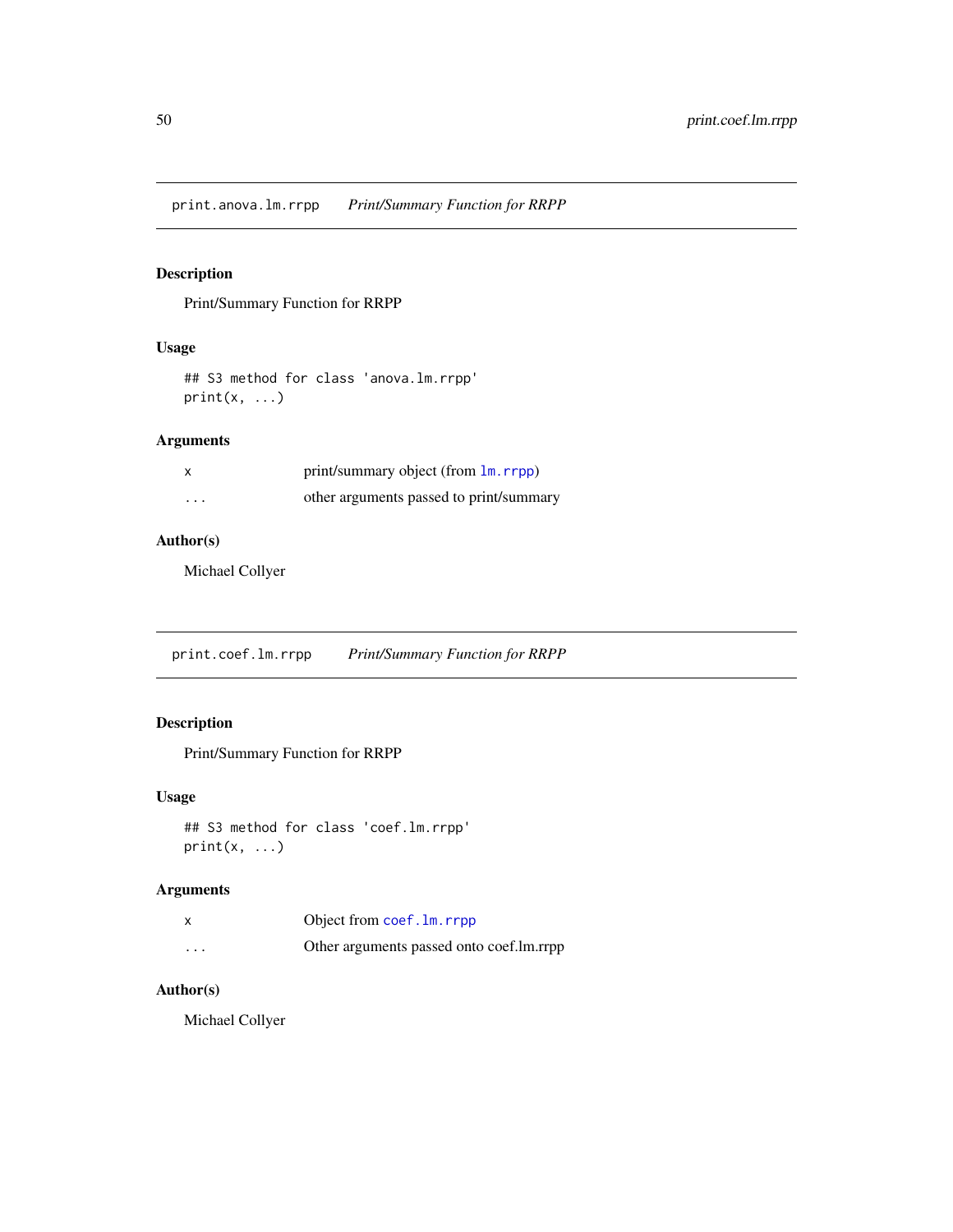## print.anova.lm.rrpp    *Print/Summary Function for RRPP*

### Description

Print/Summary Function for RRPP

### Usage

```
## S3 method for class 'anova.lm.rrpp'
print(x, ...)
```

### Arguments

| | |
|---|---|
| x | print/summary object (from lm.rrpp) |
| ... | other arguments passed to print/summary |

### Author(s)

Michael Collyer

## print.coef.lm.rrpp    *Print/Summary Function for RRPP*

### Description

Print/Summary Function for RRPP

### Usage

```
## S3 method for class 'coef.lm.rrpp'
print(x, ...)
```

### Arguments

| | |
|---|---|
| x | Object from coef.lm.rrpp |
| ... | Other arguments passed onto coef.lm.rrpp |

### Author(s)

Michael Collyer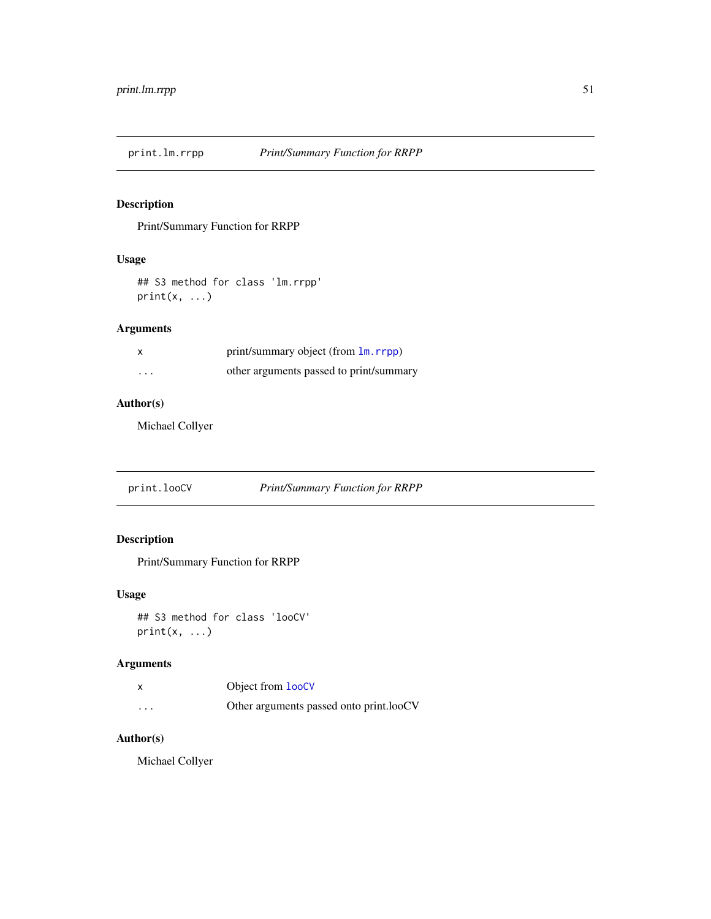## print.lm.rrpp — *Print/Summary Function for RRPP*

### Description

Print/Summary Function for RRPP

### Usage

```
## S3 method for class 'lm.rrpp'
print(x, ...)
```

### Arguments

| | |
|---|---|
| x | print/summary object (from `lm.rrpp`) |
| ... | other arguments passed to print/summary |

### Author(s)

Michael Collyer

## print.looCV — *Print/Summary Function for RRPP*

### Description

Print/Summary Function for RRPP

### Usage

```
## S3 method for class 'looCV'
print(x, ...)
```

### Arguments

| | |
|---|---|
| x | Object from `looCV` |
| ... | Other arguments passed onto print.looCV |

### Author(s)

Michael Collyer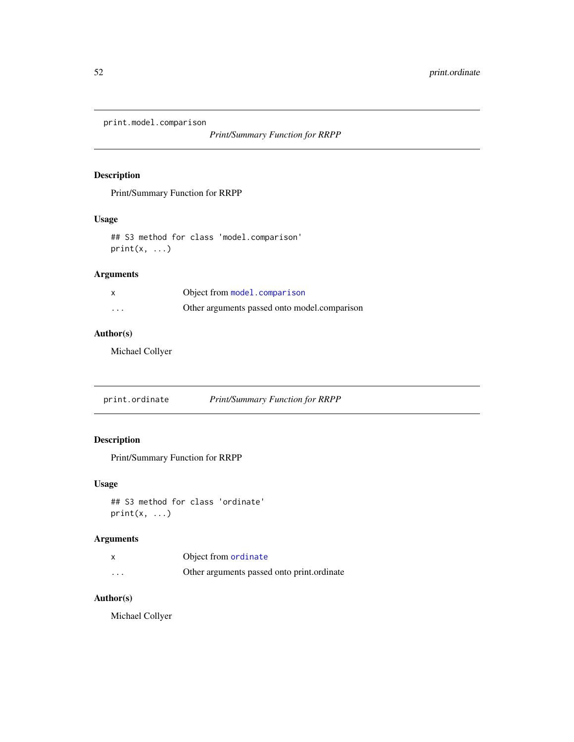## print.model.comparison

*Print/Summary Function for RRPP*

### Description

Print/Summary Function for RRPP

### Usage

```
## S3 method for class 'model.comparison'
print(x, ...)
```

### Arguments

| | |
|---|---|
| x | Object from model.comparison |
| ... | Other arguments passed onto model.comparison |

### Author(s)

Michael Collyer

## print.ordinate

*Print/Summary Function for RRPP*

### Description

Print/Summary Function for RRPP

### Usage

```
## S3 method for class 'ordinate'
print(x, ...)
```

### Arguments

| | |
|---|---|
| x | Object from ordinate |
| ... | Other arguments passed onto print.ordinate |

### Author(s)

Michael Collyer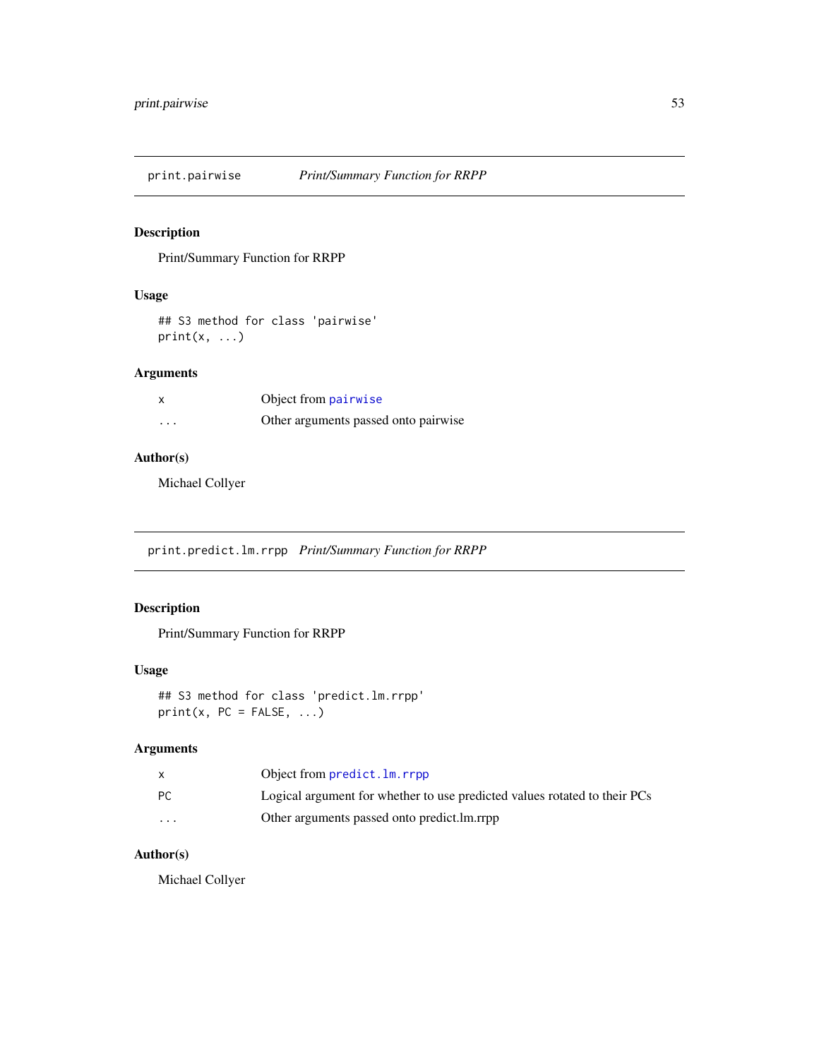## print.pairwise — *Print/Summary Function for RRPP*

### Description

Print/Summary Function for RRPP

### Usage

```
## S3 method for class 'pairwise'
print(x, ...)
```

### Arguments

| | |
|---|---|
| x | Object from pairwise |
| ... | Other arguments passed onto pairwise |

### Author(s)

Michael Collyer

## print.predict.lm.rrpp — *Print/Summary Function for RRPP*

### Description

Print/Summary Function for RRPP

### Usage

```
## S3 method for class 'predict.lm.rrpp'
print(x, PC = FALSE, ...)
```

### Arguments

| | |
|---|---|
| x | Object from predict.lm.rrpp |
| PC | Logical argument for whether to use predicted values rotated to their PCs |
| ... | Other arguments passed onto predict.lm.rrpp |

### Author(s)

Michael Collyer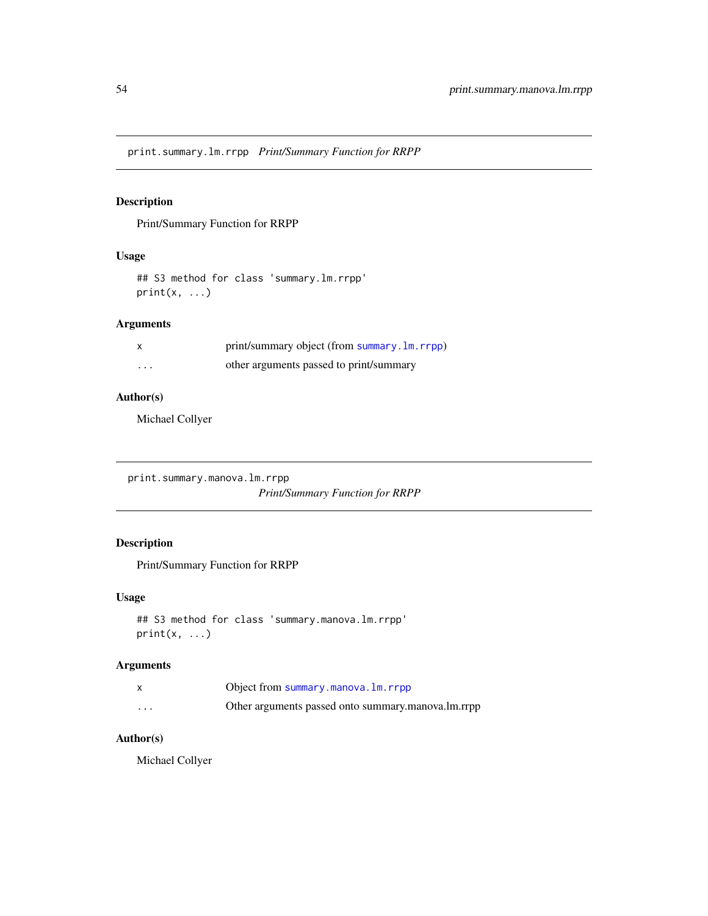## print.summary.lm.rrpp *Print/Summary Function for RRPP*

### Description

Print/Summary Function for RRPP

### Usage

```
## S3 method for class 'summary.lm.rrpp'
print(x, ...)
```

### Arguments

| | |
|---|---|
| x | print/summary object (from summary.lm.rrpp) |
| ... | other arguments passed to print/summary |

### Author(s)

Michael Collyer

## print.summary.manova.lm.rrpp *Print/Summary Function for RRPP*

### Description

Print/Summary Function for RRPP

### Usage

```
## S3 method for class 'summary.manova.lm.rrpp'
print(x, ...)
```

### Arguments

| | |
|---|---|
| x | Object from summary.manova.lm.rrpp |
| ... | Other arguments passed onto summary.manova.lm.rrpp |

### Author(s)

Michael Collyer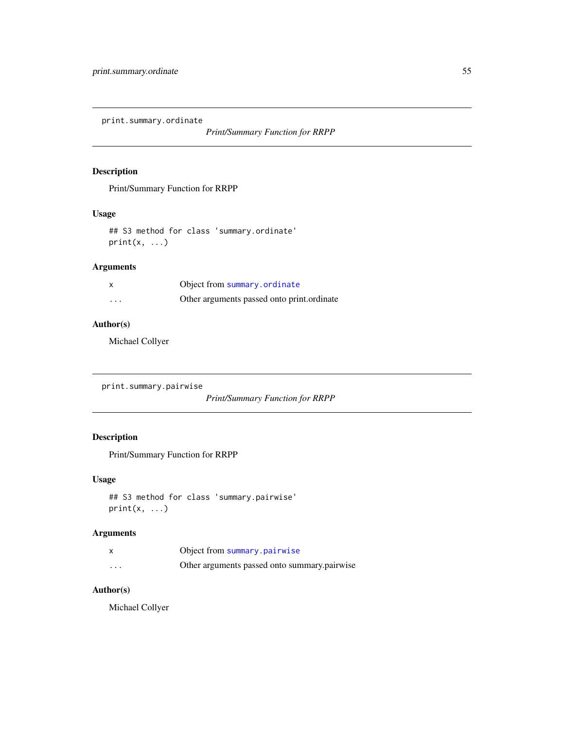## print.summary.ordinate

*Print/Summary Function for RRPP*

### Description

Print/Summary Function for RRPP

### Usage

```
## S3 method for class 'summary.ordinate'
print(x, ...)
```

### Arguments

| | |
|---|---|
| x | Object from summary.ordinate |
| ... | Other arguments passed onto print.ordinate |

### Author(s)

Michael Collyer

## print.summary.pairwise

*Print/Summary Function for RRPP*

### Description

Print/Summary Function for RRPP

### Usage

```
## S3 method for class 'summary.pairwise'
print(x, ...)
```

### Arguments

| | |
|---|---|
| x | Object from summary.pairwise |
| ... | Other arguments passed onto summary.pairwise |

### Author(s)

Michael Collyer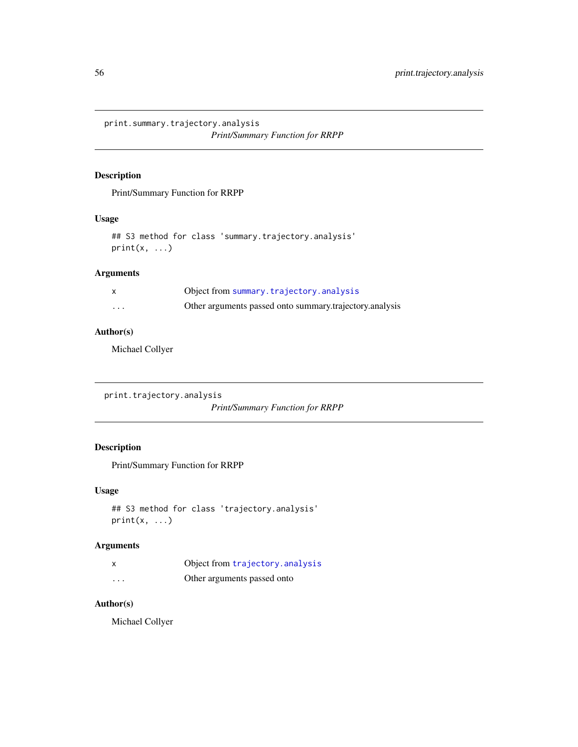## print.summary.trajectory.analysis

*Print/Summary Function for RRPP*

### Description

Print/Summary Function for RRPP

### Usage

```
## S3 method for class 'summary.trajectory.analysis'
print(x, ...)
```

### Arguments

| | |
|---|---|
| x | Object from summary.trajectory.analysis |
| ... | Other arguments passed onto summary.trajectory.analysis |

### Author(s)

Michael Collyer

## print.trajectory.analysis

*Print/Summary Function for RRPP*

### Description

Print/Summary Function for RRPP

### Usage

```
## S3 method for class 'trajectory.analysis'
print(x, ...)
```

### Arguments

| | |
|---|---|
| x | Object from trajectory.analysis |
| ... | Other arguments passed onto |

### Author(s)

Michael Collyer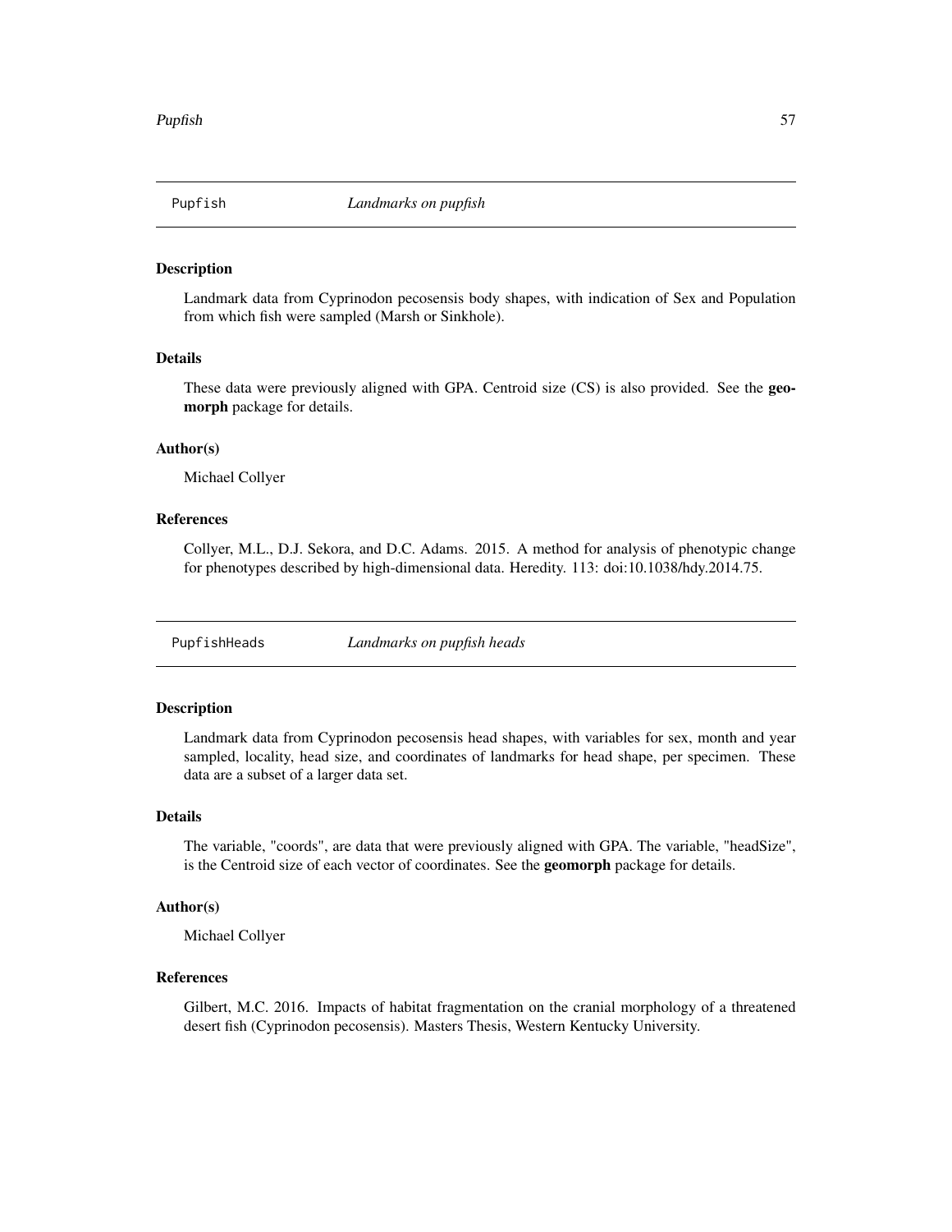## Pupfish *Landmarks on pupfish*

### Description

Landmark data from Cyprinodon pecosensis body shapes, with indication of Sex and Population from which fish were sampled (Marsh or Sinkhole).

### Details

These data were previously aligned with GPA. Centroid size (CS) is also provided. See the **geomorph** package for details.

### Author(s)

Michael Collyer

### References

Collyer, M.L., D.J. Sekora, and D.C. Adams. 2015. A method for analysis of phenotypic change for phenotypes described by high-dimensional data. Heredity. 113: doi:10.1038/hdy.2014.75.

## PupfishHeads *Landmarks on pupfish heads*

### Description

Landmark data from Cyprinodon pecosensis head shapes, with variables for sex, month and year sampled, locality, head size, and coordinates of landmarks for head shape, per specimen. These data are a subset of a larger data set.

### Details

The variable, "coords", are data that were previously aligned with GPA. The variable, "headSize", is the Centroid size of each vector of coordinates. See the **geomorph** package for details.

### Author(s)

Michael Collyer

### References

Gilbert, M.C. 2016. Impacts of habitat fragmentation on the cranial morphology of a threatened desert fish (Cyprinodon pecosensis). Masters Thesis, Western Kentucky University.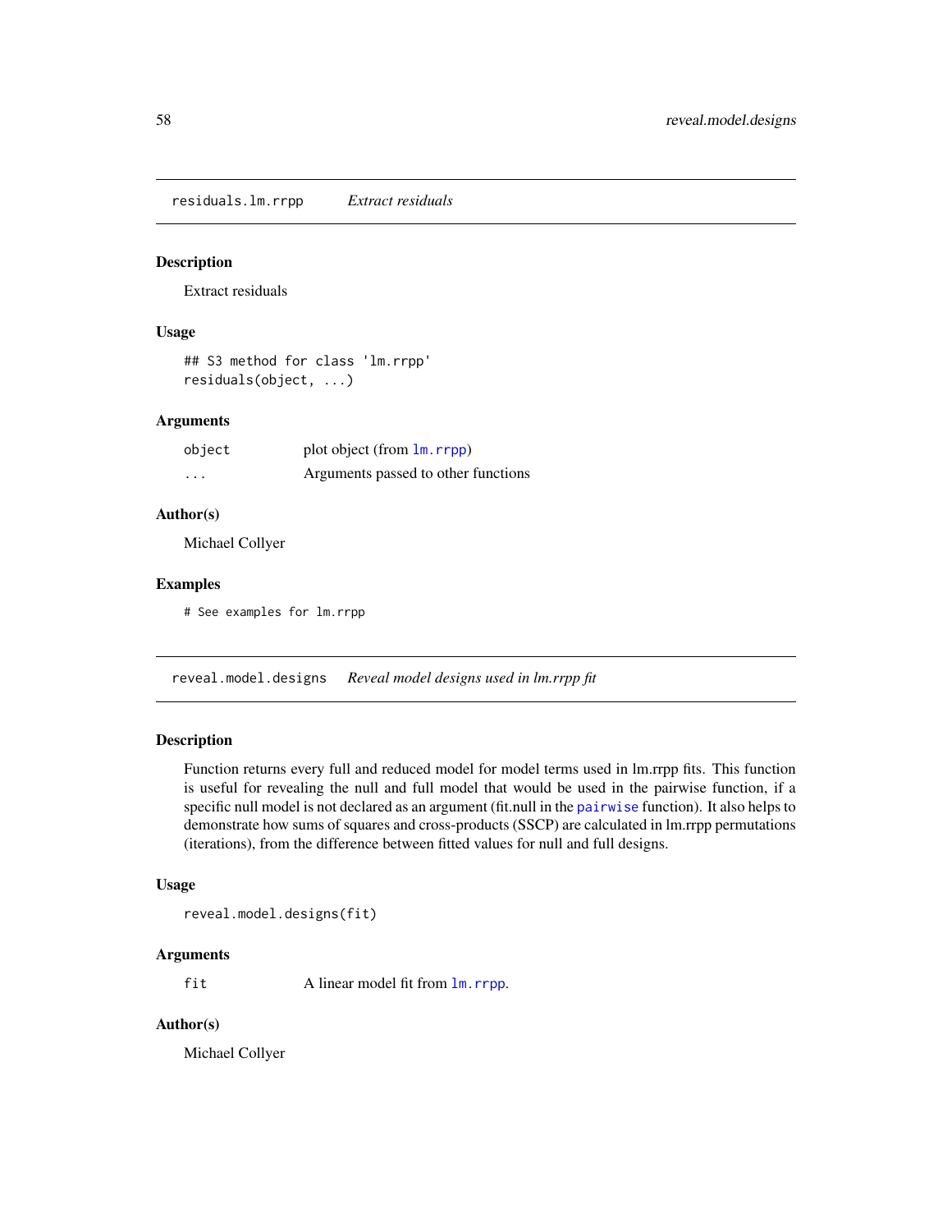## residuals.lm.rrpp — *Extract residuals*

### Description

Extract residuals

### Usage

```
## S3 method for class 'lm.rrpp'
residuals(object, ...)
```

### Arguments

| | |
|---|---|
| object | plot object (from lm.rrpp) |
| ... | Arguments passed to other functions |

### Author(s)

Michael Collyer

### Examples

```
# See examples for lm.rrpp
```

## reveal.model.designs — *Reveal model designs used in lm.rrpp fit*

### Description

Function returns every full and reduced model for model terms used in lm.rrpp fits. This function is useful for revealing the null and full model that would be used in the pairwise function, if a specific null model is not declared as an argument (fit.null in the pairwise function). It also helps to demonstrate how sums of squares and cross-products (SSCP) are calculated in lm.rrpp permutations (iterations), from the difference between fitted values for null and full designs.

### Usage

```
reveal.model.designs(fit)
```

### Arguments

| | |
|---|---|
| fit | A linear model fit from lm.rrpp. |

### Author(s)

Michael Collyer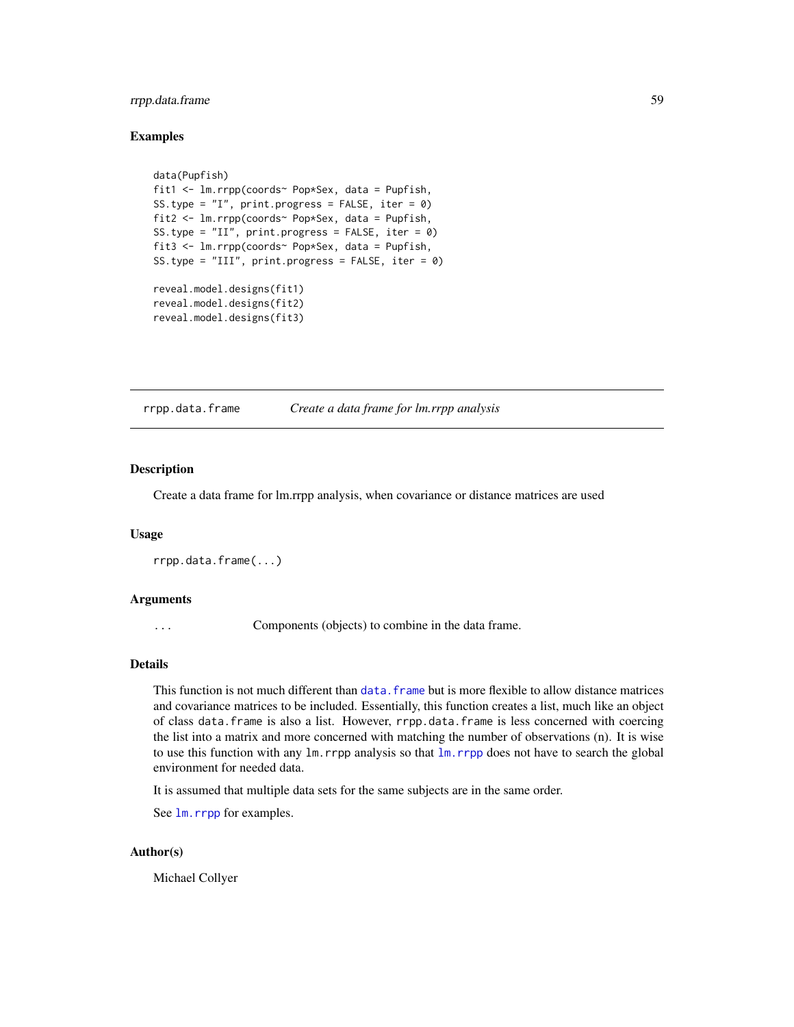## Examples

```
data(Pupfish)
fit1 <- lm.rrpp(coords~ Pop*Sex, data = Pupfish,
SS.type = "I", print.progress = FALSE, iter = 0)
fit2 <- lm.rrpp(coords~ Pop*Sex, data = Pupfish,
SS.type = "II", print.progress = FALSE, iter = 0)
fit3 <- lm.rrpp(coords~ Pop*Sex, data = Pupfish,
SS.type = "III", print.progress = FALSE, iter = 0)

reveal.model.designs(fit1)
reveal.model.designs(fit2)
reveal.model.designs(fit3)
```

---

# rrpp.data.frame — *Create a data frame for lm.rrpp analysis*

## Description

Create a data frame for lm.rrpp analysis, when covariance or distance matrices are used

## Usage

```
rrpp.data.frame(...)
```

## Arguments

| | |
|---|---|
| `...` | Components (objects) to combine in the data frame. |

## Details

This function is not much different than `data.frame` but is more flexible to allow distance matrices and covariance matrices to be included. Essentially, this function creates a list, much like an object of class `data.frame` is also a list. However, `rrpp.data.frame` is less concerned with coercing the list into a matrix and more concerned with matching the number of observations (n). It is wise to use this function with any `lm.rrpp` analysis so that `lm.rrpp` does not have to search the global environment for needed data.

It is assumed that multiple data sets for the same subjects are in the same order.

See `lm.rrpp` for examples.

## Author(s)

Michael Collyer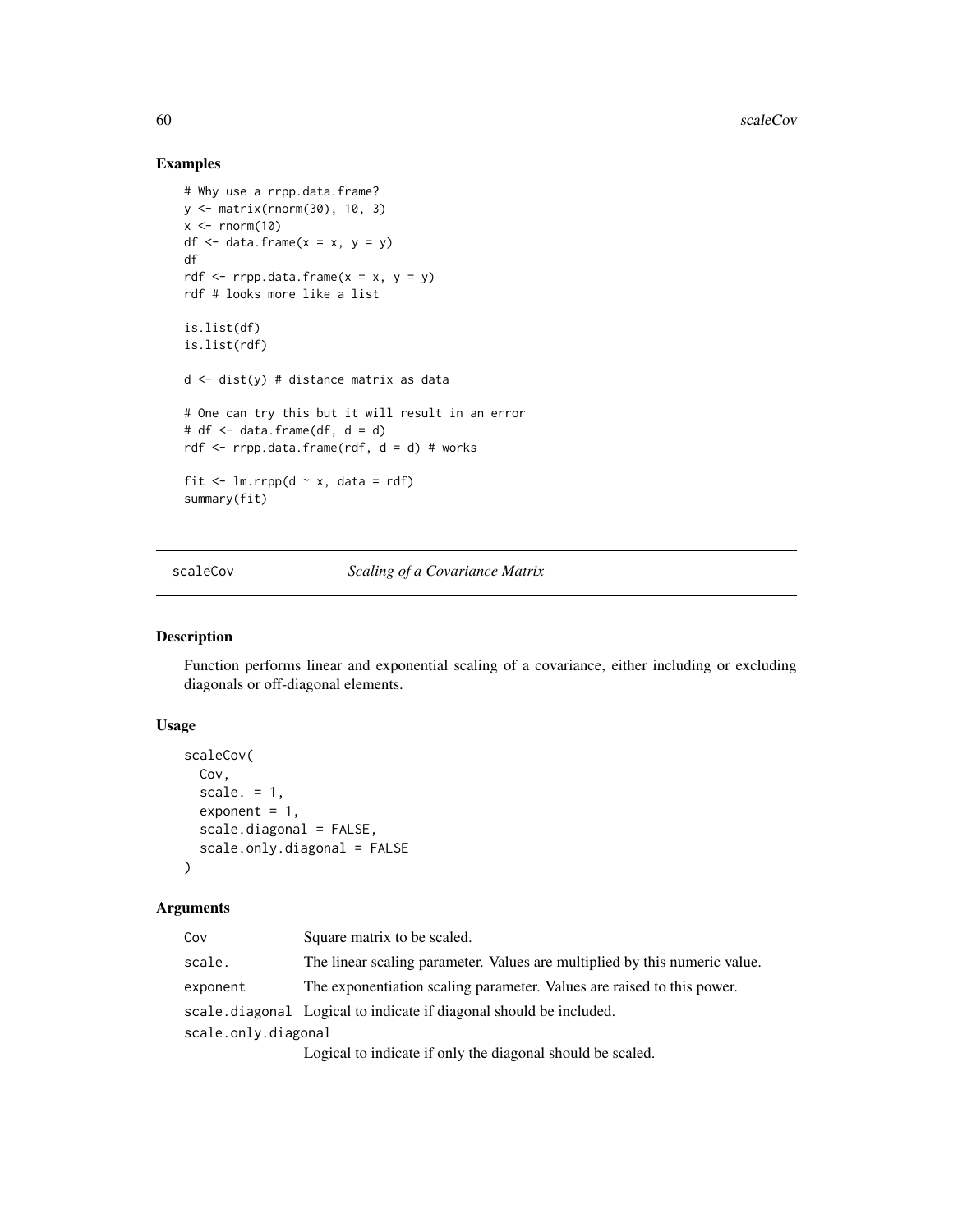## Examples

```
# Why use a rrpp.data.frame?
y <- matrix(rnorm(30), 10, 3)
x <- rnorm(10)
df <- data.frame(x = x, y = y)
df
rdf <- rrpp.data.frame(x = x, y = y)
rdf # looks more like a list

is.list(df)
is.list(rdf)

d <- dist(y) # distance matrix as data

# One can try this but it will result in an error
# df <- data.frame(df, d = d)
rdf <- rrpp.data.frame(rdf, d = d) # works

fit <- lm.rrpp(d ~ x, data = rdf)
summary(fit)
```

---

# scaleCov — *Scaling of a Covariance Matrix*

## Description

Function performs linear and exponential scaling of a covariance, either including or excluding diagonals or off-diagonal elements.

## Usage

```
scaleCov(
  Cov,
  scale. = 1,
  exponent = 1,
  scale.diagonal = FALSE,
  scale.only.diagonal = FALSE
)
```

## Arguments

| | |
|---|---|
| `Cov` | Square matrix to be scaled. |
| `scale.` | The linear scaling parameter. Values are multiplied by this numeric value. |
| `exponent` | The exponentiation scaling parameter. Values are raised to this power. |
| `scale.diagonal` | Logical to indicate if diagonal should be included. |
| `scale.only.diagonal` | Logical to indicate if only the diagonal should be scaled. |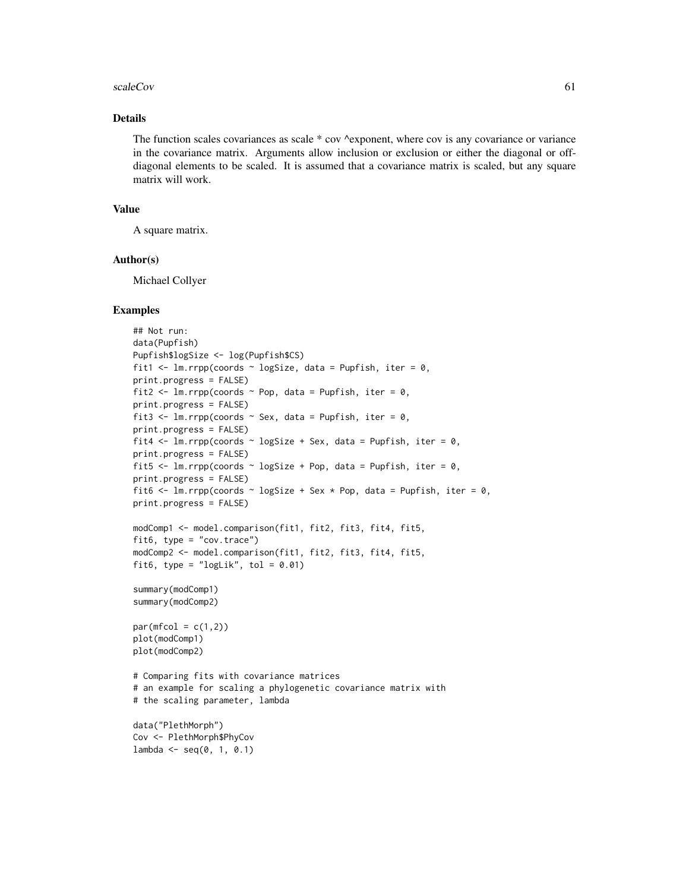## Details

The function scales covariances as scale * cov ^exponent, where cov is any covariance or variance in the covariance matrix. Arguments allow inclusion or exclusion or either the diagonal or off-diagonal elements to be scaled. It is assumed that a covariance matrix is scaled, but any square matrix will work.

## Value

A square matrix.

## Author(s)

Michael Collyer

## Examples

```
## Not run:
data(Pupfish)
Pupfish$logSize <- log(Pupfish$CS)
fit1 <- lm.rrpp(coords ~ logSize, data = Pupfish, iter = 0,
print.progress = FALSE)
fit2 <- lm.rrpp(coords ~ Pop, data = Pupfish, iter = 0,
print.progress = FALSE)
fit3 <- lm.rrpp(coords ~ Sex, data = Pupfish, iter = 0,
print.progress = FALSE)
fit4 <- lm.rrpp(coords ~ logSize + Sex, data = Pupfish, iter = 0,
print.progress = FALSE)
fit5 <- lm.rrpp(coords ~ logSize + Pop, data = Pupfish, iter = 0,
print.progress = FALSE)
fit6 <- lm.rrpp(coords ~ logSize + Sex * Pop, data = Pupfish, iter = 0,
print.progress = FALSE)

modComp1 <- model.comparison(fit1, fit2, fit3, fit4, fit5,
fit6, type = "cov.trace")
modComp2 <- model.comparison(fit1, fit2, fit3, fit4, fit5,
fit6, type = "logLik", tol = 0.01)

summary(modComp1)
summary(modComp2)

par(mfcol = c(1,2))
plot(modComp1)
plot(modComp2)

# Comparing fits with covariance matrices
# an example for scaling a phylogenetic covariance matrix with
# the scaling parameter, lambda

data("PlethMorph")
Cov <- PlethMorph$PhyCov
lambda <- seq(0, 1, 0.1)
```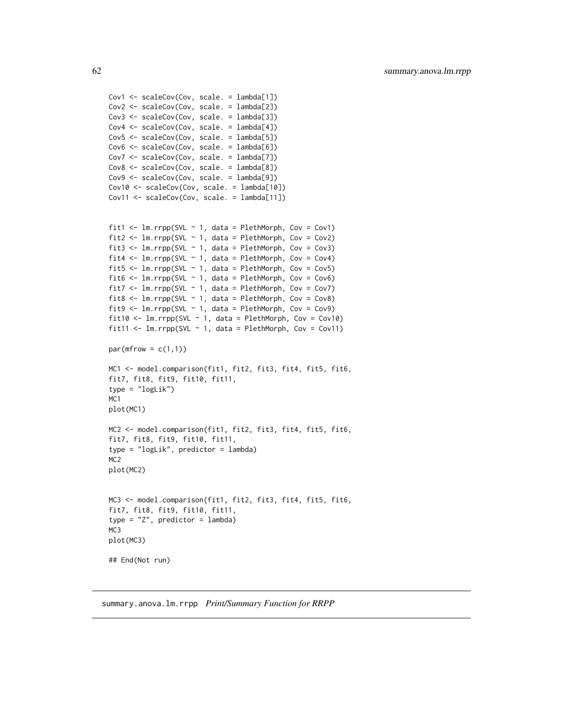```
Cov1 <- scaleCov(Cov, scale. = lambda[1])
Cov2 <- scaleCov(Cov, scale. = lambda[2])
Cov3 <- scaleCov(Cov, scale. = lambda[3])
Cov4 <- scaleCov(Cov, scale. = lambda[4])
Cov5 <- scaleCov(Cov, scale. = lambda[5])
Cov6 <- scaleCov(Cov, scale. = lambda[6])
Cov7 <- scaleCov(Cov, scale. = lambda[7])
Cov8 <- scaleCov(Cov, scale. = lambda[8])
Cov9 <- scaleCov(Cov, scale. = lambda[9])
Cov10 <- scaleCov(Cov, scale. = lambda[10])
Cov11 <- scaleCov(Cov, scale. = lambda[11])


fit1 <- lm.rrpp(SVL ~ 1, data = PlethMorph, Cov = Cov1)
fit2 <- lm.rrpp(SVL ~ 1, data = PlethMorph, Cov = Cov2)
fit3 <- lm.rrpp(SVL ~ 1, data = PlethMorph, Cov = Cov3)
fit4 <- lm.rrpp(SVL ~ 1, data = PlethMorph, Cov = Cov4)
fit5 <- lm.rrpp(SVL ~ 1, data = PlethMorph, Cov = Cov5)
fit6 <- lm.rrpp(SVL ~ 1, data = PlethMorph, Cov = Cov6)
fit7 <- lm.rrpp(SVL ~ 1, data = PlethMorph, Cov = Cov7)
fit8 <- lm.rrpp(SVL ~ 1, data = PlethMorph, Cov = Cov8)
fit9 <- lm.rrpp(SVL ~ 1, data = PlethMorph, Cov = Cov9)
fit10 <- lm.rrpp(SVL ~ 1, data = PlethMorph, Cov = Cov10)
fit11 <- lm.rrpp(SVL ~ 1, data = PlethMorph, Cov = Cov11)

par(mfrow = c(1,1))

MC1 <- model.comparison(fit1, fit2, fit3, fit4, fit5, fit6,
fit7, fit8, fit9, fit10, fit11,
type = "logLik")
MC1
plot(MC1)

MC2 <- model.comparison(fit1, fit2, fit3, fit4, fit5, fit6,
fit7, fit8, fit9, fit10, fit11,
type = "logLik", predictor = lambda)
MC2
plot(MC2)


MC3 <- model.comparison(fit1, fit2, fit3, fit4, fit5, fit6,
fit7, fit8, fit9, fit10, fit11,
type = "Z", predictor = lambda)
MC3
plot(MC3)

## End(Not run)
```

## summary.anova.lm.rrpp *Print/Summary Function for RRPP*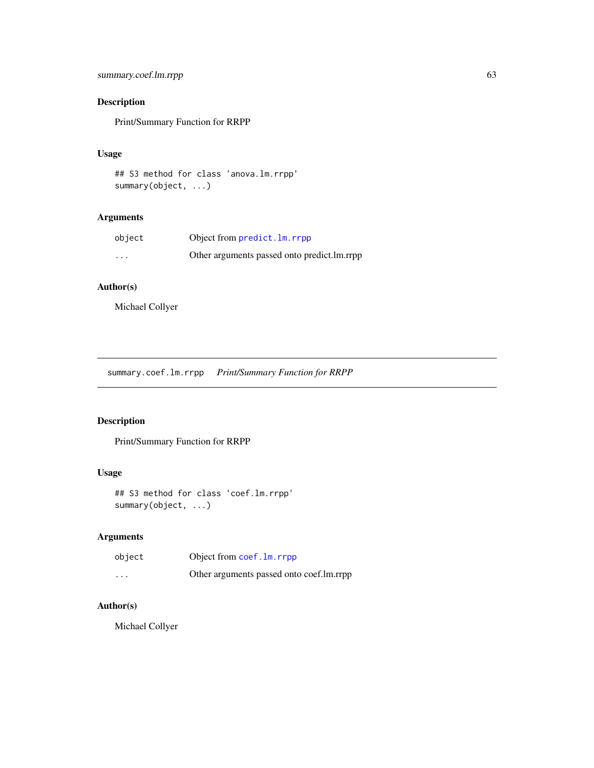### Description

Print/Summary Function for RRPP

### Usage

```
## S3 method for class 'anova.lm.rrpp'
summary(object, ...)
```

### Arguments

| | |
|---|---|
| object | Object from predict.lm.rrpp |
| ... | Other arguments passed onto predict.lm.rrpp |

### Author(s)

Michael Collyer

---

## summary.coef.lm.rrpp *Print/Summary Function for RRPP*

### Description

Print/Summary Function for RRPP

### Usage

```
## S3 method for class 'coef.lm.rrpp'
summary(object, ...)
```

### Arguments

| | |
|---|---|
| object | Object from coef.lm.rrpp |
| ... | Other arguments passed onto coef.lm.rrpp |

### Author(s)

Michael Collyer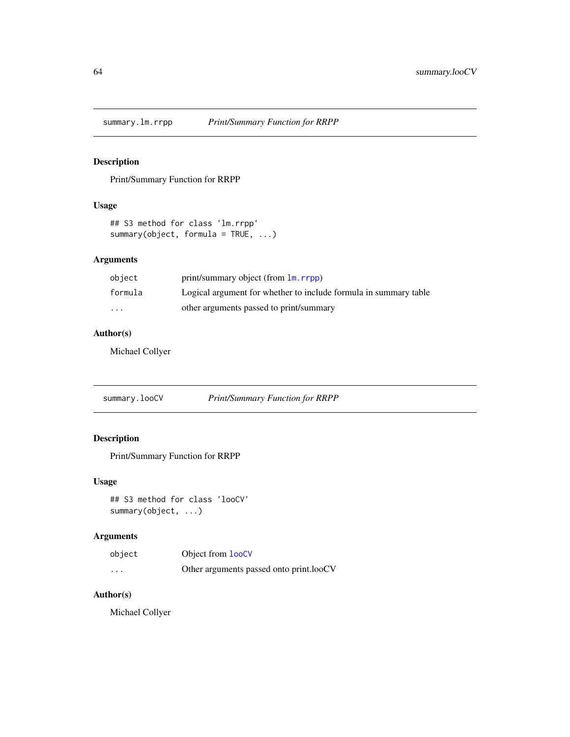## summary.lm.rrpp — *Print/Summary Function for RRPP*

### Description

Print/Summary Function for RRPP

### Usage

```
## S3 method for class 'lm.rrpp'
summary(object, formula = TRUE, ...)
```

### Arguments

| | |
|---|---|
| object | print/summary object (from lm.rrpp) |
| formula | Logical argument for whether to include formula in summary table |
| ... | other arguments passed to print/summary |

### Author(s)

Michael Collyer

## summary.looCV — *Print/Summary Function for RRPP*

### Description

Print/Summary Function for RRPP

### Usage

```
## S3 method for class 'looCV'
summary(object, ...)
```

### Arguments

| | |
|---|---|
| object | Object from looCV |
| ... | Other arguments passed onto print.looCV |

### Author(s)

Michael Collyer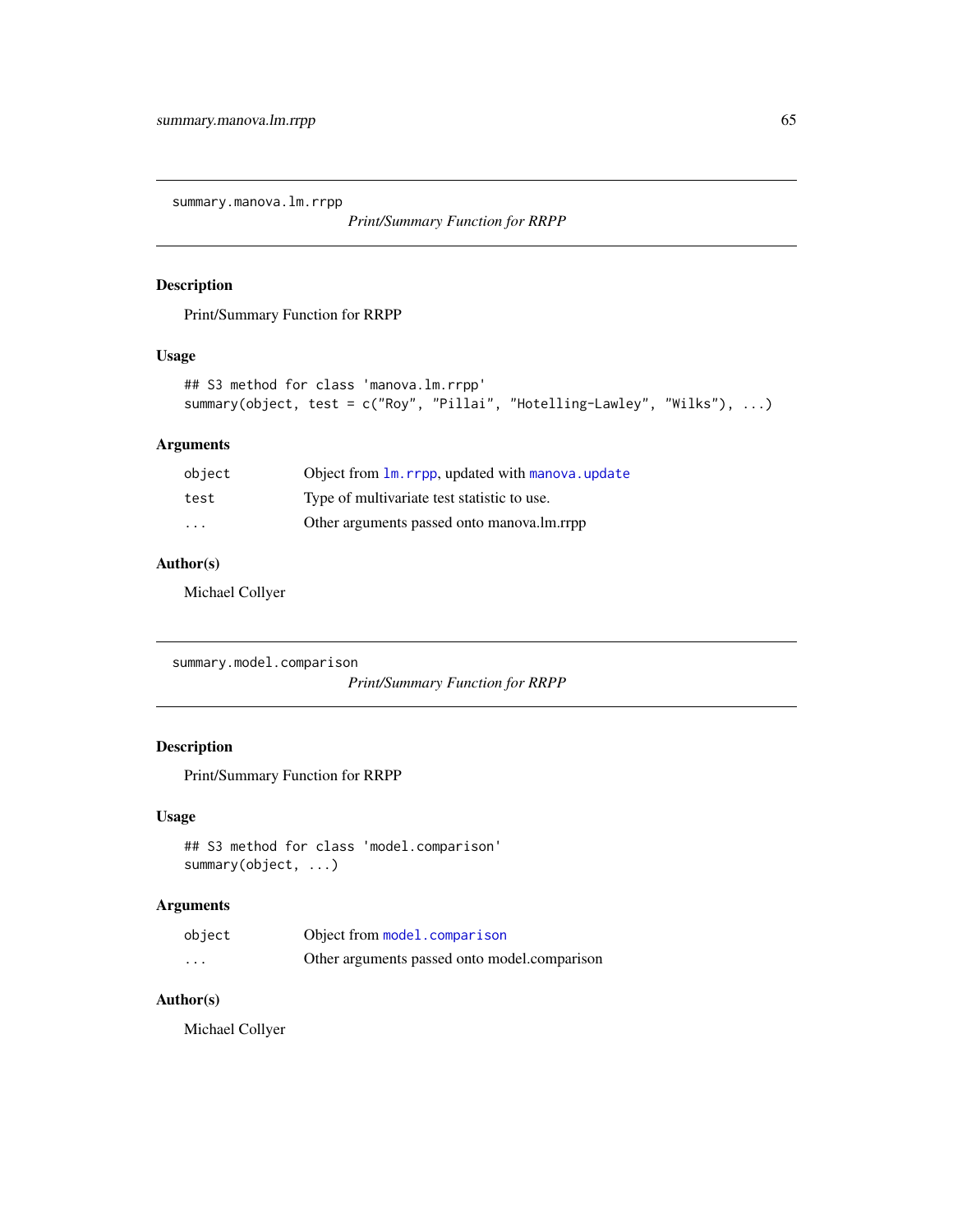## summary.manova.lm.rrpp

*Print/Summary Function for RRPP*

### Description

Print/Summary Function for RRPP

### Usage

```
## S3 method for class 'manova.lm.rrpp'
summary(object, test = c("Roy", "Pillai", "Hotelling-Lawley", "Wilks"), ...)
```

### Arguments

| | |
|---|---|
| object | Object from `lm.rrpp`, updated with `manova.update` |
| test | Type of multivariate test statistic to use. |
| ... | Other arguments passed onto manova.lm.rrpp |

### Author(s)

Michael Collyer

## summary.model.comparison

*Print/Summary Function for RRPP*

### Description

Print/Summary Function for RRPP

### Usage

```
## S3 method for class 'model.comparison'
summary(object, ...)
```

### Arguments

| | |
|---|---|
| object | Object from `model.comparison` |
| ... | Other arguments passed onto model.comparison |

### Author(s)

Michael Collyer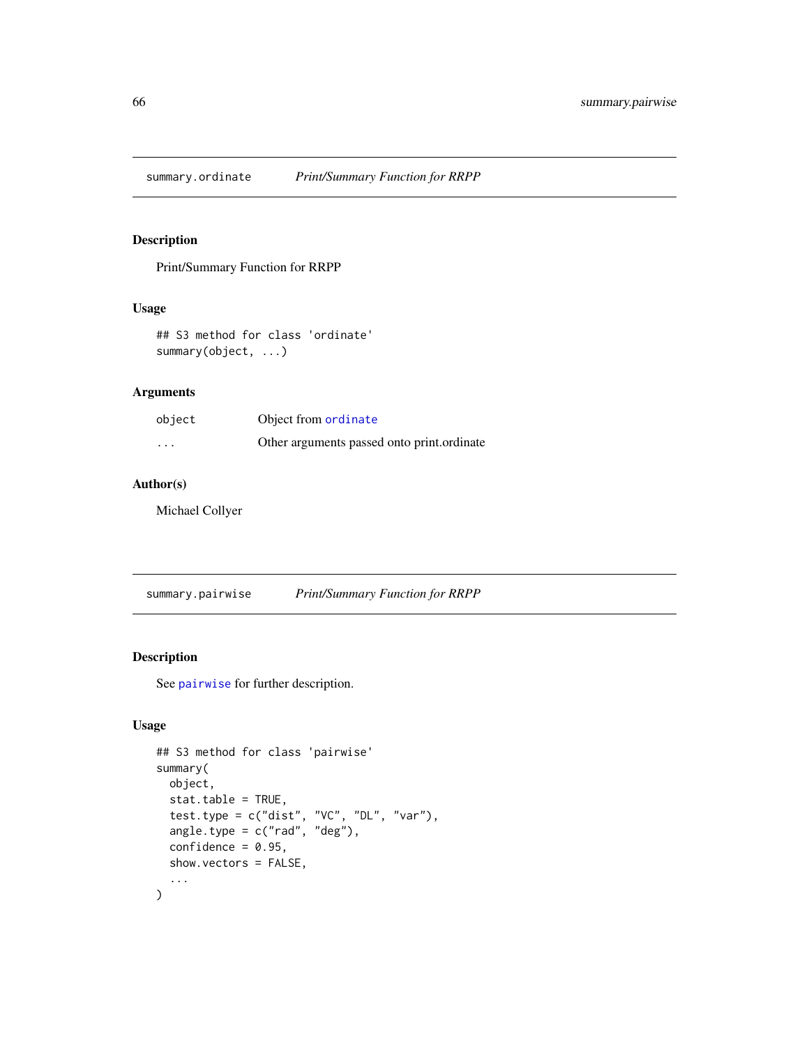## summary.ordinate *Print/Summary Function for RRPP*

### Description

Print/Summary Function for RRPP

### Usage

```
## S3 method for class 'ordinate'
summary(object, ...)
```

### Arguments

| | |
|---|---|
| object | Object from ordinate |
| ... | Other arguments passed onto print.ordinate |

### Author(s)

Michael Collyer

## summary.pairwise *Print/Summary Function for RRPP*

### Description

See pairwise for further description.

### Usage

```
## S3 method for class 'pairwise'
summary(
  object,
  stat.table = TRUE,
  test.type = c("dist", "VC", "DL", "var"),
  angle.type = c("rad", "deg"),
  confidence = 0.95,
  show.vectors = FALSE,
  ...
)
```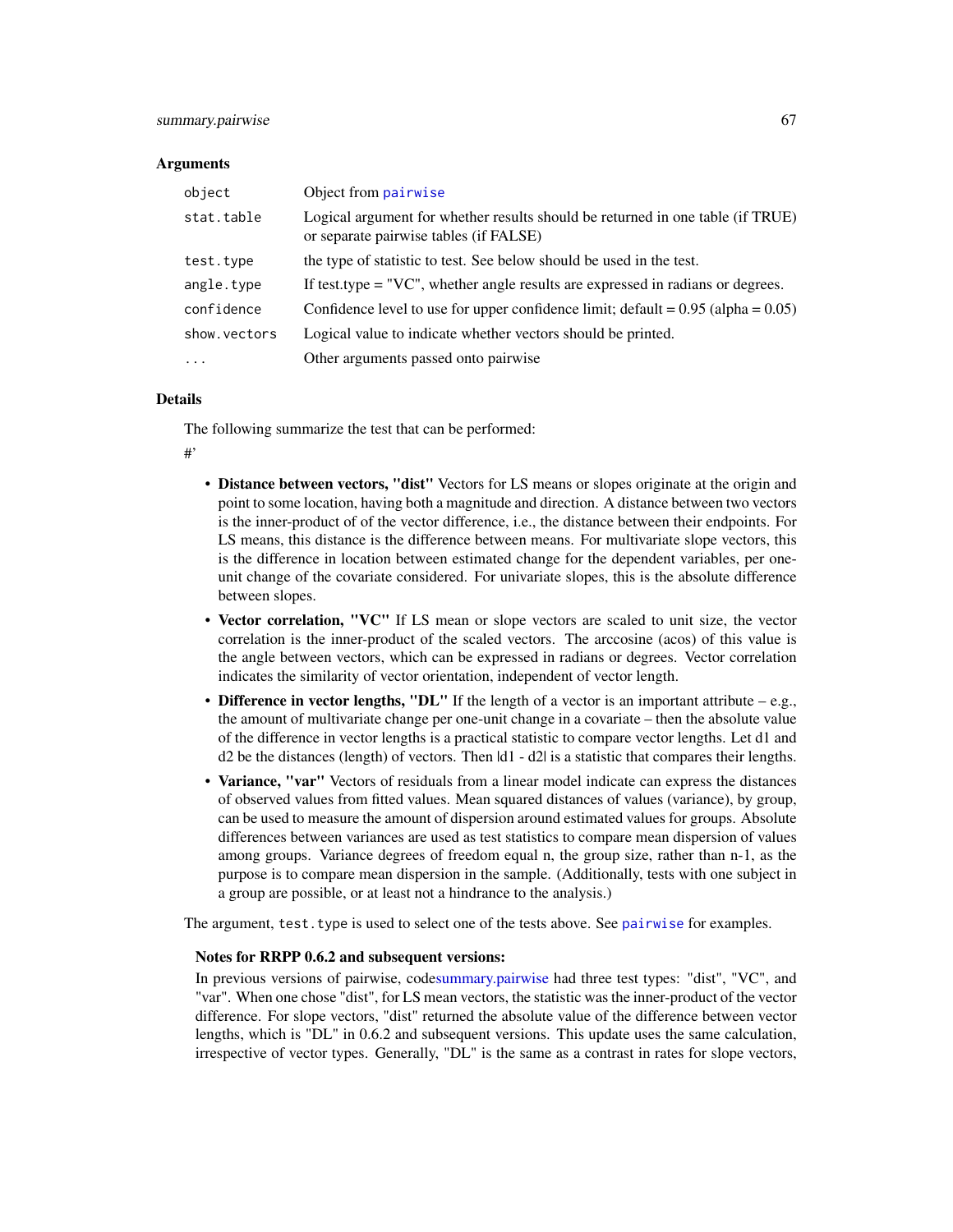### Arguments

| | |
|---|---|
| `object` | Object from `pairwise` |
| `stat.table` | Logical argument for whether results should be returned in one table (if TRUE) or separate pairwise tables (if FALSE) |
| `test.type` | the type of statistic to test. See below should be used in the test. |
| `angle.type` | If test.type = "VC", whether angle results are expressed in radians or degrees. |
| `confidence` | Confidence level to use for upper confidence limit; default = 0.95 (alpha = 0.05) |
| `show.vectors` | Logical value to indicate whether vectors should be printed. |
| `...` | Other arguments passed onto pairwise |

### Details

The following summarize the test that can be performed:

#'

- **Distance between vectors, "dist"** Vectors for LS means or slopes originate at the origin and point to some location, having both a magnitude and direction. A distance between two vectors is the inner-product of of the vector difference, i.e., the distance between their endpoints. For LS means, this distance is the difference between means. For multivariate slope vectors, this is the difference in location between estimated change for the dependent variables, per one-unit change of the covariate considered. For univariate slopes, this is the absolute difference between slopes.
- **Vector correlation, "VC"** If LS mean or slope vectors are scaled to unit size, the vector correlation is the inner-product of the scaled vectors. The arccosine (acos) of this value is the angle between vectors, which can be expressed in radians or degrees. Vector correlation indicates the similarity of vector orientation, independent of vector length.
- **Difference in vector lengths, "DL"** If the length of a vector is an important attribute – e.g., the amount of multivariate change per one-unit change in a covariate – then the absolute value of the difference in vector lengths is a practical statistic to compare vector lengths. Let d1 and d2 be the distances (length) of vectors. Then |d1 - d2| is a statistic that compares their lengths.
- **Variance, "var"** Vectors of residuals from a linear model indicate can express the distances of observed values from fitted values. Mean squared distances of values (variance), by group, can be used to measure the amount of dispersion around estimated values for groups. Absolute differences between variances are used as test statistics to compare mean dispersion of values among groups. Variance degrees of freedom equal n, the group size, rather than n-1, as the purpose is to compare mean dispersion in the sample. (Additionally, tests with one subject in a group are possible, or at least not a hindrance to the analysis.)

The argument, `test.type` is used to select one of the tests above. See `pairwise` for examples.

#### Notes for RRPP 0.6.2 and subsequent versions:

In previous versions of pairwise, codesummary.pairwise had three test types: "dist", "VC", and "var". When one chose "dist", for LS mean vectors, the statistic was the inner-product of the vector difference. For slope vectors, "dist" returned the absolute value of the difference between vector lengths, which is "DL" in 0.6.2 and subsequent versions. This update uses the same calculation, irrespective of vector types. Generally, "DL" is the same as a contrast in rates for slope vectors,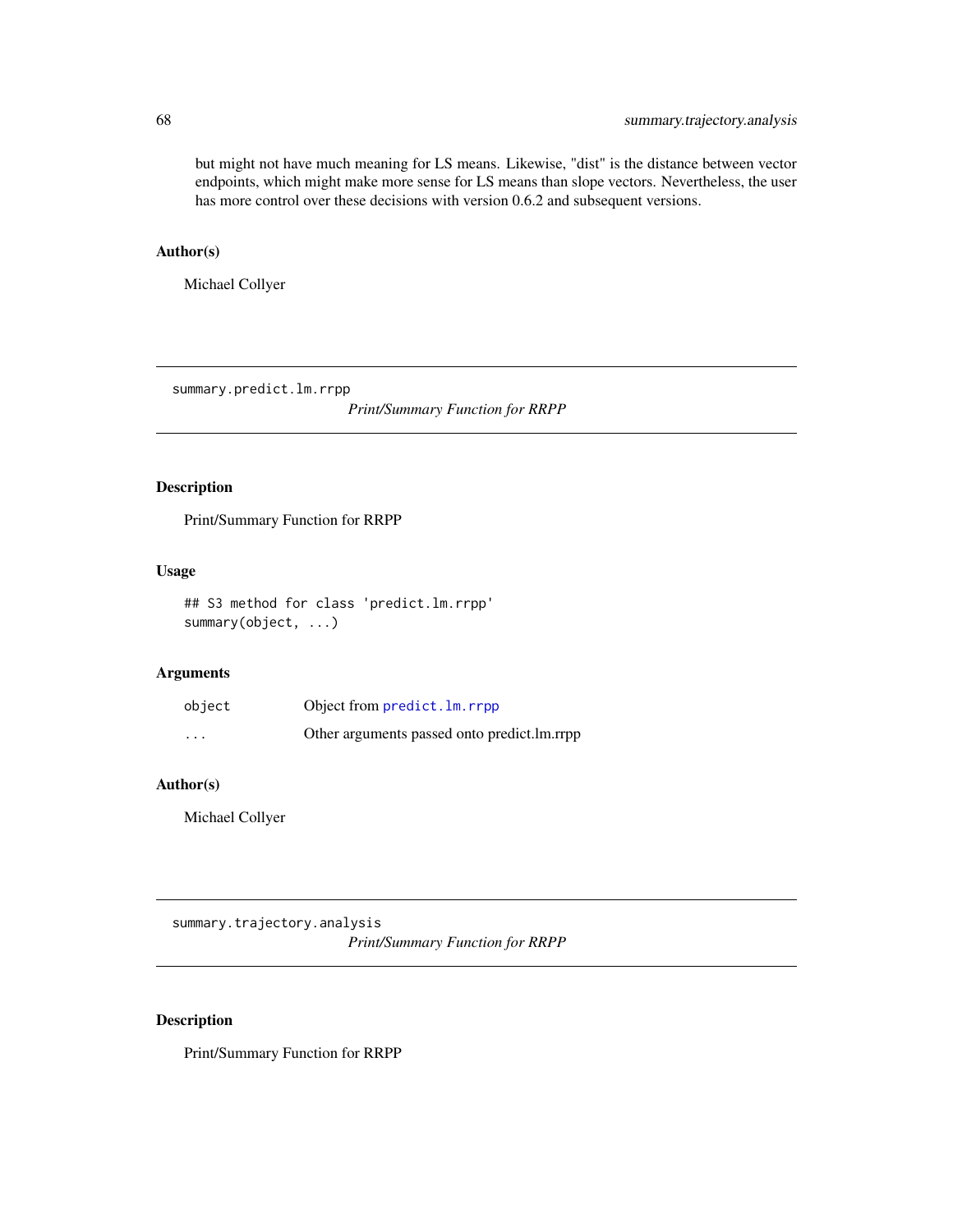but might not have much meaning for LS means. Likewise, "dist" is the distance between vector endpoints, which might make more sense for LS means than slope vectors. Nevertheless, the user has more control over these decisions with version 0.6.2 and subsequent versions.

### Author(s)

Michael Collyer

---

## summary.predict.lm.rrpp

*Print/Summary Function for RRPP*

### Description

Print/Summary Function for RRPP

### Usage

```
## S3 method for class 'predict.lm.rrpp'
summary(object, ...)
```

### Arguments

| | |
|---|---|
| `object` | Object from `predict.lm.rrpp` |
| `...` | Other arguments passed onto predict.lm.rrpp |

### Author(s)

Michael Collyer

---

## summary.trajectory.analysis

*Print/Summary Function for RRPP*

### Description

Print/Summary Function for RRPP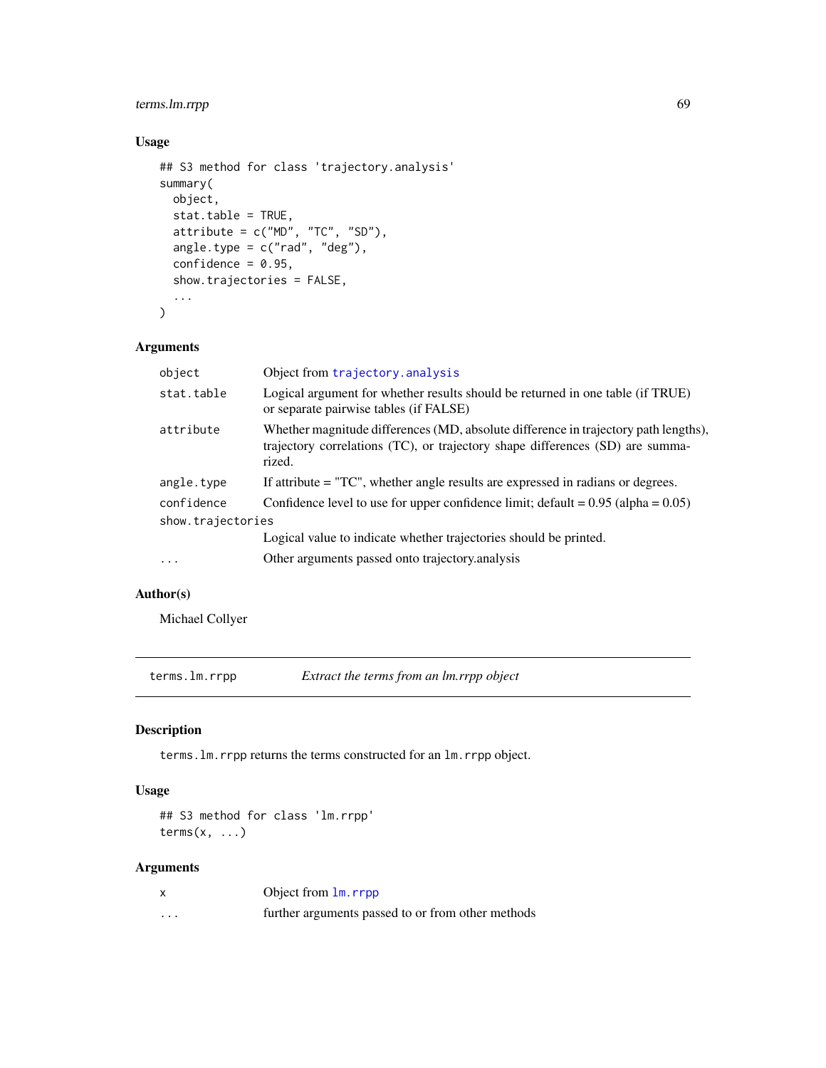### Usage

```
## S3 method for class 'trajectory.analysis'
summary(
  object,
  stat.table = TRUE,
  attribute = c("MD", "TC", "SD"),
  angle.type = c("rad", "deg"),
  confidence = 0.95,
  show.trajectories = FALSE,
  ...
)
```

### Arguments

| | |
|---|---|
| object | Object from trajectory.analysis |
| stat.table | Logical argument for whether results should be returned in one table (if TRUE) or separate pairwise tables (if FALSE) |
| attribute | Whether magnitude differences (MD, absolute difference in trajectory path lengths), trajectory correlations (TC), or trajectory shape differences (SD) are summarized. |
| angle.type | If attribute = "TC", whether angle results are expressed in radians or degrees. |
| confidence | Confidence level to use for upper confidence limit; default = 0.95 (alpha = 0.05) |
| show.trajectories | Logical value to indicate whether trajectories should be printed. |
| ... | Other arguments passed onto trajectory.analysis |

### Author(s)

Michael Collyer

---

## terms.lm.rrpp — *Extract the terms from an lm.rrpp object*

### Description

terms.lm.rrpp returns the terms constructed for an lm.rrpp object.

### Usage

```
## S3 method for class 'lm.rrpp'
terms(x, ...)
```

### Arguments

| | |
|---|---|
| x | Object from lm.rrpp |
| ... | further arguments passed to or from other methods |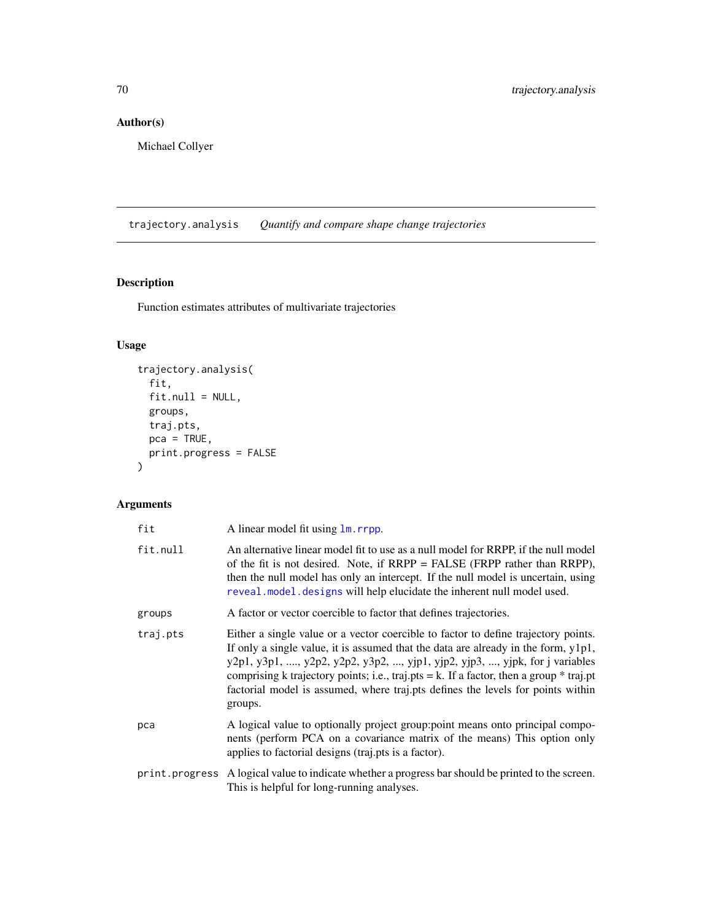### Author(s)

Michael Collyer

---

## trajectory.analysis *Quantify and compare shape change trajectories*

---

### Description

Function estimates attributes of multivariate trajectories

### Usage

```
trajectory.analysis(
  fit,
  fit.null = NULL,
  groups,
  traj.pts,
  pca = TRUE,
  print.progress = FALSE
)
```

### Arguments

| | |
|---|---|
| `fit` | A linear model fit using `lm.rrpp`. |
| `fit.null` | An alternative linear model fit to use as a null model for RRPP, if the null model of the fit is not desired. Note, if RRPP = FALSE (FRPP rather than RRPP), then the null model has only an intercept. If the null model is uncertain, using `reveal.model.designs` will help elucidate the inherent null model used. |
| `groups` | A factor or vector coercible to factor that defines trajectories. |
| `traj.pts` | Either a single value or a vector coercible to factor to define trajectory points. If only a single value, it is assumed that the data are already in the form, y1p1, y2p1, y3p1, ...., y2p2, y2p2, y3p2, ..., yjp1, yjp2, yjp3, ..., yjpk, for j variables comprising k trajectory points; i.e., traj.pts = k. If a factor, then a group * traj.pt factorial model is assumed, where traj.pts defines the levels for points within groups. |
| `pca` | A logical value to optionally project group:point means onto principal components (perform PCA on a covariance matrix of the means) This option only applies to factorial designs (traj.pts is a factor). |
| `print.progress` | A logical value to indicate whether a progress bar should be printed to the screen. This is helpful for long-running analyses. |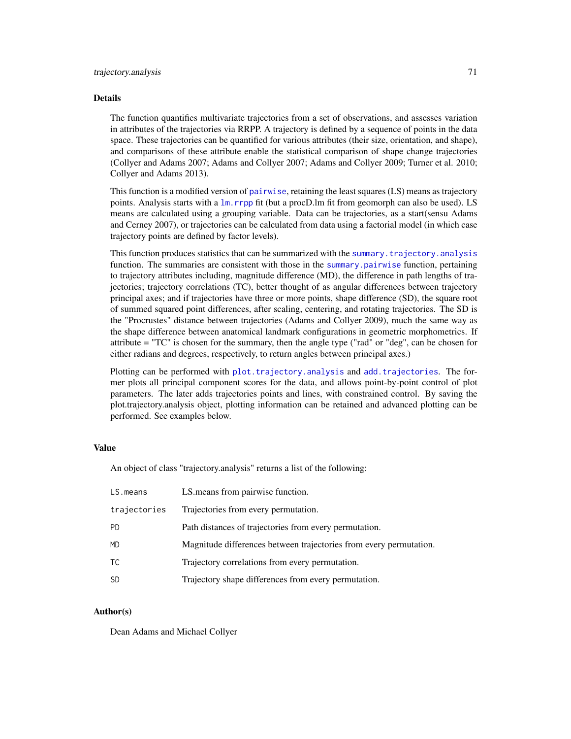## Details

The function quantifies multivariate trajectories from a set of observations, and assesses variation in attributes of the trajectories via RRPP. A trajectory is defined by a sequence of points in the data space. These trajectories can be quantified for various attributes (their size, orientation, and shape), and comparisons of these attribute enable the statistical comparison of shape change trajectories (Collyer and Adams 2007; Adams and Collyer 2007; Adams and Collyer 2009; Turner et al. 2010; Collyer and Adams 2013).

This function is a modified version of `pairwise`, retaining the least squares (LS) means as trajectory points. Analysis starts with a `lm.rrpp` fit (but a procD.lm fit from geomorph can also be used). LS means are calculated using a grouping variable. Data can be trajectories, as a start(sensu Adams and Cerney 2007), or trajectories can be calculated from data using a factorial model (in which case trajectory points are defined by factor levels).

This function produces statistics that can be summarized with the `summary.trajectory.analysis` function. The summaries are consistent with those in the `summary.pairwise` function, pertaining to trajectory attributes including, magnitude difference (MD), the difference in path lengths of trajectories; trajectory correlations (TC), better thought of as angular differences between trajectory principal axes; and if trajectories have three or more points, shape difference (SD), the square root of summed squared point differences, after scaling, centering, and rotating trajectories. The SD is the "Procrustes" distance between trajectories (Adams and Collyer 2009), much the same way as the shape difference between anatomical landmark configurations in geometric morphometrics. If attribute = "TC" is chosen for the summary, then the angle type ("rad" or "deg", can be chosen for either radians and degrees, respectively, to return angles between principal axes.)

Plotting can be performed with `plot.trajectory.analysis` and `add.trajectories`. The former plots all principal component scores for the data, and allows point-by-point control of plot parameters. The later adds trajectories points and lines, with constrained control. By saving the plot.trajectory.analysis object, plotting information can be retained and advanced plotting can be performed. See examples below.

## Value

An object of class "trajectory.analysis" returns a list of the following:

| | |
|---|---|
| `LS.means` | LS.means from pairwise function. |
| `trajectories` | Trajectories from every permutation. |
| `PD` | Path distances of trajectories from every permutation. |
| `MD` | Magnitude differences between trajectories from every permutation. |
| `TC` | Trajectory correlations from every permutation. |
| `SD` | Trajectory shape differences from every permutation. |

## Author(s)

Dean Adams and Michael Collyer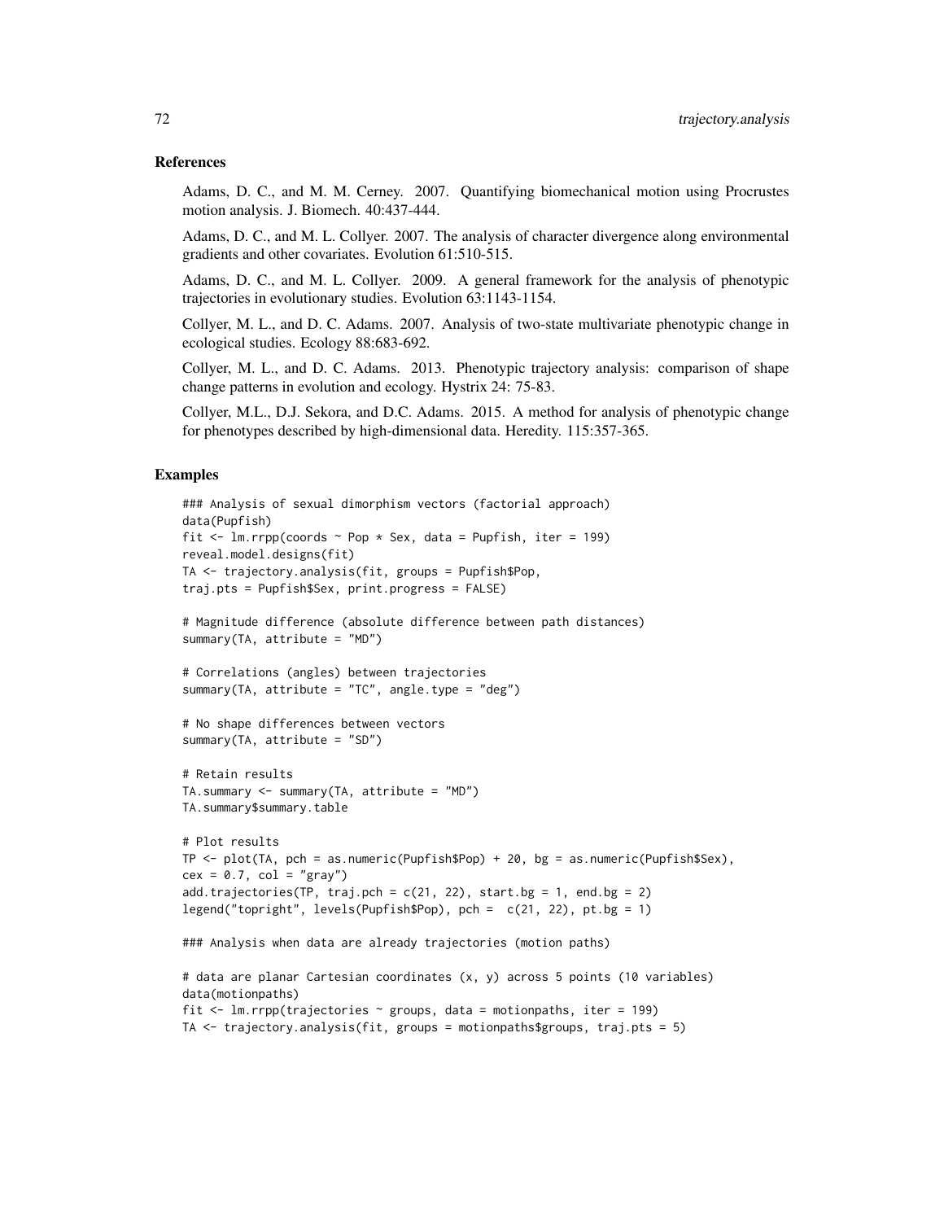## References

Adams, D. C., and M. M. Cerney. 2007. Quantifying biomechanical motion using Procrustes motion analysis. J. Biomech. 40:437-444.

Adams, D. C., and M. L. Collyer. 2007. The analysis of character divergence along environmental gradients and other covariates. Evolution 61:510-515.

Adams, D. C., and M. L. Collyer. 2009. A general framework for the analysis of phenotypic trajectories in evolutionary studies. Evolution 63:1143-1154.

Collyer, M. L., and D. C. Adams. 2007. Analysis of two-state multivariate phenotypic change in ecological studies. Ecology 88:683-692.

Collyer, M. L., and D. C. Adams. 2013. Phenotypic trajectory analysis: comparison of shape change patterns in evolution and ecology. Hystrix 24: 75-83.

Collyer, M.L., D.J. Sekora, and D.C. Adams. 2015. A method for analysis of phenotypic change for phenotypes described by high-dimensional data. Heredity. 115:357-365.

## Examples

```
### Analysis of sexual dimorphism vectors (factorial approach)
data(Pupfish)
fit <- lm.rrpp(coords ~ Pop * Sex, data = Pupfish, iter = 199)
reveal.model.designs(fit)
TA <- trajectory.analysis(fit, groups = Pupfish$Pop,
traj.pts = Pupfish$Sex, print.progress = FALSE)

# Magnitude difference (absolute difference between path distances)
summary(TA, attribute = "MD")

# Correlations (angles) between trajectories
summary(TA, attribute = "TC", angle.type = "deg")

# No shape differences between vectors
summary(TA, attribute = "SD")

# Retain results
TA.summary <- summary(TA, attribute = "MD")
TA.summary$summary.table

# Plot results
TP <- plot(TA, pch = as.numeric(Pupfish$Pop) + 20, bg = as.numeric(Pupfish$Sex),
cex = 0.7, col = "gray")
add.trajectories(TP, traj.pch = c(21, 22), start.bg = 1, end.bg = 2)
legend("topright", levels(Pupfish$Pop), pch =  c(21, 22), pt.bg = 1)

### Analysis when data are already trajectories (motion paths)

# data are planar Cartesian coordinates (x, y) across 5 points (10 variables)
data(motionpaths)
fit <- lm.rrpp(trajectories ~ groups, data = motionpaths, iter = 199)
TA <- trajectory.analysis(fit, groups = motionpaths$groups, traj.pts = 5)
```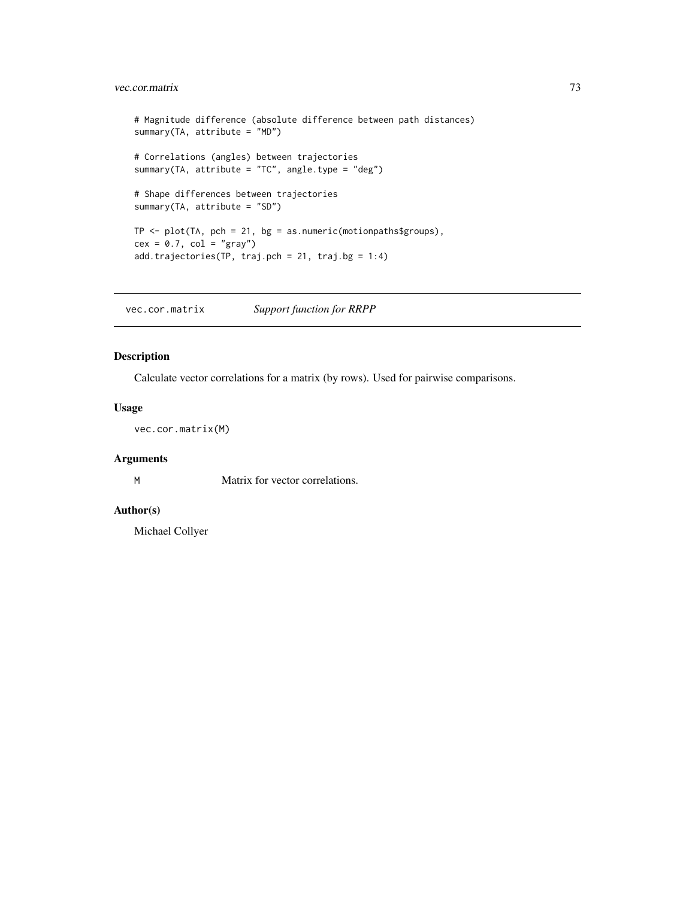```
# Magnitude difference (absolute difference between path distances)
summary(TA, attribute = "MD")

# Correlations (angles) between trajectories
summary(TA, attribute = "TC", angle.type = "deg")

# Shape differences between trajectories
summary(TA, attribute = "SD")

TP <- plot(TA, pch = 21, bg = as.numeric(motionpaths$groups),
cex = 0.7, col = "gray")
add.trajectories(TP, traj.pch = 21, traj.bg = 1:4)
```

---

## vec.cor.matrix — *Support function for RRPP*

---

### Description

Calculate vector correlations for a matrix (by rows). Used for pairwise comparisons.

### Usage

```
vec.cor.matrix(M)
```

### Arguments

| | |
|---|---|
| M | Matrix for vector correlations. |

### Author(s)

Michael Collyer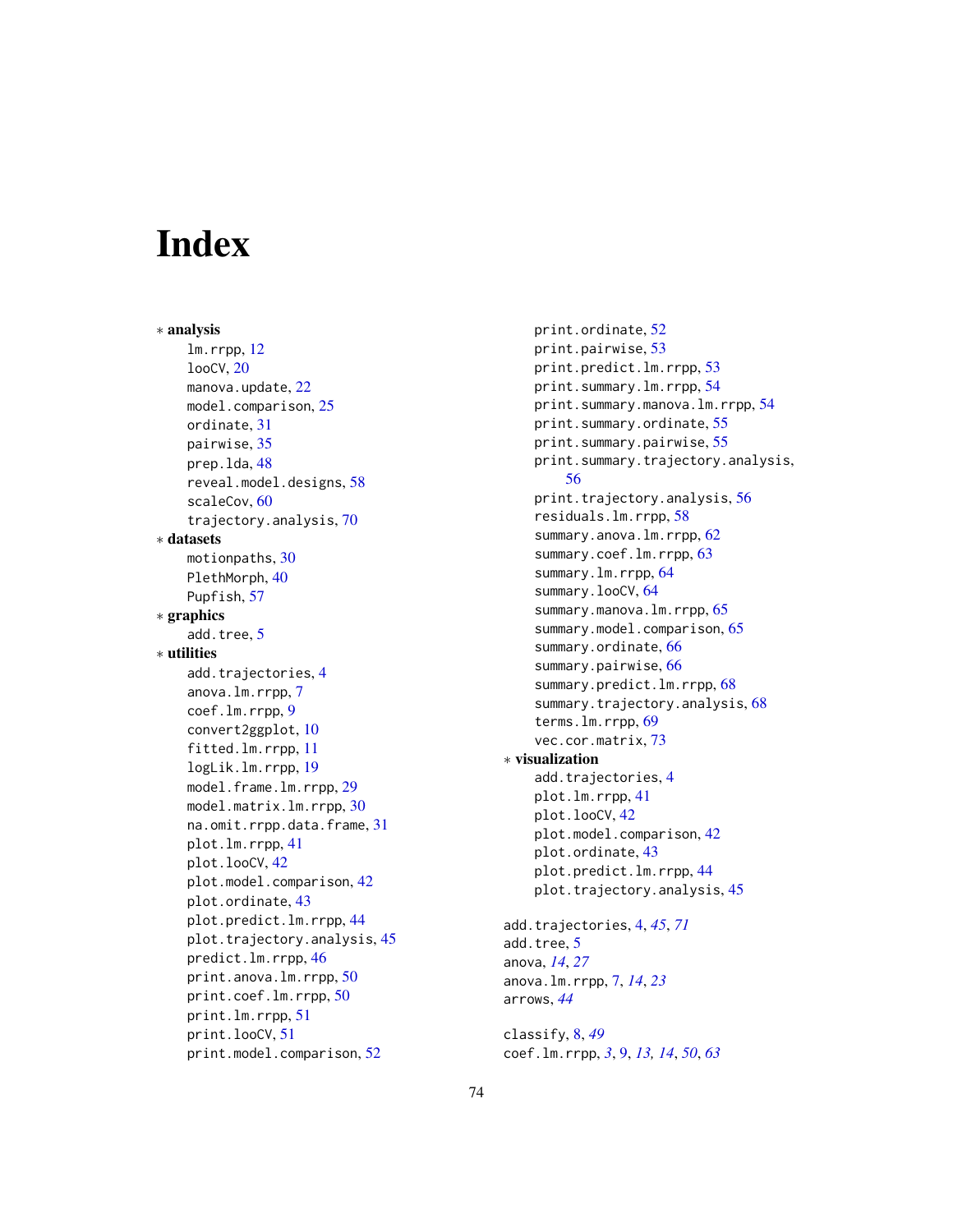# Index

* **analysis**
  - lm.rrpp, 12
  - looCV, 20
  - manova.update, 22
  - model.comparison, 25
  - ordinate, 31
  - pairwise, 35
  - prep.lda, 48
  - reveal.model.designs, 58
  - scaleCov, 60
  - trajectory.analysis, 70

* **datasets**
  - motionpaths, 30
  - PlethMorph, 40
  - Pupfish, 57

* **graphics**
  - add.tree, 5

* **utilities**
  - add.trajectories, 4
  - anova.lm.rrpp, 7
  - coef.lm.rrpp, 9
  - convert2ggplot, 10
  - fitted.lm.rrpp, 11
  - logLik.lm.rrpp, 19
  - model.frame.lm.rrpp, 29
  - model.matrix.lm.rrpp, 30
  - na.omit.rrpp.data.frame, 31
  - plot.lm.rrpp, 41
  - plot.looCV, 42
  - plot.model.comparison, 42
  - plot.ordinate, 43
  - plot.predict.lm.rrpp, 44
  - plot.trajectory.analysis, 45
  - predict.lm.rrpp, 46
  - print.anova.lm.rrpp, 50
  - print.coef.lm.rrpp, 50
  - print.lm.rrpp, 51
  - print.looCV, 51
  - print.model.comparison, 52
  - print.ordinate, 52
  - print.pairwise, 53
  - print.predict.lm.rrpp, 53
  - print.summary.lm.rrpp, 54
  - print.summary.manova.lm.rrpp, 54
  - print.summary.ordinate, 55
  - print.summary.pairwise, 55
  - print.summary.trajectory.analysis, 56
  - print.trajectory.analysis, 56
  - residuals.lm.rrpp, 58
  - summary.anova.lm.rrpp, 62
  - summary.coef.lm.rrpp, 63
  - summary.lm.rrpp, 64
  - summary.looCV, 64
  - summary.manova.lm.rrpp, 65
  - summary.model.comparison, 65
  - summary.ordinate, 66
  - summary.pairwise, 66
  - summary.predict.lm.rrpp, 68
  - summary.trajectory.analysis, 68
  - terms.lm.rrpp, 69
  - vec.cor.matrix, 73

* **visualization**
  - add.trajectories, 4
  - plot.lm.rrpp, 41
  - plot.looCV, 42
  - plot.model.comparison, 42
  - plot.ordinate, 43
  - plot.predict.lm.rrpp, 44
  - plot.trajectory.analysis, 45

add.trajectories, 4, *45*, *71*
add.tree, 5
anova, *14*, *27*
anova.lm.rrpp, 7, *14*, *23*
arrows, *44*

classify, 8, *49*
coef.lm.rrpp, *3*, 9, *13, 14*, *50*, *63*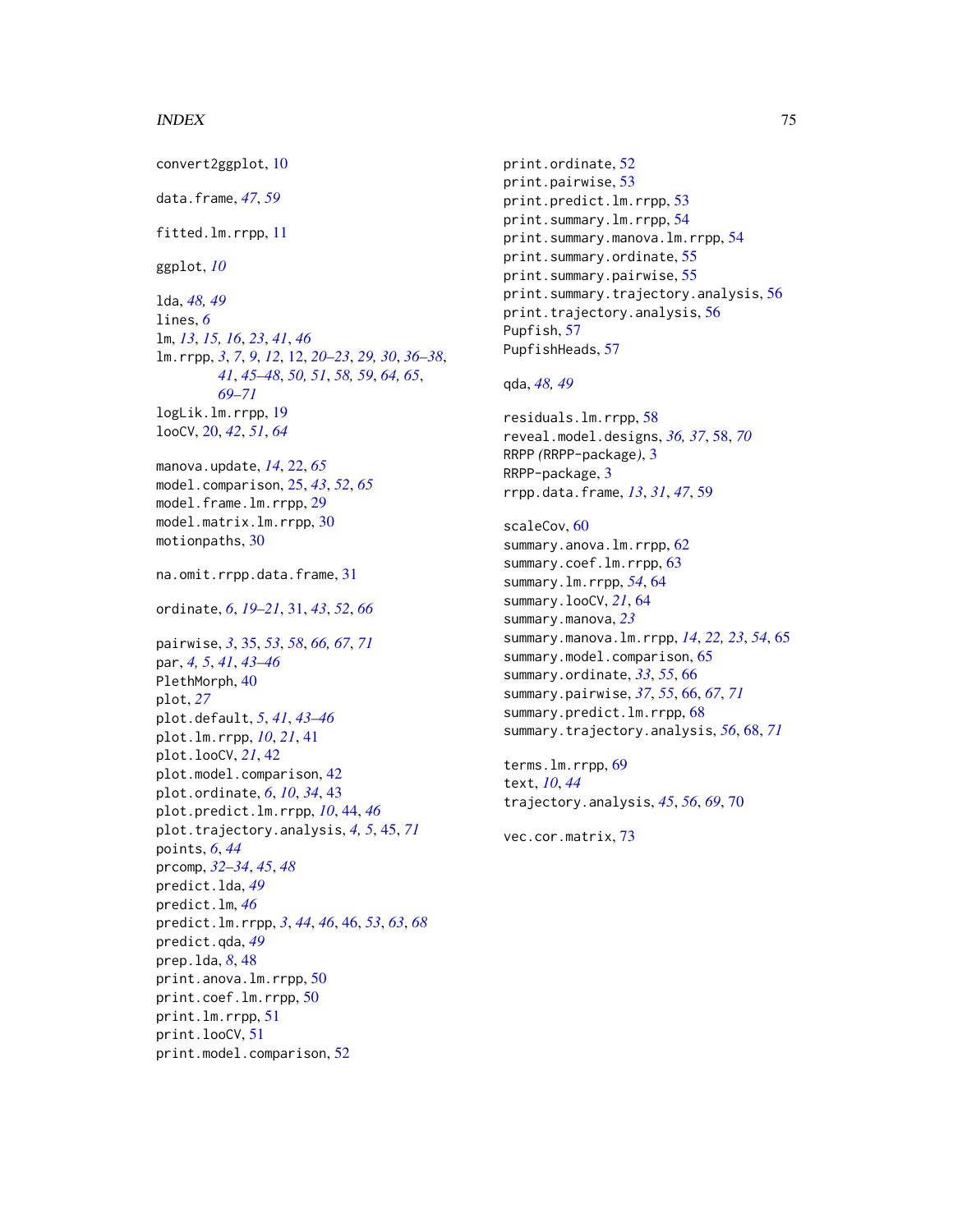convert2ggplot, 10

data.frame, *47*, *59*

fitted.lm.rrpp, 11

ggplot, *10*

lda, *48, 49*
lines, *6*
lm, *13*, *15, 16*, *23*, *41*, *46*
lm.rrpp, *3*, *7*, *9*, *12*, 12, *20–23*, *29, 30*, *36–38*, *41*, *45–48*, *50, 51*, *58*, *59*, *64, 65*, *69–71*
logLik.lm.rrpp, 19
looCV, 20, *42*, *51*, *64*

manova.update, *14*, 22, *65*
model.comparison, 25, *43*, *52*, *65*
model.frame.lm.rrpp, 29
model.matrix.lm.rrpp, 30
motionpaths, 30

na.omit.rrpp.data.frame, 31

ordinate, *6*, *19–21*, 31, *43*, *52*, *66*

pairwise, *3*, 35, *53*, *58*, *66, 67*, *71*
par, *4, 5*, *41*, *43–46*
PlethMorph, 40
plot, *27*
plot.default, *5*, *41*, *43–46*
plot.lm.rrpp, *10*, *21*, 41
plot.looCV, *21*, 42
plot.model.comparison, 42
plot.ordinate, *6*, *10*, *34*, 43
plot.predict.lm.rrpp, *10*, 44, *46*
plot.trajectory.analysis, *4, 5*, 45, *71*
points, *6*, *44*
prcomp, *32–34*, *45*, *48*
predict.lda, *49*
predict.lm, *46*
predict.lm.rrpp, *3*, *44*, *46*, 46, *53*, *63*, *68*
predict.qda, *49*
prep.lda, *8*, 48
print.anova.lm.rrpp, 50
print.coef.lm.rrpp, 50
print.lm.rrpp, 51
print.looCV, 51
print.model.comparison, 52
print.ordinate, 52
print.pairwise, 53
print.predict.lm.rrpp, 53
print.summary.lm.rrpp, 54
print.summary.manova.lm.rrpp, 54
print.summary.ordinate, 55
print.summary.pairwise, 55
print.summary.trajectory.analysis, 56
print.trajectory.analysis, 56
Pupfish, 57
PupfishHeads, 57

qda, *48, 49*

residuals.lm.rrpp, 58
reveal.model.designs, *36, 37*, 58, *70*
RRPP (RRPP-package), 3
RRPP-package, 3
rrpp.data.frame, *13*, *31*, *47*, 59

scaleCov, 60
summary.anova.lm.rrpp, 62
summary.coef.lm.rrpp, 63
summary.lm.rrpp, *54*, 64
summary.looCV, *21*, 64
summary.manova, *23*
summary.manova.lm.rrpp, *14*, *22, 23*, *54*, 65
summary.model.comparison, 65
summary.ordinate, *33*, *55*, 66
summary.pairwise, *37*, *55*, 66, *67*, *71*
summary.predict.lm.rrpp, 68
summary.trajectory.analysis, *56*, 68, *71*

terms.lm.rrpp, 69
text, *10*, *44*
trajectory.analysis, *45*, *56*, *69*, 70

vec.cor.matrix, 73